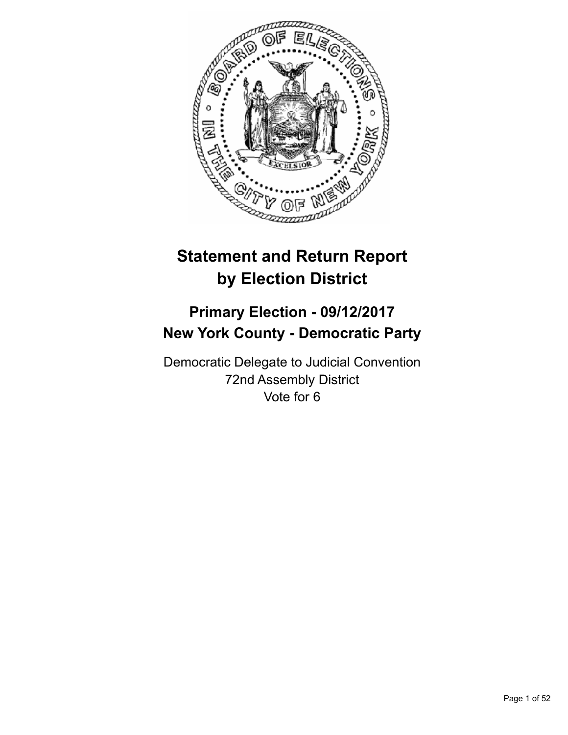# Statement and Return Report by Election District

## Primary Election - 09/12/2017
## New York County - Democratic Party

Democratic Delegate to Judicial Convention
72nd Assembly District
Vote for 6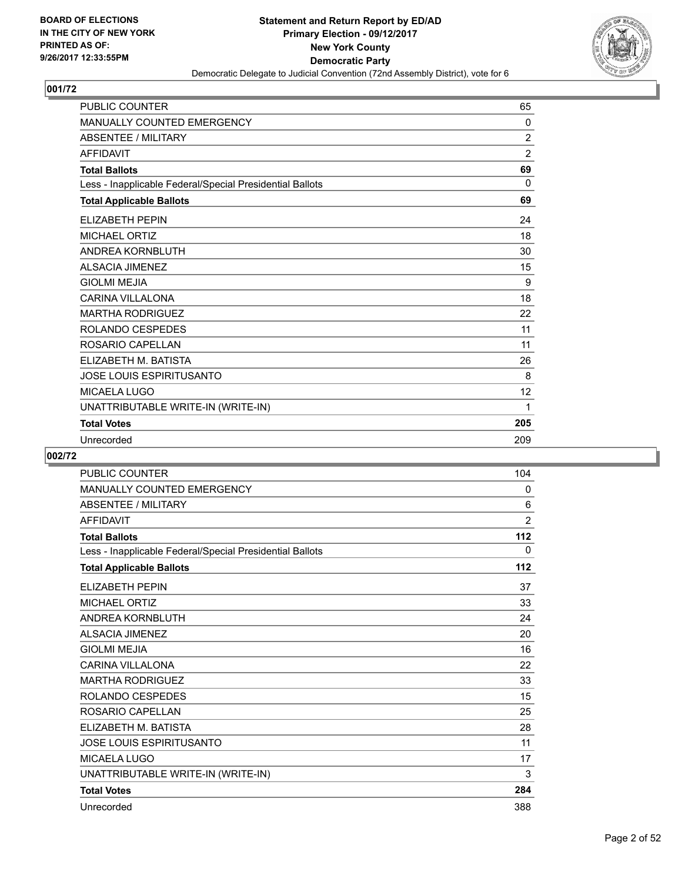BOARD OF ELECTIONS
IN THE CITY OF NEW YORK
PRINTED AS OF:
9/26/2017 12:33:55PM

**Statement and Return Report by ED/AD**
**Primary Election - 09/12/2017**
**New York County**
**Democratic Party**
Democratic Delegate to Judicial Convention (72nd Assembly District), vote for 6

## 001/72

| | |
|---|---|
| PUBLIC COUNTER | 65 |
| MANUALLY COUNTED EMERGENCY | 0 |
| ABSENTEE / MILITARY | 2 |
| AFFIDAVIT | 2 |
| **Total Ballots** | **69** |
| Less - Inapplicable Federal/Special Presidential Ballots | 0 |
| **Total Applicable Ballots** | **69** |
| ELIZABETH PEPIN | 24 |
| MICHAEL ORTIZ | 18 |
| ANDREA KORNBLUTH | 30 |
| ALSACIA JIMENEZ | 15 |
| GIOLMI MEJIA | 9 |
| CARINA VILLALONA | 18 |
| MARTHA RODRIGUEZ | 22 |
| ROLANDO CESPEDES | 11 |
| ROSARIO CAPELLAN | 11 |
| ELIZABETH M. BATISTA | 26 |
| JOSE LOUIS ESPIRITUSANTO | 8 |
| MICAELA LUGO | 12 |
| UNATTRIBUTABLE WRITE-IN (WRITE-IN) | 1 |
| **Total Votes** | **205** |
| Unrecorded | 209 |

## 002/72

| | |
|---|---|
| PUBLIC COUNTER | 104 |
| MANUALLY COUNTED EMERGENCY | 0 |
| ABSENTEE / MILITARY | 6 |
| AFFIDAVIT | 2 |
| **Total Ballots** | **112** |
| Less - Inapplicable Federal/Special Presidential Ballots | 0 |
| **Total Applicable Ballots** | **112** |
| ELIZABETH PEPIN | 37 |
| MICHAEL ORTIZ | 33 |
| ANDREA KORNBLUTH | 24 |
| ALSACIA JIMENEZ | 20 |
| GIOLMI MEJIA | 16 |
| CARINA VILLALONA | 22 |
| MARTHA RODRIGUEZ | 33 |
| ROLANDO CESPEDES | 15 |
| ROSARIO CAPELLAN | 25 |
| ELIZABETH M. BATISTA | 28 |
| JOSE LOUIS ESPIRITUSANTO | 11 |
| MICAELA LUGO | 17 |
| UNATTRIBUTABLE WRITE-IN (WRITE-IN) | 3 |
| **Total Votes** | **284** |
| Unrecorded | 388 |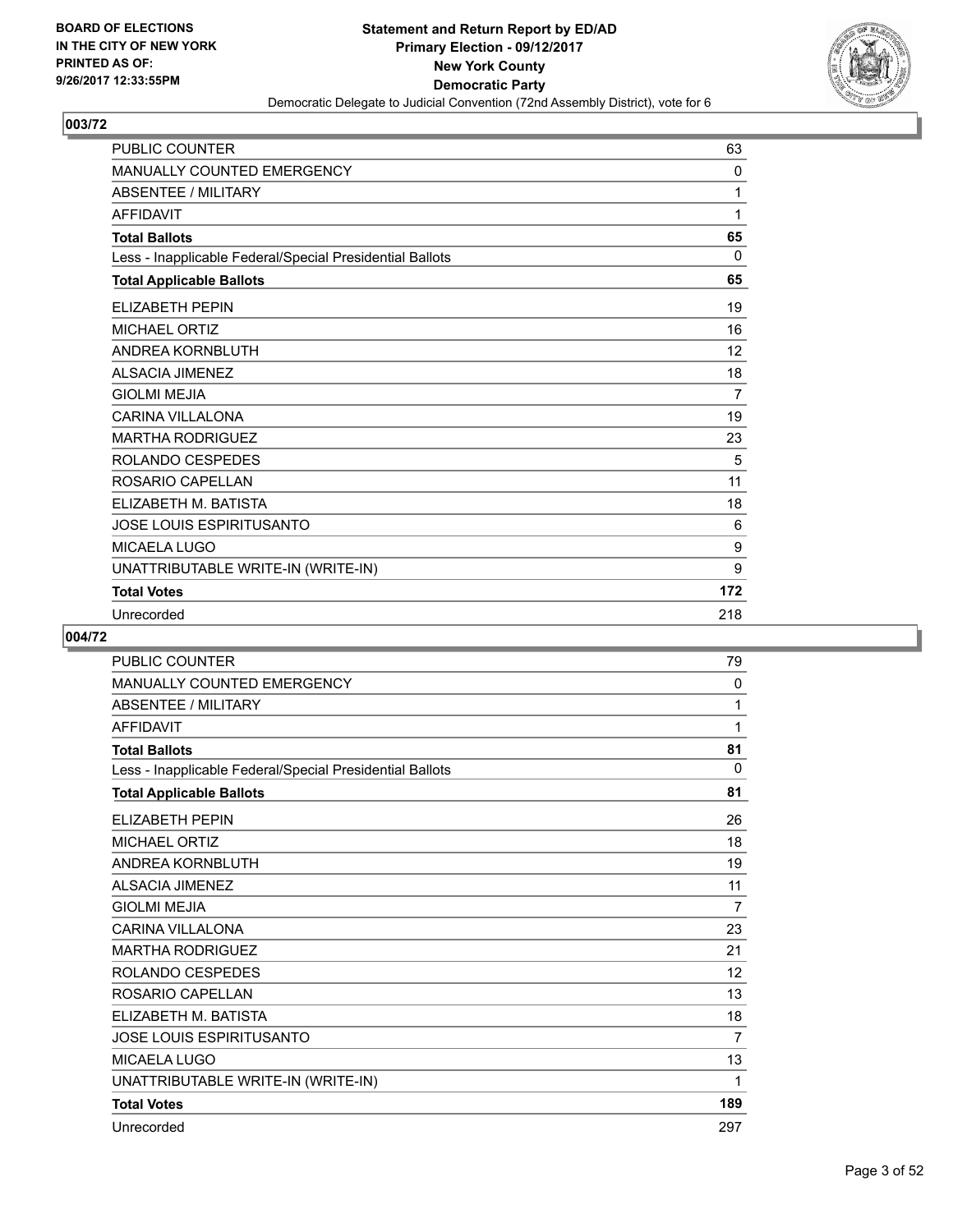## 003/72

| | |
|---|---|
| PUBLIC COUNTER | 63 |
| MANUALLY COUNTED EMERGENCY | 0 |
| ABSENTEE / MILITARY | 1 |
| AFFIDAVIT | 1 |
| **Total Ballots** | **65** |
| Less - Inapplicable Federal/Special Presidential Ballots | 0 |
| **Total Applicable Ballots** | **65** |
| ELIZABETH PEPIN | 19 |
| MICHAEL ORTIZ | 16 |
| ANDREA KORNBLUTH | 12 |
| ALSACIA JIMENEZ | 18 |
| GIOLMI MEJIA | 7 |
| CARINA VILLALONA | 19 |
| MARTHA RODRIGUEZ | 23 |
| ROLANDO CESPEDES | 5 |
| ROSARIO CAPELLAN | 11 |
| ELIZABETH M. BATISTA | 18 |
| JOSE LOUIS ESPIRITUSANTO | 6 |
| MICAELA LUGO | 9 |
| UNATTRIBUTABLE WRITE-IN (WRITE-IN) | 9 |
| **Total Votes** | **172** |
| Unrecorded | 218 |

## 004/72

| | |
|---|---|
| PUBLIC COUNTER | 79 |
| MANUALLY COUNTED EMERGENCY | 0 |
| ABSENTEE / MILITARY | 1 |
| AFFIDAVIT | 1 |
| **Total Ballots** | **81** |
| Less - Inapplicable Federal/Special Presidential Ballots | 0 |
| **Total Applicable Ballots** | **81** |
| ELIZABETH PEPIN | 26 |
| MICHAEL ORTIZ | 18 |
| ANDREA KORNBLUTH | 19 |
| ALSACIA JIMENEZ | 11 |
| GIOLMI MEJIA | 7 |
| CARINA VILLALONA | 23 |
| MARTHA RODRIGUEZ | 21 |
| ROLANDO CESPEDES | 12 |
| ROSARIO CAPELLAN | 13 |
| ELIZABETH M. BATISTA | 18 |
| JOSE LOUIS ESPIRITUSANTO | 7 |
| MICAELA LUGO | 13 |
| UNATTRIBUTABLE WRITE-IN (WRITE-IN) | 1 |
| **Total Votes** | **189** |
| Unrecorded | 297 |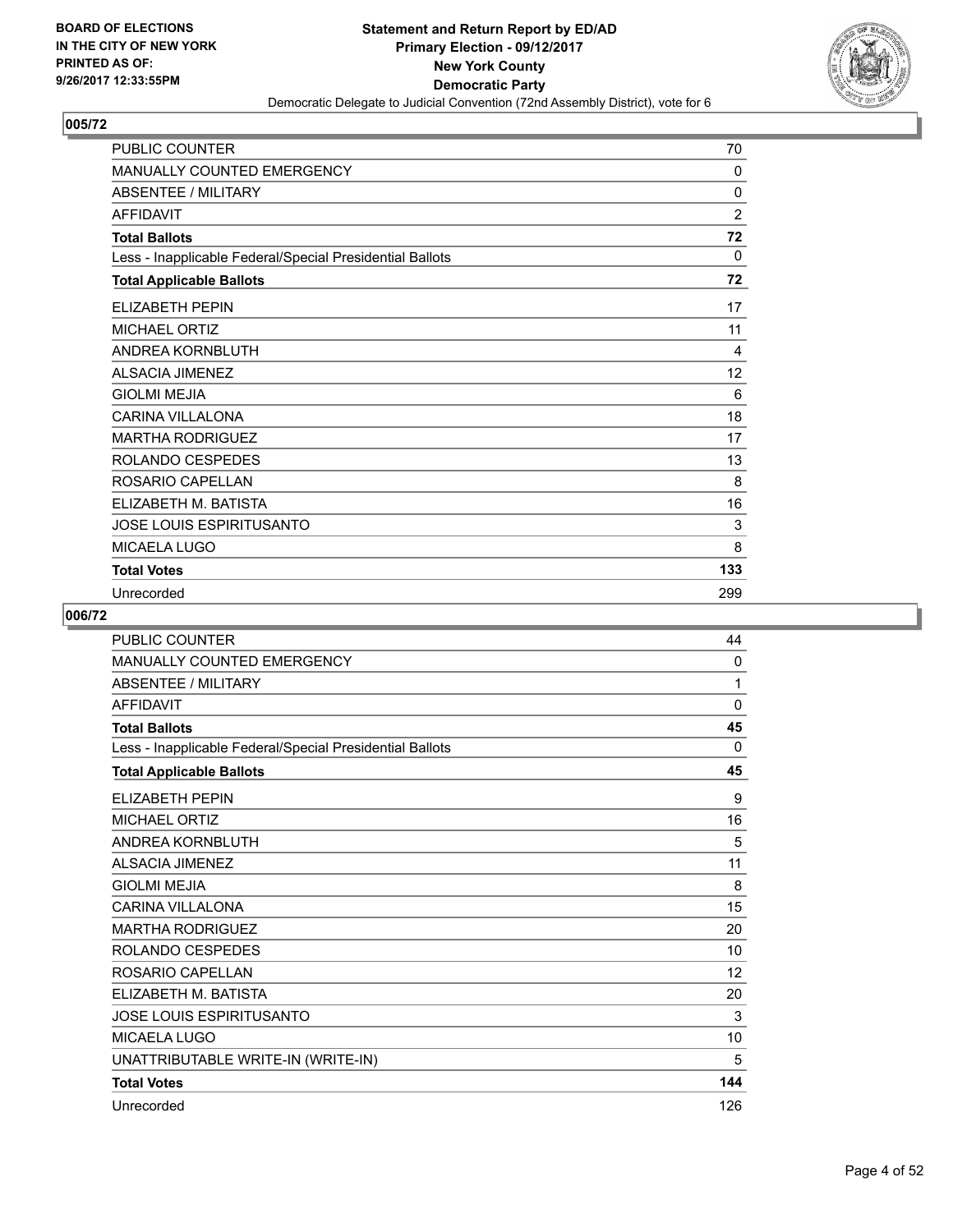**BOARD OF ELECTIONS IN THE CITY OF NEW YORK PRINTED AS OF: 9/26/2017 12:33:55PM**

**Statement and Return Report by ED/AD**
**Primary Election - 09/12/2017**
**New York County**
**Democratic Party**
Democratic Delegate to Judicial Convention (72nd Assembly District), vote for 6

## 005/72

| | |
|---|---|
| PUBLIC COUNTER | 70 |
| MANUALLY COUNTED EMERGENCY | 0 |
| ABSENTEE / MILITARY | 0 |
| AFFIDAVIT | 2 |
| **Total Ballots** | **72** |
| Less - Inapplicable Federal/Special Presidential Ballots | 0 |
| **Total Applicable Ballots** | **72** |
| ELIZABETH PEPIN | 17 |
| MICHAEL ORTIZ | 11 |
| ANDREA KORNBLUTH | 4 |
| ALSACIA JIMENEZ | 12 |
| GIOLMI MEJIA | 6 |
| CARINA VILLALONA | 18 |
| MARTHA RODRIGUEZ | 17 |
| ROLANDO CESPEDES | 13 |
| ROSARIO CAPELLAN | 8 |
| ELIZABETH M. BATISTA | 16 |
| JOSE LOUIS ESPIRITUSANTO | 3 |
| MICAELA LUGO | 8 |
| **Total Votes** | **133** |
| Unrecorded | 299 |

## 006/72

| | |
|---|---|
| PUBLIC COUNTER | 44 |
| MANUALLY COUNTED EMERGENCY | 0 |
| ABSENTEE / MILITARY | 1 |
| AFFIDAVIT | 0 |
| **Total Ballots** | **45** |
| Less - Inapplicable Federal/Special Presidential Ballots | 0 |
| **Total Applicable Ballots** | **45** |
| ELIZABETH PEPIN | 9 |
| MICHAEL ORTIZ | 16 |
| ANDREA KORNBLUTH | 5 |
| ALSACIA JIMENEZ | 11 |
| GIOLMI MEJIA | 8 |
| CARINA VILLALONA | 15 |
| MARTHA RODRIGUEZ | 20 |
| ROLANDO CESPEDES | 10 |
| ROSARIO CAPELLAN | 12 |
| ELIZABETH M. BATISTA | 20 |
| JOSE LOUIS ESPIRITUSANTO | 3 |
| MICAELA LUGO | 10 |
| UNATTRIBUTABLE WRITE-IN (WRITE-IN) | 5 |
| **Total Votes** | **144** |
| Unrecorded | 126 |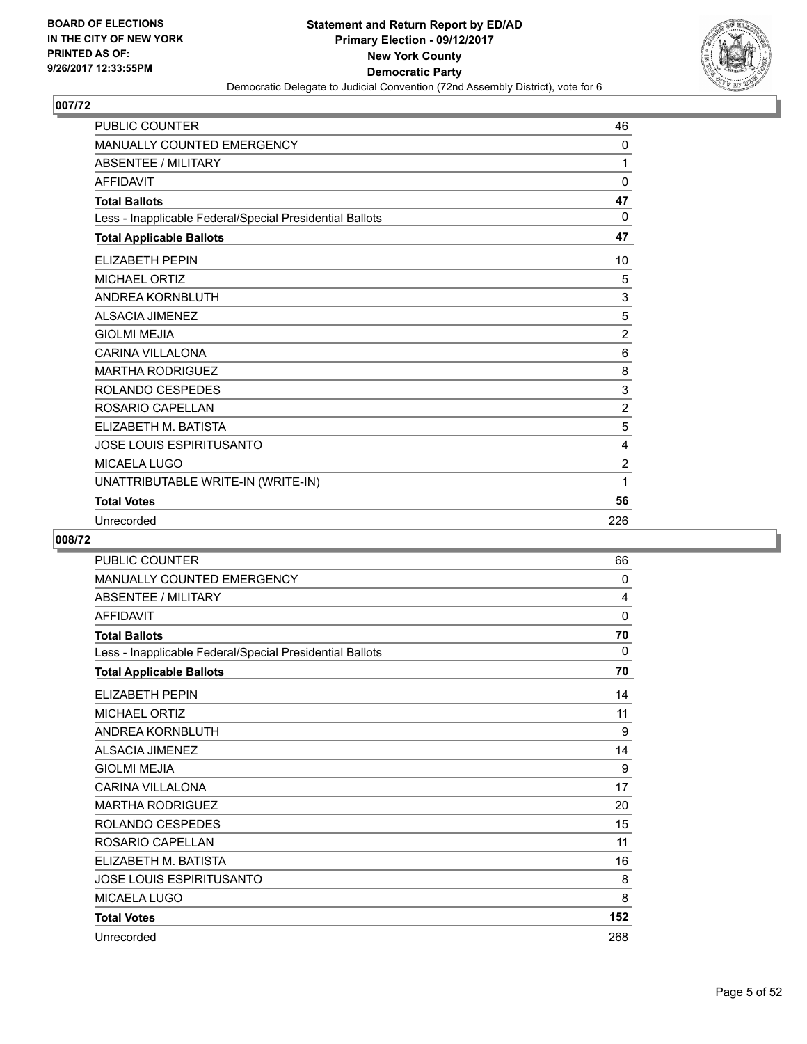**Statement and Return Report by ED/AD**
**Primary Election - 09/12/2017**
**New York County**
**Democratic Party**
Democratic Delegate to Judicial Convention (72nd Assembly District), vote for 6

BOARD OF ELECTIONS
IN THE CITY OF NEW YORK
PRINTED AS OF:
9/26/2017 12:33:55PM

## 007/72

| | |
|---|---|
| PUBLIC COUNTER | 46 |
| MANUALLY COUNTED EMERGENCY | 0 |
| ABSENTEE / MILITARY | 1 |
| AFFIDAVIT | 0 |
| **Total Ballots** | **47** |
| Less - Inapplicable Federal/Special Presidential Ballots | 0 |
| **Total Applicable Ballots** | **47** |
| ELIZABETH PEPIN | 10 |
| MICHAEL ORTIZ | 5 |
| ANDREA KORNBLUTH | 3 |
| ALSACIA JIMENEZ | 5 |
| GIOLMI MEJIA | 2 |
| CARINA VILLALONA | 6 |
| MARTHA RODRIGUEZ | 8 |
| ROLANDO CESPEDES | 3 |
| ROSARIO CAPELLAN | 2 |
| ELIZABETH M. BATISTA | 5 |
| JOSE LOUIS ESPIRITUSANTO | 4 |
| MICAELA LUGO | 2 |
| UNATTRIBUTABLE WRITE-IN (WRITE-IN) | 1 |
| **Total Votes** | **56** |
| Unrecorded | 226 |

## 008/72

| | |
|---|---|
| PUBLIC COUNTER | 66 |
| MANUALLY COUNTED EMERGENCY | 0 |
| ABSENTEE / MILITARY | 4 |
| AFFIDAVIT | 0 |
| **Total Ballots** | **70** |
| Less - Inapplicable Federal/Special Presidential Ballots | 0 |
| **Total Applicable Ballots** | **70** |
| ELIZABETH PEPIN | 14 |
| MICHAEL ORTIZ | 11 |
| ANDREA KORNBLUTH | 9 |
| ALSACIA JIMENEZ | 14 |
| GIOLMI MEJIA | 9 |
| CARINA VILLALONA | 17 |
| MARTHA RODRIGUEZ | 20 |
| ROLANDO CESPEDES | 15 |
| ROSARIO CAPELLAN | 11 |
| ELIZABETH M. BATISTA | 16 |
| JOSE LOUIS ESPIRITUSANTO | 8 |
| MICAELA LUGO | 8 |
| **Total Votes** | **152** |
| Unrecorded | 268 |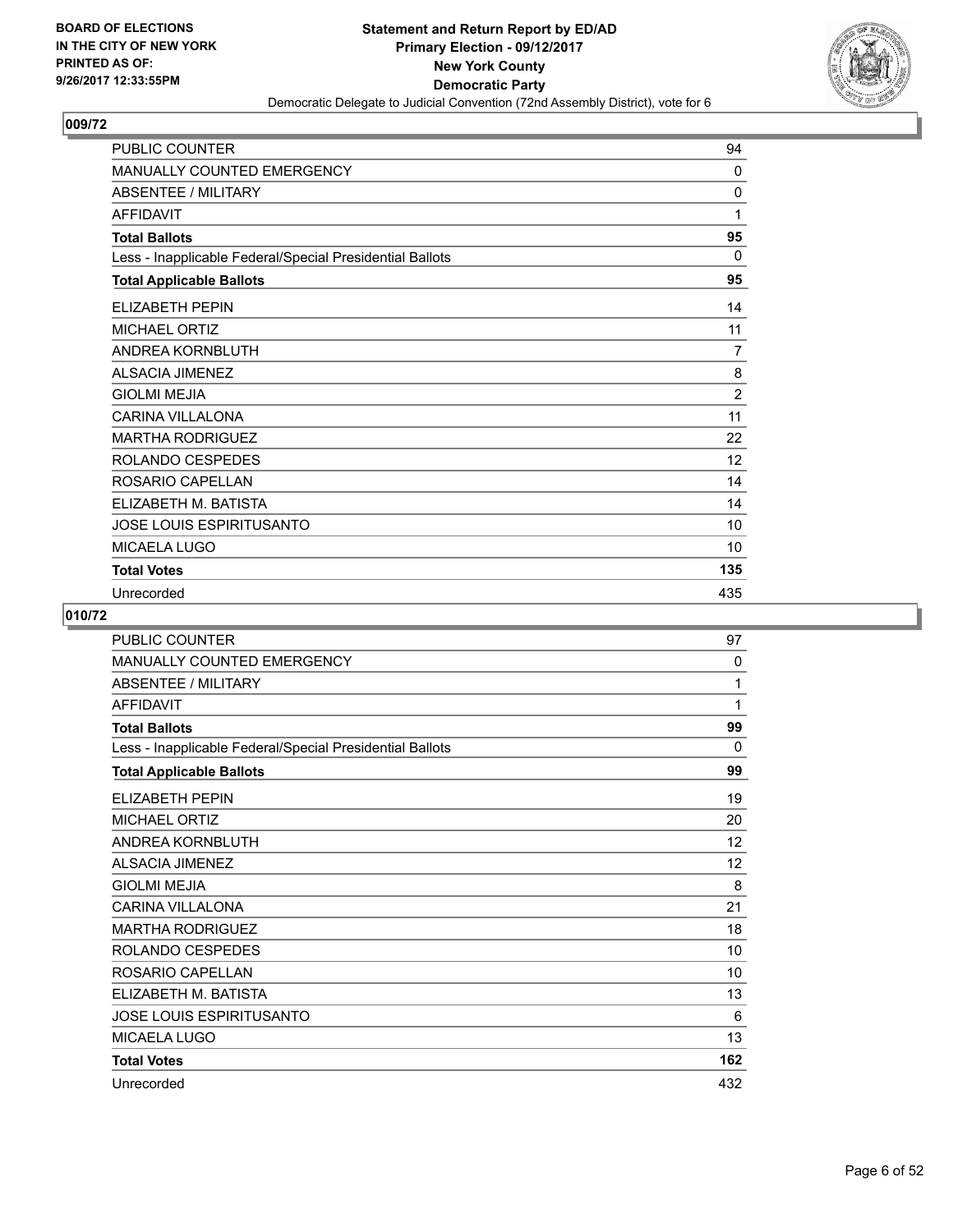## 009/72

| | |
|---|---|
| PUBLIC COUNTER | 94 |
| MANUALLY COUNTED EMERGENCY | 0 |
| ABSENTEE / MILITARY | 0 |
| AFFIDAVIT | 1 |
| **Total Ballots** | **95** |
| Less - Inapplicable Federal/Special Presidential Ballots | 0 |
| **Total Applicable Ballots** | **95** |
| ELIZABETH PEPIN | 14 |
| MICHAEL ORTIZ | 11 |
| ANDREA KORNBLUTH | 7 |
| ALSACIA JIMENEZ | 8 |
| GIOLMI MEJIA | 2 |
| CARINA VILLALONA | 11 |
| MARTHA RODRIGUEZ | 22 |
| ROLANDO CESPEDES | 12 |
| ROSARIO CAPELLAN | 14 |
| ELIZABETH M. BATISTA | 14 |
| JOSE LOUIS ESPIRITUSANTO | 10 |
| MICAELA LUGO | 10 |
| **Total Votes** | **135** |
| Unrecorded | 435 |

## 010/72

| | |
|---|---|
| PUBLIC COUNTER | 97 |
| MANUALLY COUNTED EMERGENCY | 0 |
| ABSENTEE / MILITARY | 1 |
| AFFIDAVIT | 1 |
| **Total Ballots** | **99** |
| Less - Inapplicable Federal/Special Presidential Ballots | 0 |
| **Total Applicable Ballots** | **99** |
| ELIZABETH PEPIN | 19 |
| MICHAEL ORTIZ | 20 |
| ANDREA KORNBLUTH | 12 |
| ALSACIA JIMENEZ | 12 |
| GIOLMI MEJIA | 8 |
| CARINA VILLALONA | 21 |
| MARTHA RODRIGUEZ | 18 |
| ROLANDO CESPEDES | 10 |
| ROSARIO CAPELLAN | 10 |
| ELIZABETH M. BATISTA | 13 |
| JOSE LOUIS ESPIRITUSANTO | 6 |
| MICAELA LUGO | 13 |
| **Total Votes** | **162** |
| Unrecorded | 432 |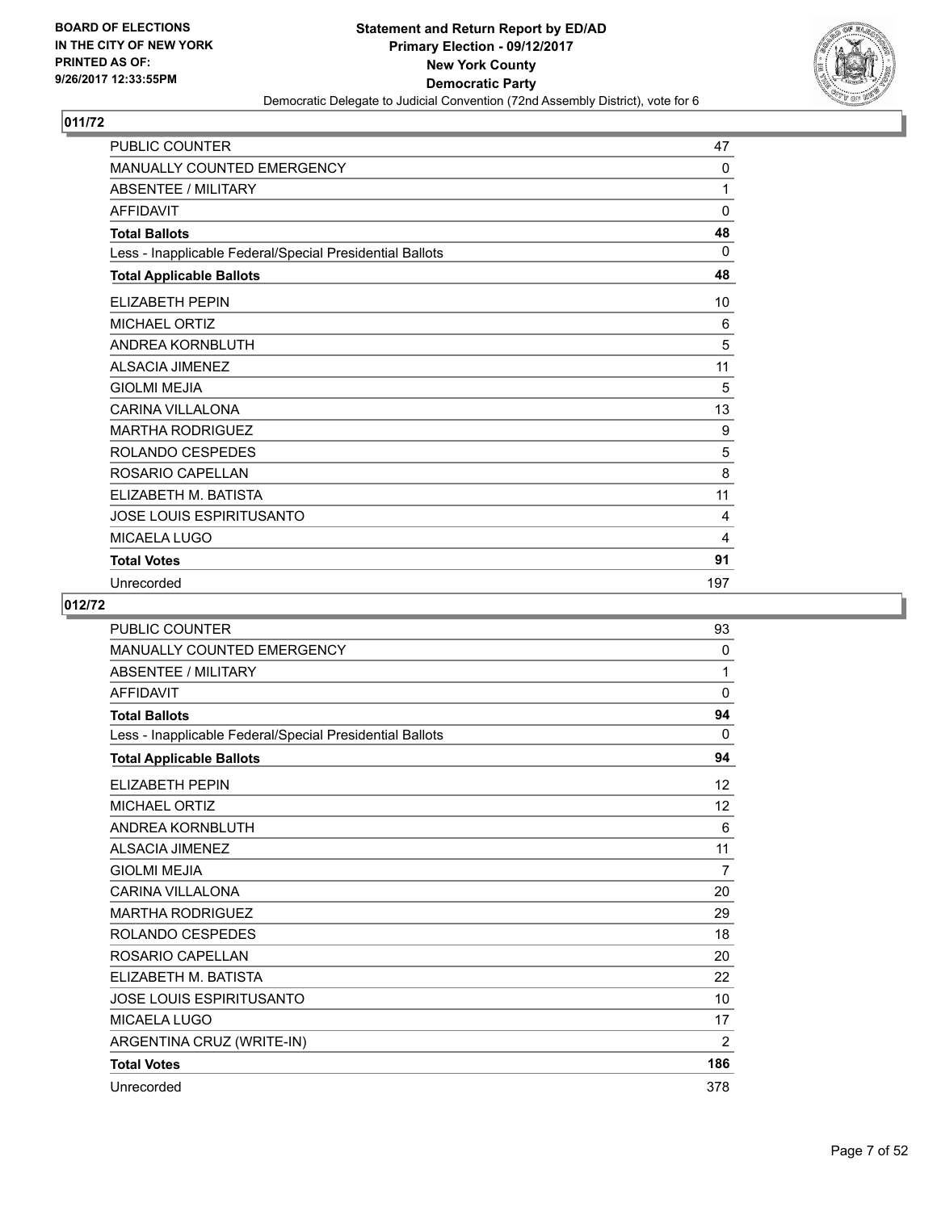BOARD OF ELECTIONS
IN THE CITY OF NEW YORK
PRINTED AS OF:
9/26/2017 12:33:55PM

**Statement and Return Report by ED/AD**
**Primary Election - 09/12/2017**
**New York County**
**Democratic Party**
Democratic Delegate to Judicial Convention (72nd Assembly District), vote for 6

## 011/72

| | |
|---|---|
| PUBLIC COUNTER | 47 |
| MANUALLY COUNTED EMERGENCY | 0 |
| ABSENTEE / MILITARY | 1 |
| AFFIDAVIT | 0 |
| **Total Ballots** | **48** |
| Less - Inapplicable Federal/Special Presidential Ballots | 0 |
| **Total Applicable Ballots** | **48** |
| ELIZABETH PEPIN | 10 |
| MICHAEL ORTIZ | 6 |
| ANDREA KORNBLUTH | 5 |
| ALSACIA JIMENEZ | 11 |
| GIOLMI MEJIA | 5 |
| CARINA VILLALONA | 13 |
| MARTHA RODRIGUEZ | 9 |
| ROLANDO CESPEDES | 5 |
| ROSARIO CAPELLAN | 8 |
| ELIZABETH M. BATISTA | 11 |
| JOSE LOUIS ESPIRITUSANTO | 4 |
| MICAELA LUGO | 4 |
| **Total Votes** | **91** |
| Unrecorded | 197 |

## 012/72

| | |
|---|---|
| PUBLIC COUNTER | 93 |
| MANUALLY COUNTED EMERGENCY | 0 |
| ABSENTEE / MILITARY | 1 |
| AFFIDAVIT | 0 |
| **Total Ballots** | **94** |
| Less - Inapplicable Federal/Special Presidential Ballots | 0 |
| **Total Applicable Ballots** | **94** |
| ELIZABETH PEPIN | 12 |
| MICHAEL ORTIZ | 12 |
| ANDREA KORNBLUTH | 6 |
| ALSACIA JIMENEZ | 11 |
| GIOLMI MEJIA | 7 |
| CARINA VILLALONA | 20 |
| MARTHA RODRIGUEZ | 29 |
| ROLANDO CESPEDES | 18 |
| ROSARIO CAPELLAN | 20 |
| ELIZABETH M. BATISTA | 22 |
| JOSE LOUIS ESPIRITUSANTO | 10 |
| MICAELA LUGO | 17 |
| ARGENTINA CRUZ (WRITE-IN) | 2 |
| **Total Votes** | **186** |
| Unrecorded | 378 |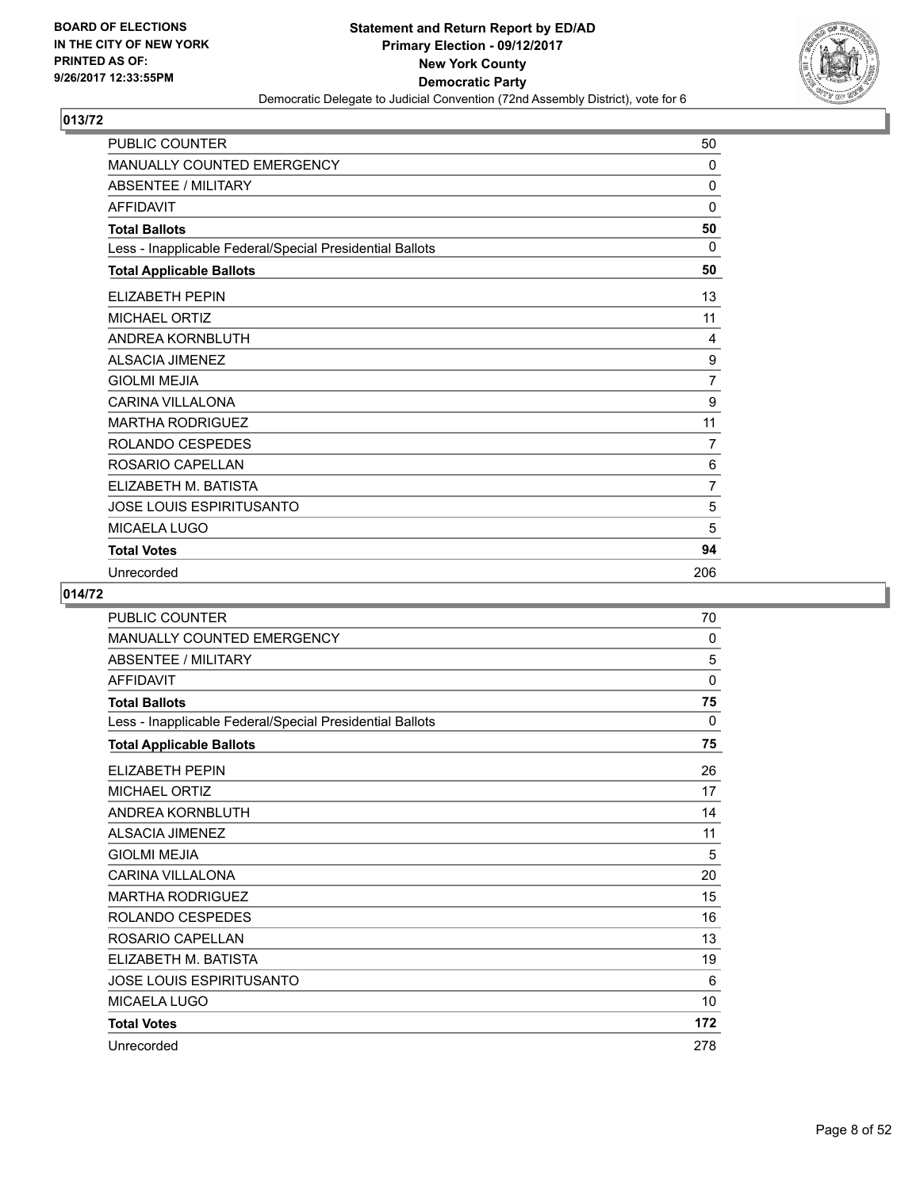**BOARD OF ELECTIONS IN THE CITY OF NEW YORK PRINTED AS OF: 9/26/2017 12:33:55PM**

**Statement and Return Report by ED/AD**
**Primary Election - 09/12/2017**
**New York County**
**Democratic Party**
Democratic Delegate to Judicial Convention (72nd Assembly District), vote for 6

## 013/72

| | |
|---|---|
| PUBLIC COUNTER | 50 |
| MANUALLY COUNTED EMERGENCY | 0 |
| ABSENTEE / MILITARY | 0 |
| AFFIDAVIT | 0 |
| **Total Ballots** | **50** |
| Less - Inapplicable Federal/Special Presidential Ballots | 0 |
| **Total Applicable Ballots** | **50** |
| ELIZABETH PEPIN | 13 |
| MICHAEL ORTIZ | 11 |
| ANDREA KORNBLUTH | 4 |
| ALSACIA JIMENEZ | 9 |
| GIOLMI MEJIA | 7 |
| CARINA VILLALONA | 9 |
| MARTHA RODRIGUEZ | 11 |
| ROLANDO CESPEDES | 7 |
| ROSARIO CAPELLAN | 6 |
| ELIZABETH M. BATISTA | 7 |
| JOSE LOUIS ESPIRITUSANTO | 5 |
| MICAELA LUGO | 5 |
| **Total Votes** | **94** |
| Unrecorded | 206 |

## 014/72

| | |
|---|---|
| PUBLIC COUNTER | 70 |
| MANUALLY COUNTED EMERGENCY | 0 |
| ABSENTEE / MILITARY | 5 |
| AFFIDAVIT | 0 |
| **Total Ballots** | **75** |
| Less - Inapplicable Federal/Special Presidential Ballots | 0 |
| **Total Applicable Ballots** | **75** |
| ELIZABETH PEPIN | 26 |
| MICHAEL ORTIZ | 17 |
| ANDREA KORNBLUTH | 14 |
| ALSACIA JIMENEZ | 11 |
| GIOLMI MEJIA | 5 |
| CARINA VILLALONA | 20 |
| MARTHA RODRIGUEZ | 15 |
| ROLANDO CESPEDES | 16 |
| ROSARIO CAPELLAN | 13 |
| ELIZABETH M. BATISTA | 19 |
| JOSE LOUIS ESPIRITUSANTO | 6 |
| MICAELA LUGO | 10 |
| **Total Votes** | **172** |
| Unrecorded | 278 |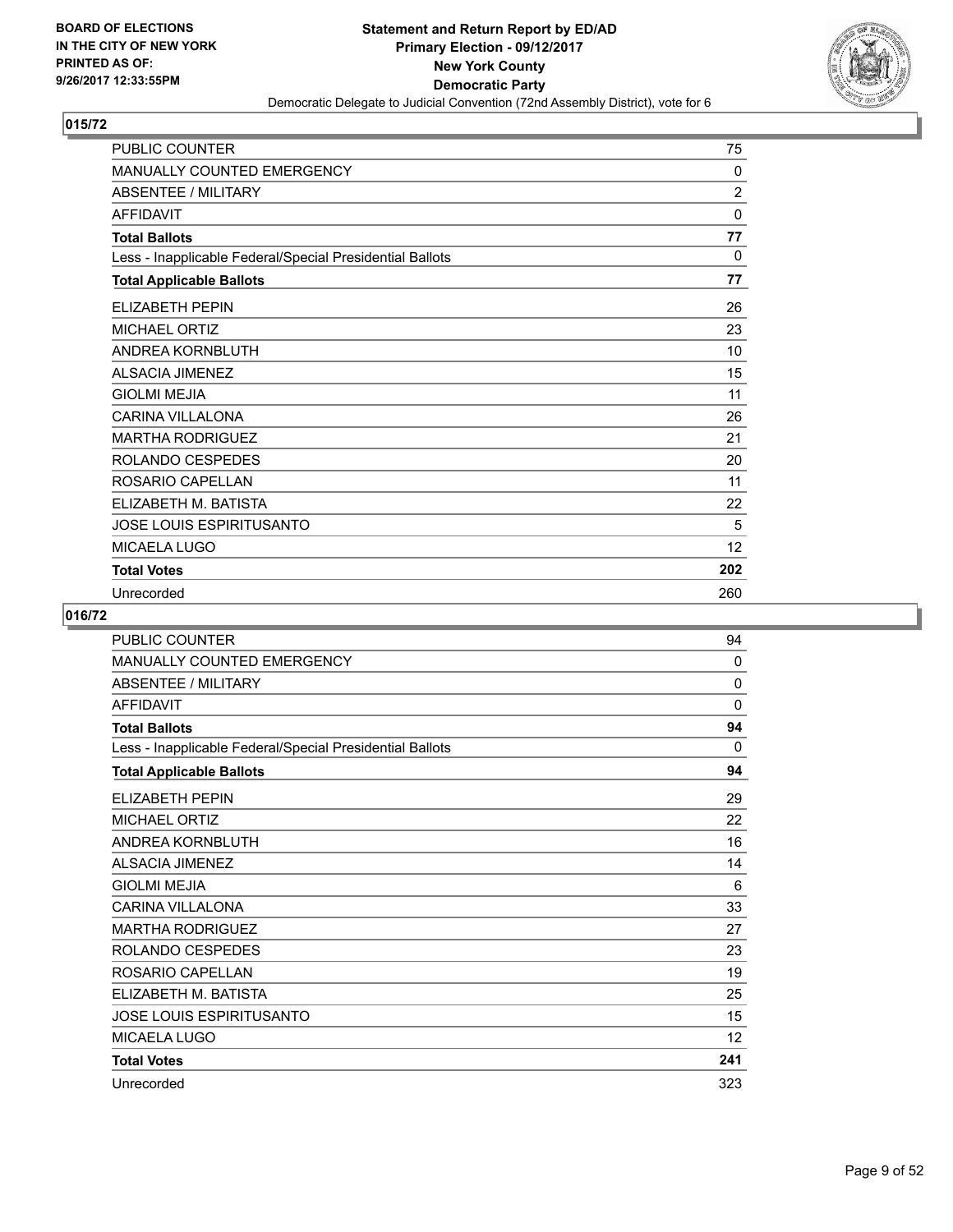## 015/72

| | |
|---|---|
| PUBLIC COUNTER | 75 |
| MANUALLY COUNTED EMERGENCY | 0 |
| ABSENTEE / MILITARY | 2 |
| AFFIDAVIT | 0 |
| **Total Ballots** | **77** |
| Less - Inapplicable Federal/Special Presidential Ballots | 0 |
| **Total Applicable Ballots** | **77** |
| ELIZABETH PEPIN | 26 |
| MICHAEL ORTIZ | 23 |
| ANDREA KORNBLUTH | 10 |
| ALSACIA JIMENEZ | 15 |
| GIOLMI MEJIA | 11 |
| CARINA VILLALONA | 26 |
| MARTHA RODRIGUEZ | 21 |
| ROLANDO CESPEDES | 20 |
| ROSARIO CAPELLAN | 11 |
| ELIZABETH M. BATISTA | 22 |
| JOSE LOUIS ESPIRITUSANTO | 5 |
| MICAELA LUGO | 12 |
| **Total Votes** | **202** |
| Unrecorded | 260 |

## 016/72

| | |
|---|---|
| PUBLIC COUNTER | 94 |
| MANUALLY COUNTED EMERGENCY | 0 |
| ABSENTEE / MILITARY | 0 |
| AFFIDAVIT | 0 |
| **Total Ballots** | **94** |
| Less - Inapplicable Federal/Special Presidential Ballots | 0 |
| **Total Applicable Ballots** | **94** |
| ELIZABETH PEPIN | 29 |
| MICHAEL ORTIZ | 22 |
| ANDREA KORNBLUTH | 16 |
| ALSACIA JIMENEZ | 14 |
| GIOLMI MEJIA | 6 |
| CARINA VILLALONA | 33 |
| MARTHA RODRIGUEZ | 27 |
| ROLANDO CESPEDES | 23 |
| ROSARIO CAPELLAN | 19 |
| ELIZABETH M. BATISTA | 25 |
| JOSE LOUIS ESPIRITUSANTO | 15 |
| MICAELA LUGO | 12 |
| **Total Votes** | **241** |
| Unrecorded | 323 |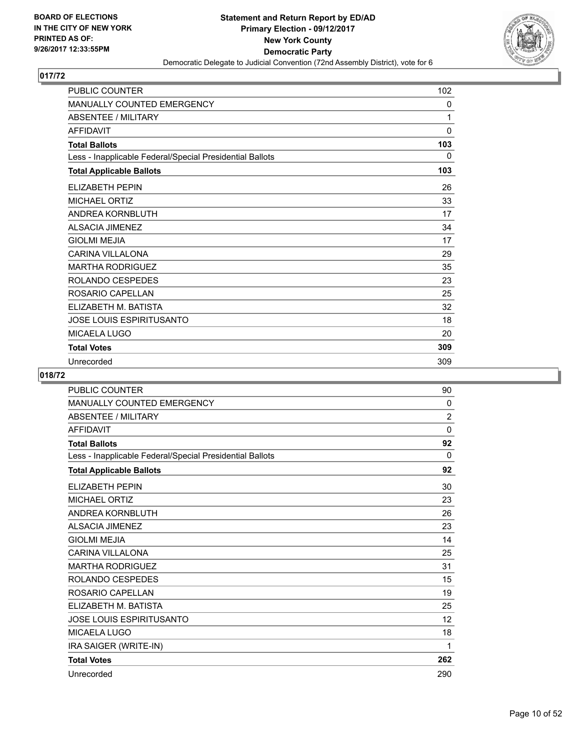**BOARD OF ELECTIONS IN THE CITY OF NEW YORK PRINTED AS OF: 9/26/2017 12:33:55PM**

**Statement and Return Report by ED/AD Primary Election - 09/12/2017 New York County Democratic Party**

Democratic Delegate to Judicial Convention (72nd Assembly District), vote for 6

## 017/72

| | |
|---|---|
| PUBLIC COUNTER | 102 |
| MANUALLY COUNTED EMERGENCY | 0 |
| ABSENTEE / MILITARY | 1 |
| AFFIDAVIT | 0 |
| **Total Ballots** | **103** |
| Less - Inapplicable Federal/Special Presidential Ballots | 0 |
| **Total Applicable Ballots** | **103** |
| ELIZABETH PEPIN | 26 |
| MICHAEL ORTIZ | 33 |
| ANDREA KORNBLUTH | 17 |
| ALSACIA JIMENEZ | 34 |
| GIOLMI MEJIA | 17 |
| CARINA VILLALONA | 29 |
| MARTHA RODRIGUEZ | 35 |
| ROLANDO CESPEDES | 23 |
| ROSARIO CAPELLAN | 25 |
| ELIZABETH M. BATISTA | 32 |
| JOSE LOUIS ESPIRITUSANTO | 18 |
| MICAELA LUGO | 20 |
| **Total Votes** | **309** |
| Unrecorded | 309 |

## 018/72

| | |
|---|---|
| PUBLIC COUNTER | 90 |
| MANUALLY COUNTED EMERGENCY | 0 |
| ABSENTEE / MILITARY | 2 |
| AFFIDAVIT | 0 |
| **Total Ballots** | **92** |
| Less - Inapplicable Federal/Special Presidential Ballots | 0 |
| **Total Applicable Ballots** | **92** |
| ELIZABETH PEPIN | 30 |
| MICHAEL ORTIZ | 23 |
| ANDREA KORNBLUTH | 26 |
| ALSACIA JIMENEZ | 23 |
| GIOLMI MEJIA | 14 |
| CARINA VILLALONA | 25 |
| MARTHA RODRIGUEZ | 31 |
| ROLANDO CESPEDES | 15 |
| ROSARIO CAPELLAN | 19 |
| ELIZABETH M. BATISTA | 25 |
| JOSE LOUIS ESPIRITUSANTO | 12 |
| MICAELA LUGO | 18 |
| IRA SAIGER (WRITE-IN) | 1 |
| **Total Votes** | **262** |
| Unrecorded | 290 |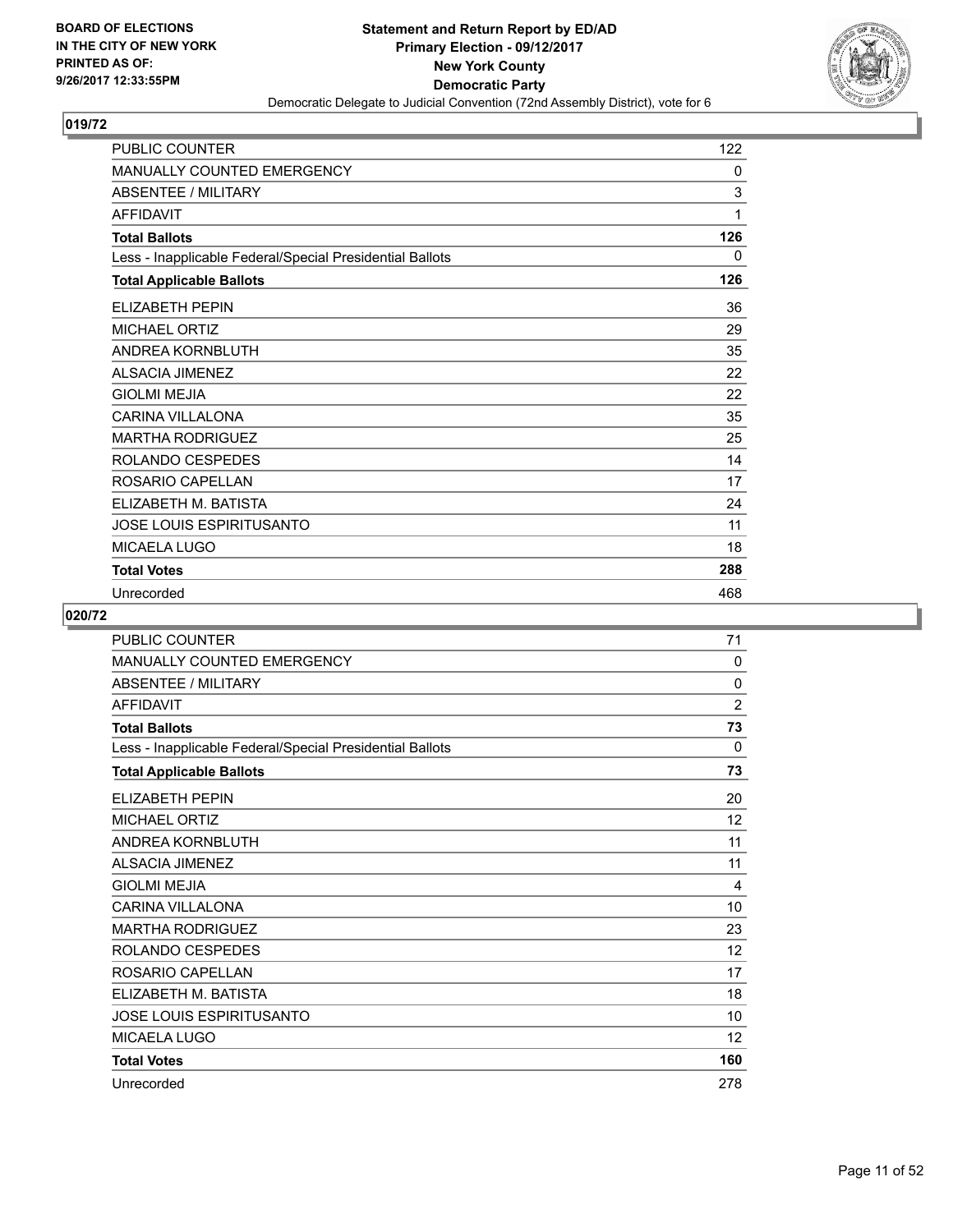## 019/72

| | |
|---|---|
| PUBLIC COUNTER | 122 |
| MANUALLY COUNTED EMERGENCY | 0 |
| ABSENTEE / MILITARY | 3 |
| AFFIDAVIT | 1 |
| **Total Ballots** | **126** |
| Less - Inapplicable Federal/Special Presidential Ballots | 0 |
| **Total Applicable Ballots** | **126** |
| ELIZABETH PEPIN | 36 |
| MICHAEL ORTIZ | 29 |
| ANDREA KORNBLUTH | 35 |
| ALSACIA JIMENEZ | 22 |
| GIOLMI MEJIA | 22 |
| CARINA VILLALONA | 35 |
| MARTHA RODRIGUEZ | 25 |
| ROLANDO CESPEDES | 14 |
| ROSARIO CAPELLAN | 17 |
| ELIZABETH M. BATISTA | 24 |
| JOSE LOUIS ESPIRITUSANTO | 11 |
| MICAELA LUGO | 18 |
| **Total Votes** | **288** |
| Unrecorded | 468 |

## 020/72

| | |
|---|---|
| PUBLIC COUNTER | 71 |
| MANUALLY COUNTED EMERGENCY | 0 |
| ABSENTEE / MILITARY | 0 |
| AFFIDAVIT | 2 |
| **Total Ballots** | **73** |
| Less - Inapplicable Federal/Special Presidential Ballots | 0 |
| **Total Applicable Ballots** | **73** |
| ELIZABETH PEPIN | 20 |
| MICHAEL ORTIZ | 12 |
| ANDREA KORNBLUTH | 11 |
| ALSACIA JIMENEZ | 11 |
| GIOLMI MEJIA | 4 |
| CARINA VILLALONA | 10 |
| MARTHA RODRIGUEZ | 23 |
| ROLANDO CESPEDES | 12 |
| ROSARIO CAPELLAN | 17 |
| ELIZABETH M. BATISTA | 18 |
| JOSE LOUIS ESPIRITUSANTO | 10 |
| MICAELA LUGO | 12 |
| **Total Votes** | **160** |
| Unrecorded | 278 |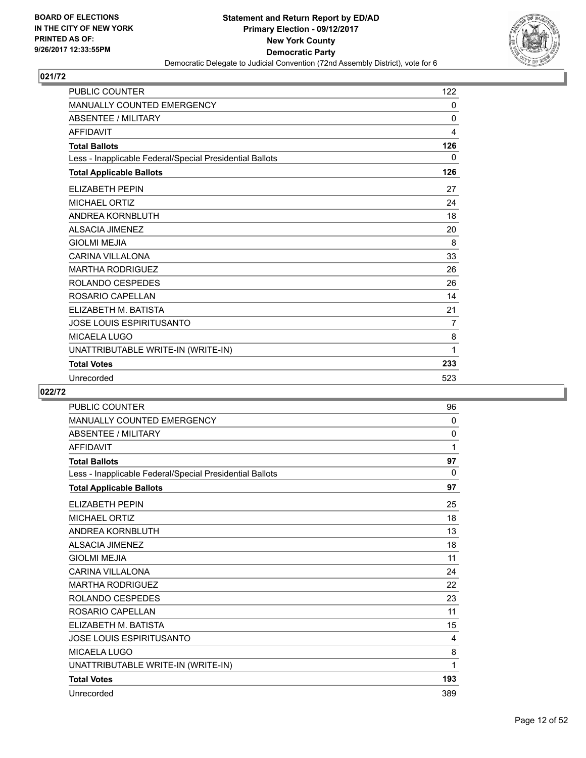## 021/72

| | |
|---|---|
| PUBLIC COUNTER | 122 |
| MANUALLY COUNTED EMERGENCY | 0 |
| ABSENTEE / MILITARY | 0 |
| AFFIDAVIT | 4 |
| **Total Ballots** | **126** |
| Less - Inapplicable Federal/Special Presidential Ballots | 0 |
| **Total Applicable Ballots** | **126** |
| ELIZABETH PEPIN | 27 |
| MICHAEL ORTIZ | 24 |
| ANDREA KORNBLUTH | 18 |
| ALSACIA JIMENEZ | 20 |
| GIOLMI MEJIA | 8 |
| CARINA VILLALONA | 33 |
| MARTHA RODRIGUEZ | 26 |
| ROLANDO CESPEDES | 26 |
| ROSARIO CAPELLAN | 14 |
| ELIZABETH M. BATISTA | 21 |
| JOSE LOUIS ESPIRITUSANTO | 7 |
| MICAELA LUGO | 8 |
| UNATTRIBUTABLE WRITE-IN (WRITE-IN) | 1 |
| **Total Votes** | **233** |
| Unrecorded | 523 |

## 022/72

| | |
|---|---|
| PUBLIC COUNTER | 96 |
| MANUALLY COUNTED EMERGENCY | 0 |
| ABSENTEE / MILITARY | 0 |
| AFFIDAVIT | 1 |
| **Total Ballots** | **97** |
| Less - Inapplicable Federal/Special Presidential Ballots | 0 |
| **Total Applicable Ballots** | **97** |
| ELIZABETH PEPIN | 25 |
| MICHAEL ORTIZ | 18 |
| ANDREA KORNBLUTH | 13 |
| ALSACIA JIMENEZ | 18 |
| GIOLMI MEJIA | 11 |
| CARINA VILLALONA | 24 |
| MARTHA RODRIGUEZ | 22 |
| ROLANDO CESPEDES | 23 |
| ROSARIO CAPELLAN | 11 |
| ELIZABETH M. BATISTA | 15 |
| JOSE LOUIS ESPIRITUSANTO | 4 |
| MICAELA LUGO | 8 |
| UNATTRIBUTABLE WRITE-IN (WRITE-IN) | 1 |
| **Total Votes** | **193** |
| Unrecorded | 389 |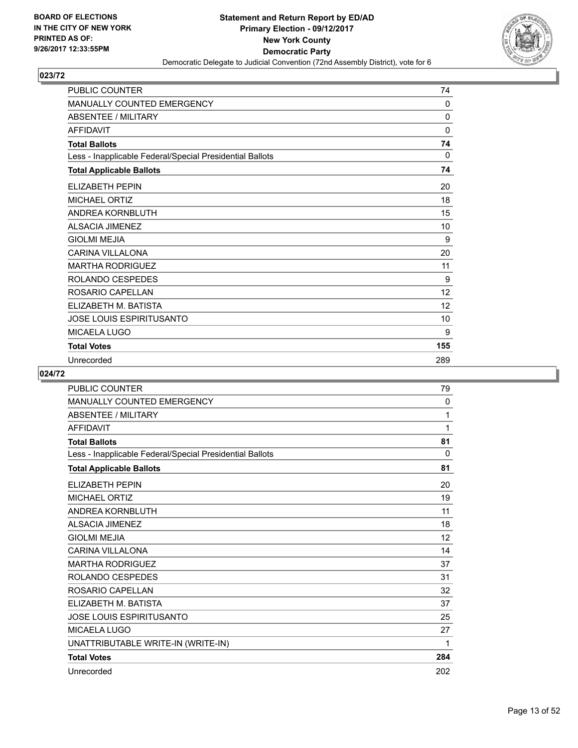## 023/72

| | |
|---|---|
| PUBLIC COUNTER | 74 |
| MANUALLY COUNTED EMERGENCY | 0 |
| ABSENTEE / MILITARY | 0 |
| AFFIDAVIT | 0 |
| **Total Ballots** | **74** |
| Less - Inapplicable Federal/Special Presidential Ballots | 0 |
| **Total Applicable Ballots** | **74** |
| ELIZABETH PEPIN | 20 |
| MICHAEL ORTIZ | 18 |
| ANDREA KORNBLUTH | 15 |
| ALSACIA JIMENEZ | 10 |
| GIOLMI MEJIA | 9 |
| CARINA VILLALONA | 20 |
| MARTHA RODRIGUEZ | 11 |
| ROLANDO CESPEDES | 9 |
| ROSARIO CAPELLAN | 12 |
| ELIZABETH M. BATISTA | 12 |
| JOSE LOUIS ESPIRITUSANTO | 10 |
| MICAELA LUGO | 9 |
| **Total Votes** | **155** |
| Unrecorded | 289 |

## 024/72

| | |
|---|---|
| PUBLIC COUNTER | 79 |
| MANUALLY COUNTED EMERGENCY | 0 |
| ABSENTEE / MILITARY | 1 |
| AFFIDAVIT | 1 |
| **Total Ballots** | **81** |
| Less - Inapplicable Federal/Special Presidential Ballots | 0 |
| **Total Applicable Ballots** | **81** |
| ELIZABETH PEPIN | 20 |
| MICHAEL ORTIZ | 19 |
| ANDREA KORNBLUTH | 11 |
| ALSACIA JIMENEZ | 18 |
| GIOLMI MEJIA | 12 |
| CARINA VILLALONA | 14 |
| MARTHA RODRIGUEZ | 37 |
| ROLANDO CESPEDES | 31 |
| ROSARIO CAPELLAN | 32 |
| ELIZABETH M. BATISTA | 37 |
| JOSE LOUIS ESPIRITUSANTO | 25 |
| MICAELA LUGO | 27 |
| UNATTRIBUTABLE WRITE-IN (WRITE-IN) | 1 |
| **Total Votes** | **284** |
| Unrecorded | 202 |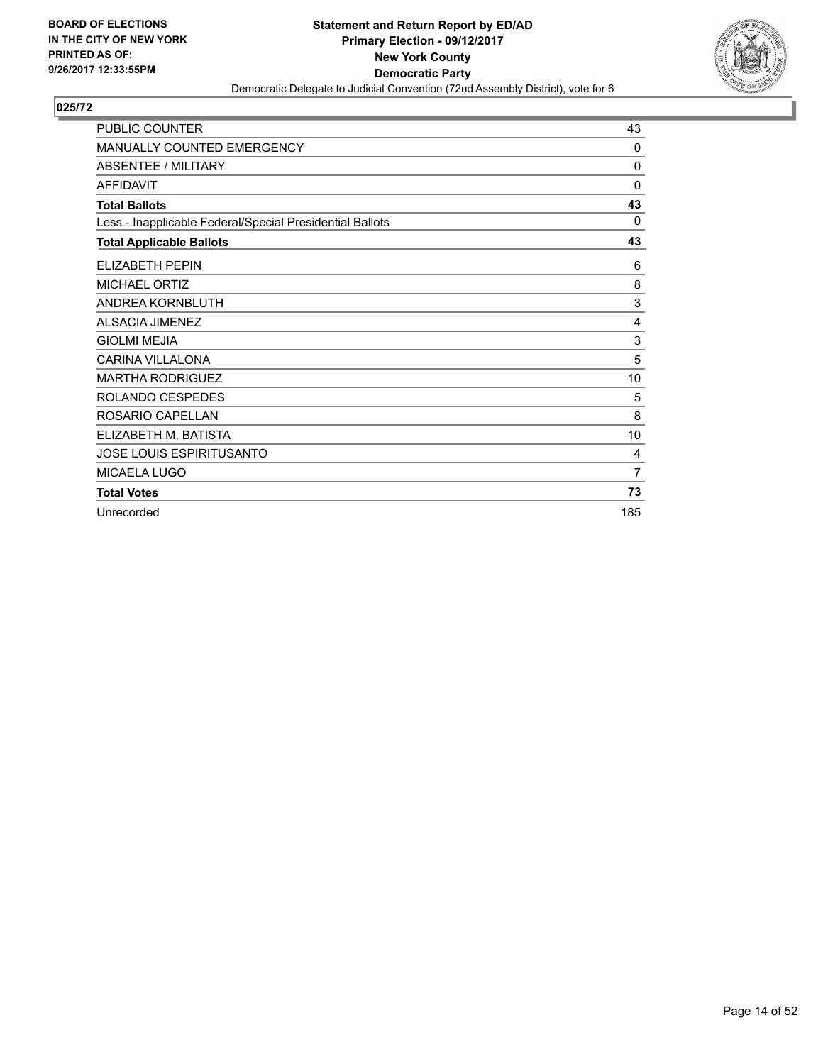**BOARD OF ELECTIONS IN THE CITY OF NEW YORK PRINTED AS OF: 9/26/2017 12:33:55PM**

**Statement and Return Report by ED/AD**
**Primary Election - 09/12/2017**
**New York County**
**Democratic Party**
Democratic Delegate to Judicial Convention (72nd Assembly District), vote for 6

## 025/72

| | |
|---|---|
| PUBLIC COUNTER | 43 |
| MANUALLY COUNTED EMERGENCY | 0 |
| ABSENTEE / MILITARY | 0 |
| AFFIDAVIT | 0 |
| **Total Ballots** | **43** |
| Less - Inapplicable Federal/Special Presidential Ballots | 0 |
| **Total Applicable Ballots** | **43** |
| ELIZABETH PEPIN | 6 |
| MICHAEL ORTIZ | 8 |
| ANDREA KORNBLUTH | 3 |
| ALSACIA JIMENEZ | 4 |
| GIOLMI MEJIA | 3 |
| CARINA VILLALONA | 5 |
| MARTHA RODRIGUEZ | 10 |
| ROLANDO CESPEDES | 5 |
| ROSARIO CAPELLAN | 8 |
| ELIZABETH M. BATISTA | 10 |
| JOSE LOUIS ESPIRITUSANTO | 4 |
| MICAELA LUGO | 7 |
| **Total Votes** | **73** |
| Unrecorded | 185 |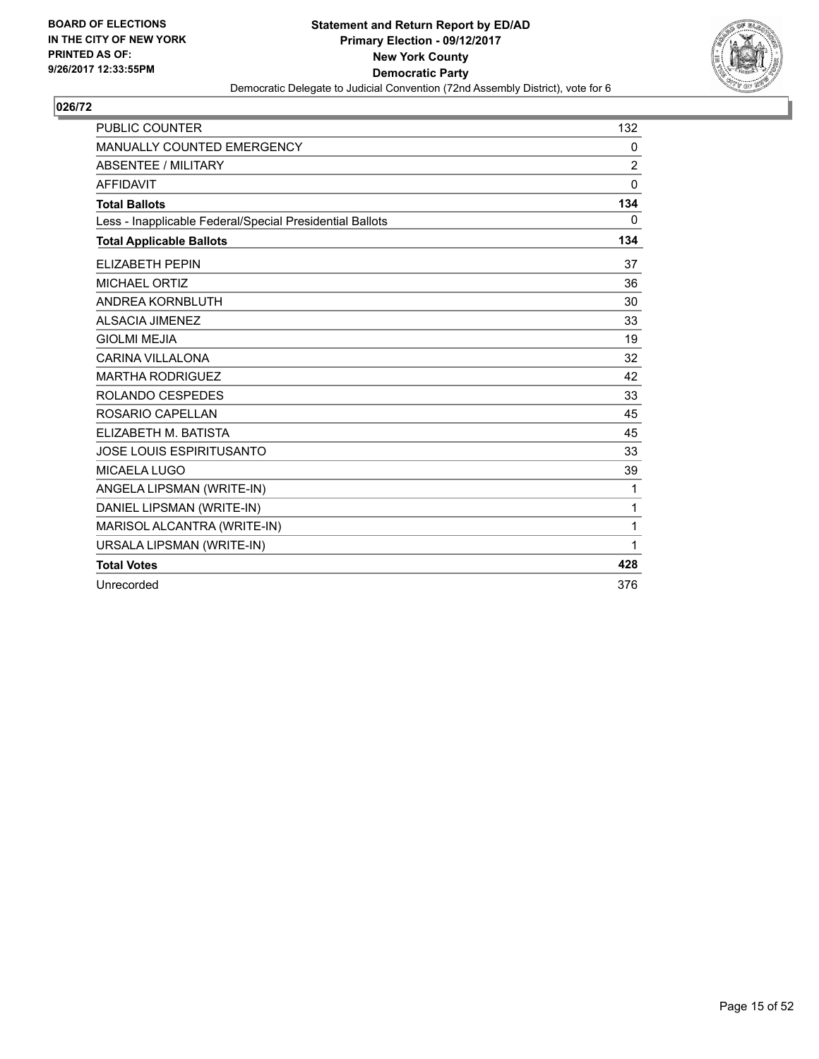BOARD OF ELECTIONS
IN THE CITY OF NEW YORK
PRINTED AS OF:
9/26/2017 12:33:55PM

**Statement and Return Report by ED/AD**
**Primary Election - 09/12/2017**
**New York County**
**Democratic Party**
Democratic Delegate to Judicial Convention (72nd Assembly District), vote for 6

## 026/72

| | |
|---|---|
| PUBLIC COUNTER | 132 |
| MANUALLY COUNTED EMERGENCY | 0 |
| ABSENTEE / MILITARY | 2 |
| AFFIDAVIT | 0 |
| **Total Ballots** | **134** |
| Less - Inapplicable Federal/Special Presidential Ballots | 0 |
| **Total Applicable Ballots** | **134** |
| ELIZABETH PEPIN | 37 |
| MICHAEL ORTIZ | 36 |
| ANDREA KORNBLUTH | 30 |
| ALSACIA JIMENEZ | 33 |
| GIOLMI MEJIA | 19 |
| CARINA VILLALONA | 32 |
| MARTHA RODRIGUEZ | 42 |
| ROLANDO CESPEDES | 33 |
| ROSARIO CAPELLAN | 45 |
| ELIZABETH M. BATISTA | 45 |
| JOSE LOUIS ESPIRITUSANTO | 33 |
| MICAELA LUGO | 39 |
| ANGELA LIPSMAN (WRITE-IN) | 1 |
| DANIEL LIPSMAN (WRITE-IN) | 1 |
| MARISOL ALCANTRA (WRITE-IN) | 1 |
| URSALA LIPSMAN (WRITE-IN) | 1 |
| **Total Votes** | **428** |
| Unrecorded | 376 |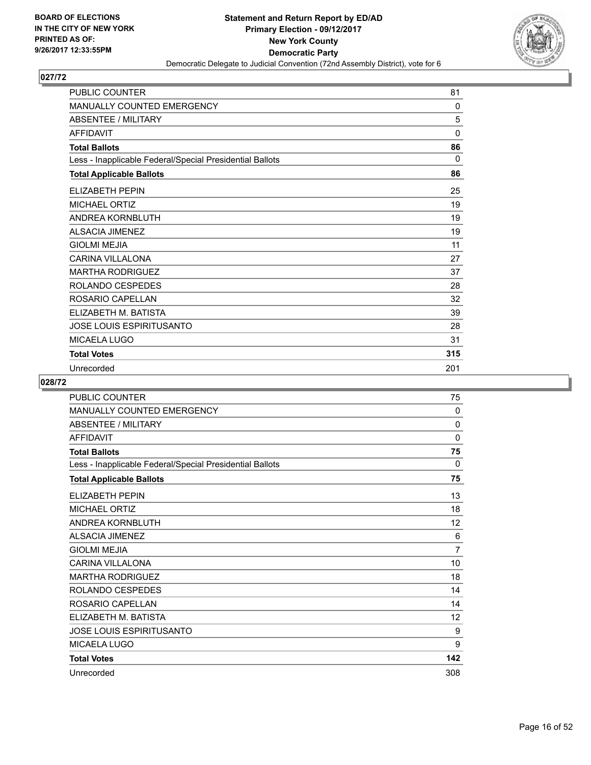BOARD OF ELECTIONS
IN THE CITY OF NEW YORK
PRINTED AS OF:
9/26/2017 12:33:55PM

**Statement and Return Report by ED/AD**
**Primary Election - 09/12/2017**
**New York County**
**Democratic Party**
Democratic Delegate to Judicial Convention (72nd Assembly District), vote for 6

## 027/72

| | |
|---|---|
| PUBLIC COUNTER | 81 |
| MANUALLY COUNTED EMERGENCY | 0 |
| ABSENTEE / MILITARY | 5 |
| AFFIDAVIT | 0 |
| **Total Ballots** | **86** |
| Less - Inapplicable Federal/Special Presidential Ballots | 0 |
| **Total Applicable Ballots** | **86** |
| ELIZABETH PEPIN | 25 |
| MICHAEL ORTIZ | 19 |
| ANDREA KORNBLUTH | 19 |
| ALSACIA JIMENEZ | 19 |
| GIOLMI MEJIA | 11 |
| CARINA VILLALONA | 27 |
| MARTHA RODRIGUEZ | 37 |
| ROLANDO CESPEDES | 28 |
| ROSARIO CAPELLAN | 32 |
| ELIZABETH M. BATISTA | 39 |
| JOSE LOUIS ESPIRITUSANTO | 28 |
| MICAELA LUGO | 31 |
| **Total Votes** | **315** |
| Unrecorded | 201 |

## 028/72

| | |
|---|---|
| PUBLIC COUNTER | 75 |
| MANUALLY COUNTED EMERGENCY | 0 |
| ABSENTEE / MILITARY | 0 |
| AFFIDAVIT | 0 |
| **Total Ballots** | **75** |
| Less - Inapplicable Federal/Special Presidential Ballots | 0 |
| **Total Applicable Ballots** | **75** |
| ELIZABETH PEPIN | 13 |
| MICHAEL ORTIZ | 18 |
| ANDREA KORNBLUTH | 12 |
| ALSACIA JIMENEZ | 6 |
| GIOLMI MEJIA | 7 |
| CARINA VILLALONA | 10 |
| MARTHA RODRIGUEZ | 18 |
| ROLANDO CESPEDES | 14 |
| ROSARIO CAPELLAN | 14 |
| ELIZABETH M. BATISTA | 12 |
| JOSE LOUIS ESPIRITUSANTO | 9 |
| MICAELA LUGO | 9 |
| **Total Votes** | **142** |
| Unrecorded | 308 |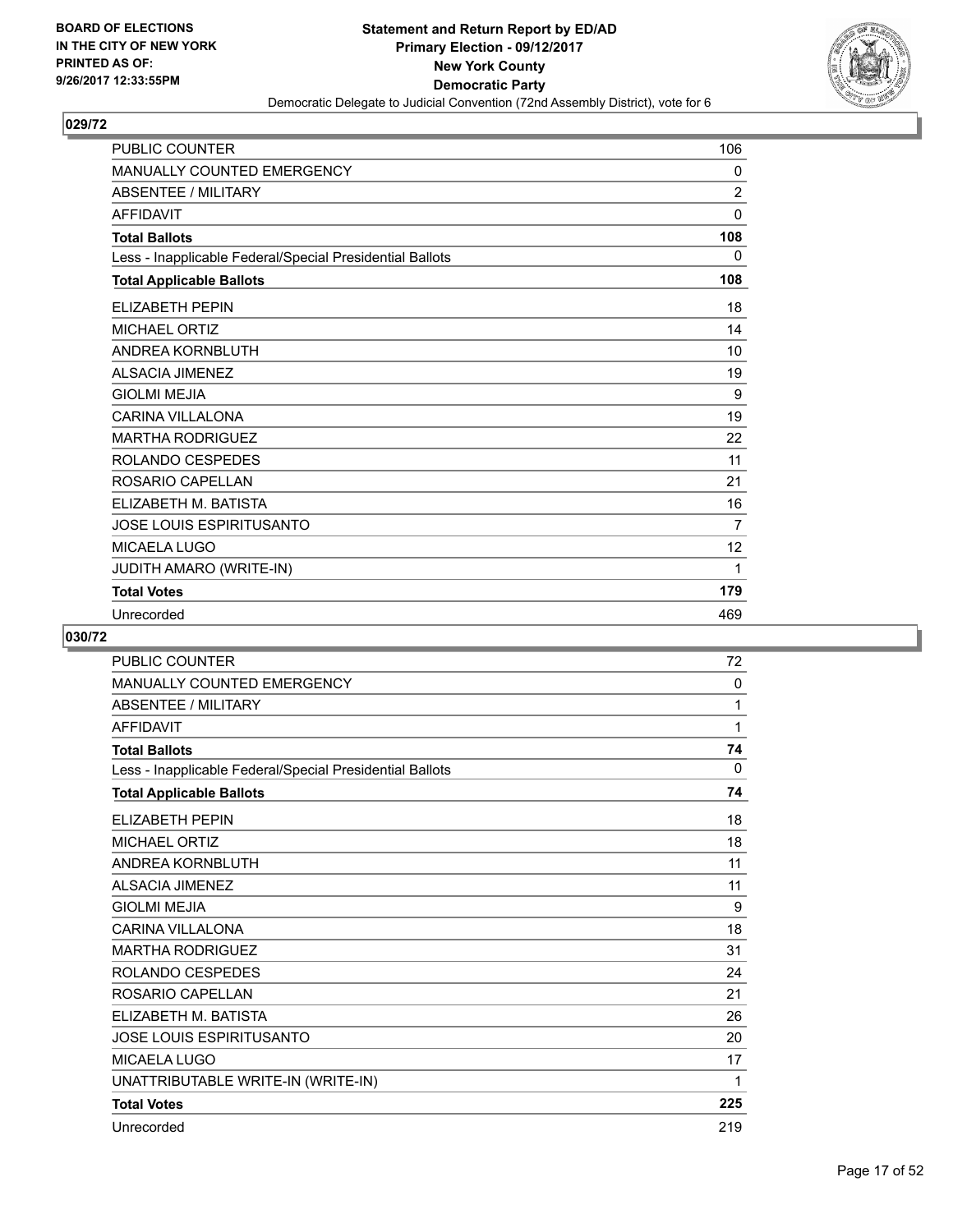BOARD OF ELECTIONS
IN THE CITY OF NEW YORK
PRINTED AS OF:
9/26/2017 12:33:55PM

**Statement and Return Report by ED/AD**
**Primary Election - 09/12/2017**
**New York County**
**Democratic Party**
Democratic Delegate to Judicial Convention (72nd Assembly District), vote for 6

## 029/72

| | |
|---|---|
| PUBLIC COUNTER | 106 |
| MANUALLY COUNTED EMERGENCY | 0 |
| ABSENTEE / MILITARY | 2 |
| AFFIDAVIT | 0 |
| **Total Ballots** | **108** |
| Less - Inapplicable Federal/Special Presidential Ballots | 0 |
| **Total Applicable Ballots** | **108** |
| ELIZABETH PEPIN | 18 |
| MICHAEL ORTIZ | 14 |
| ANDREA KORNBLUTH | 10 |
| ALSACIA JIMENEZ | 19 |
| GIOLMI MEJIA | 9 |
| CARINA VILLALONA | 19 |
| MARTHA RODRIGUEZ | 22 |
| ROLANDO CESPEDES | 11 |
| ROSARIO CAPELLAN | 21 |
| ELIZABETH M. BATISTA | 16 |
| JOSE LOUIS ESPIRITUSANTO | 7 |
| MICAELA LUGO | 12 |
| JUDITH AMARO (WRITE-IN) | 1 |
| **Total Votes** | **179** |
| Unrecorded | 469 |

## 030/72

| | |
|---|---|
| PUBLIC COUNTER | 72 |
| MANUALLY COUNTED EMERGENCY | 0 |
| ABSENTEE / MILITARY | 1 |
| AFFIDAVIT | 1 |
| **Total Ballots** | **74** |
| Less - Inapplicable Federal/Special Presidential Ballots | 0 |
| **Total Applicable Ballots** | **74** |
| ELIZABETH PEPIN | 18 |
| MICHAEL ORTIZ | 18 |
| ANDREA KORNBLUTH | 11 |
| ALSACIA JIMENEZ | 11 |
| GIOLMI MEJIA | 9 |
| CARINA VILLALONA | 18 |
| MARTHA RODRIGUEZ | 31 |
| ROLANDO CESPEDES | 24 |
| ROSARIO CAPELLAN | 21 |
| ELIZABETH M. BATISTA | 26 |
| JOSE LOUIS ESPIRITUSANTO | 20 |
| MICAELA LUGO | 17 |
| UNATTRIBUTABLE WRITE-IN (WRITE-IN) | 1 |
| **Total Votes** | **225** |
| Unrecorded | 219 |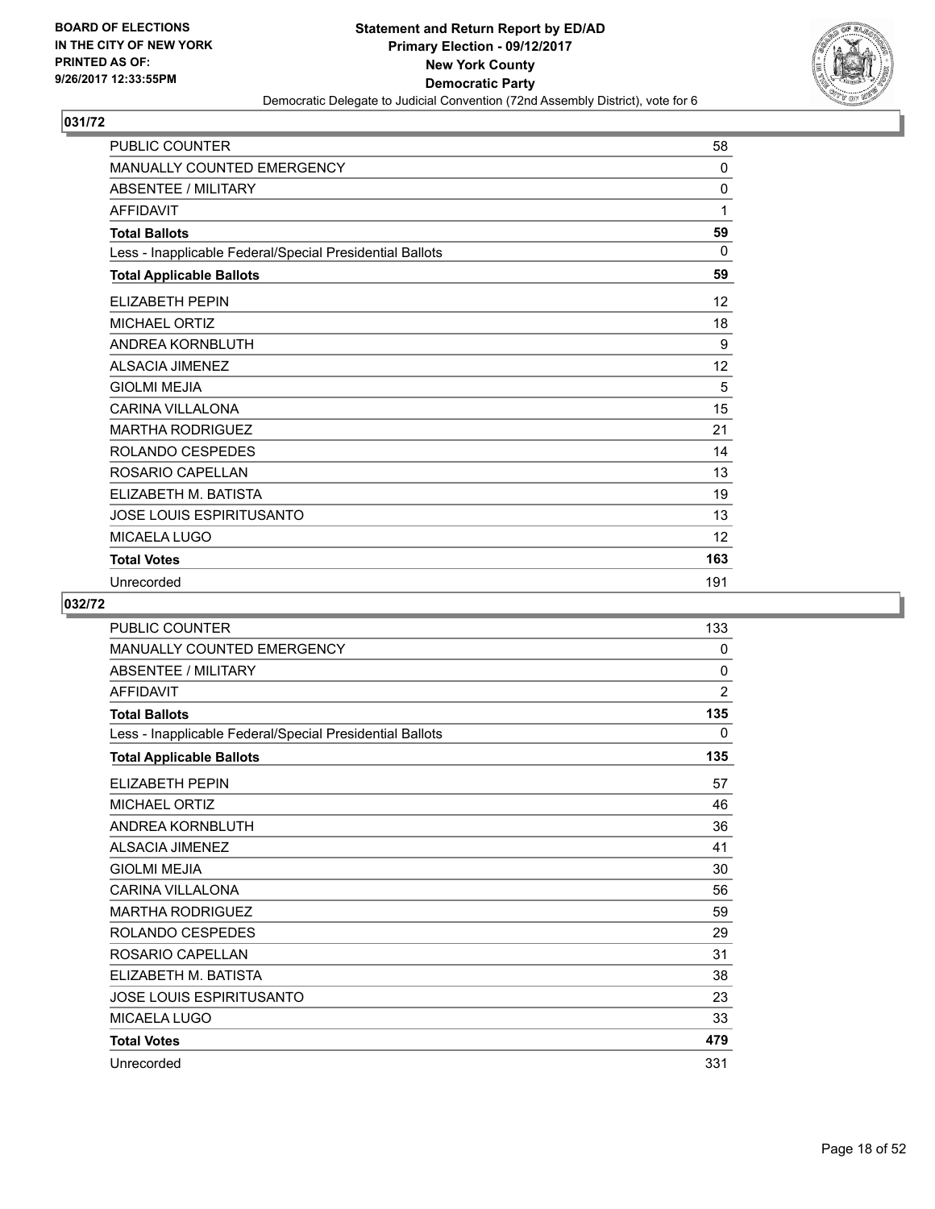BOARD OF ELECTIONS
IN THE CITY OF NEW YORK
PRINTED AS OF:
9/26/2017 12:33:55PM

**Statement and Return Report by ED/AD**
**Primary Election - 09/12/2017**
**New York County**
**Democratic Party**
Democratic Delegate to Judicial Convention (72nd Assembly District), vote for 6

## 031/72

| | |
|---|---|
| PUBLIC COUNTER | 58 |
| MANUALLY COUNTED EMERGENCY | 0 |
| ABSENTEE / MILITARY | 0 |
| AFFIDAVIT | 1 |
| **Total Ballots** | **59** |
| Less - Inapplicable Federal/Special Presidential Ballots | 0 |
| **Total Applicable Ballots** | **59** |
| ELIZABETH PEPIN | 12 |
| MICHAEL ORTIZ | 18 |
| ANDREA KORNBLUTH | 9 |
| ALSACIA JIMENEZ | 12 |
| GIOLMI MEJIA | 5 |
| CARINA VILLALONA | 15 |
| MARTHA RODRIGUEZ | 21 |
| ROLANDO CESPEDES | 14 |
| ROSARIO CAPELLAN | 13 |
| ELIZABETH M. BATISTA | 19 |
| JOSE LOUIS ESPIRITUSANTO | 13 |
| MICAELA LUGO | 12 |
| **Total Votes** | **163** |
| Unrecorded | 191 |

## 032/72

| | |
|---|---|
| PUBLIC COUNTER | 133 |
| MANUALLY COUNTED EMERGENCY | 0 |
| ABSENTEE / MILITARY | 0 |
| AFFIDAVIT | 2 |
| **Total Ballots** | **135** |
| Less - Inapplicable Federal/Special Presidential Ballots | 0 |
| **Total Applicable Ballots** | **135** |
| ELIZABETH PEPIN | 57 |
| MICHAEL ORTIZ | 46 |
| ANDREA KORNBLUTH | 36 |
| ALSACIA JIMENEZ | 41 |
| GIOLMI MEJIA | 30 |
| CARINA VILLALONA | 56 |
| MARTHA RODRIGUEZ | 59 |
| ROLANDO CESPEDES | 29 |
| ROSARIO CAPELLAN | 31 |
| ELIZABETH M. BATISTA | 38 |
| JOSE LOUIS ESPIRITUSANTO | 23 |
| MICAELA LUGO | 33 |
| **Total Votes** | **479** |
| Unrecorded | 331 |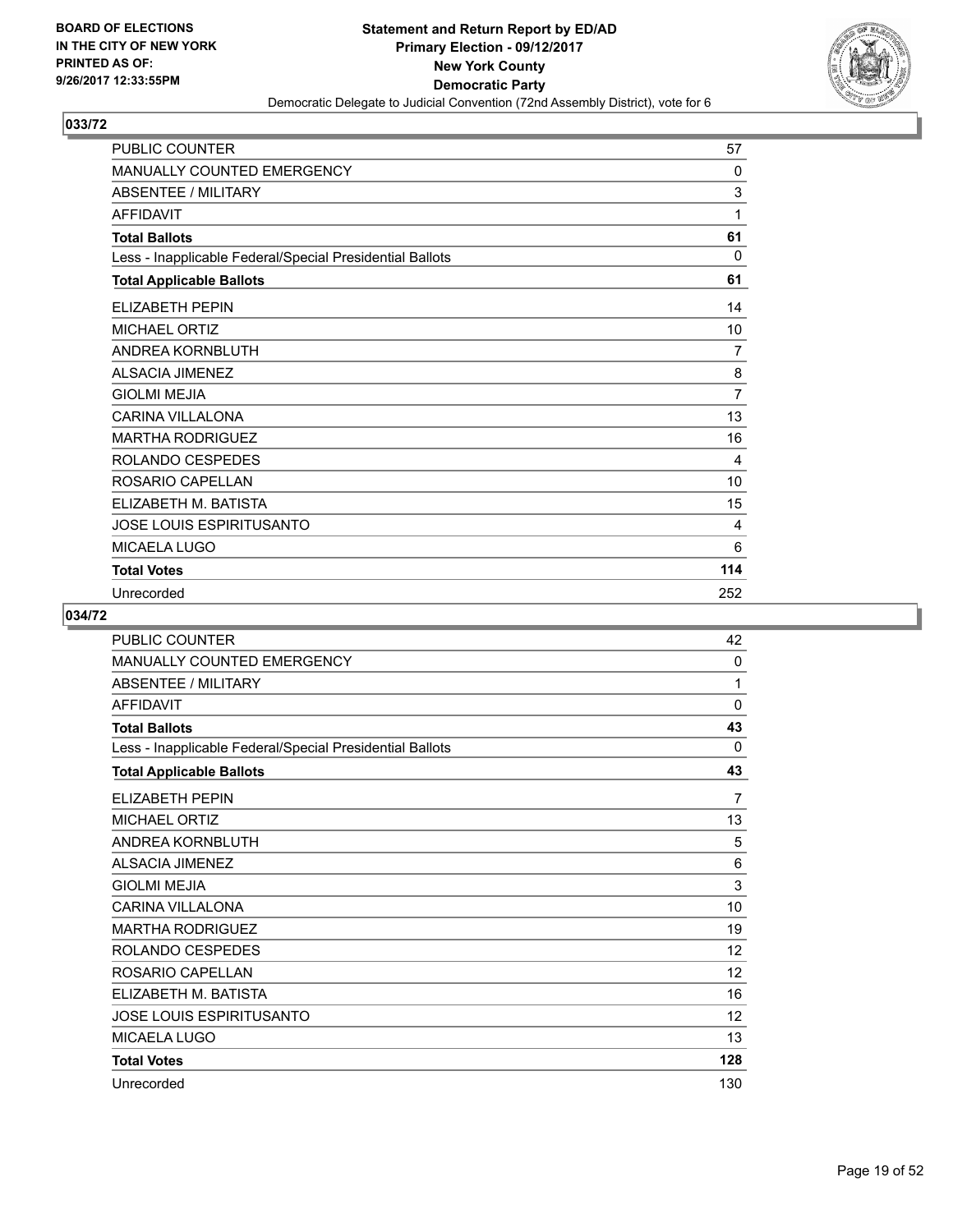## 033/72

| | |
|---|---|
| PUBLIC COUNTER | 57 |
| MANUALLY COUNTED EMERGENCY | 0 |
| ABSENTEE / MILITARY | 3 |
| AFFIDAVIT | 1 |
| **Total Ballots** | **61** |
| Less - Inapplicable Federal/Special Presidential Ballots | 0 |
| **Total Applicable Ballots** | **61** |
| ELIZABETH PEPIN | 14 |
| MICHAEL ORTIZ | 10 |
| ANDREA KORNBLUTH | 7 |
| ALSACIA JIMENEZ | 8 |
| GIOLMI MEJIA | 7 |
| CARINA VILLALONA | 13 |
| MARTHA RODRIGUEZ | 16 |
| ROLANDO CESPEDES | 4 |
| ROSARIO CAPELLAN | 10 |
| ELIZABETH M. BATISTA | 15 |
| JOSE LOUIS ESPIRITUSANTO | 4 |
| MICAELA LUGO | 6 |
| **Total Votes** | **114** |
| Unrecorded | 252 |

## 034/72

| | |
|---|---|
| PUBLIC COUNTER | 42 |
| MANUALLY COUNTED EMERGENCY | 0 |
| ABSENTEE / MILITARY | 1 |
| AFFIDAVIT | 0 |
| **Total Ballots** | **43** |
| Less - Inapplicable Federal/Special Presidential Ballots | 0 |
| **Total Applicable Ballots** | **43** |
| ELIZABETH PEPIN | 7 |
| MICHAEL ORTIZ | 13 |
| ANDREA KORNBLUTH | 5 |
| ALSACIA JIMENEZ | 6 |
| GIOLMI MEJIA | 3 |
| CARINA VILLALONA | 10 |
| MARTHA RODRIGUEZ | 19 |
| ROLANDO CESPEDES | 12 |
| ROSARIO CAPELLAN | 12 |
| ELIZABETH M. BATISTA | 16 |
| JOSE LOUIS ESPIRITUSANTO | 12 |
| MICAELA LUGO | 13 |
| **Total Votes** | **128** |
| Unrecorded | 130 |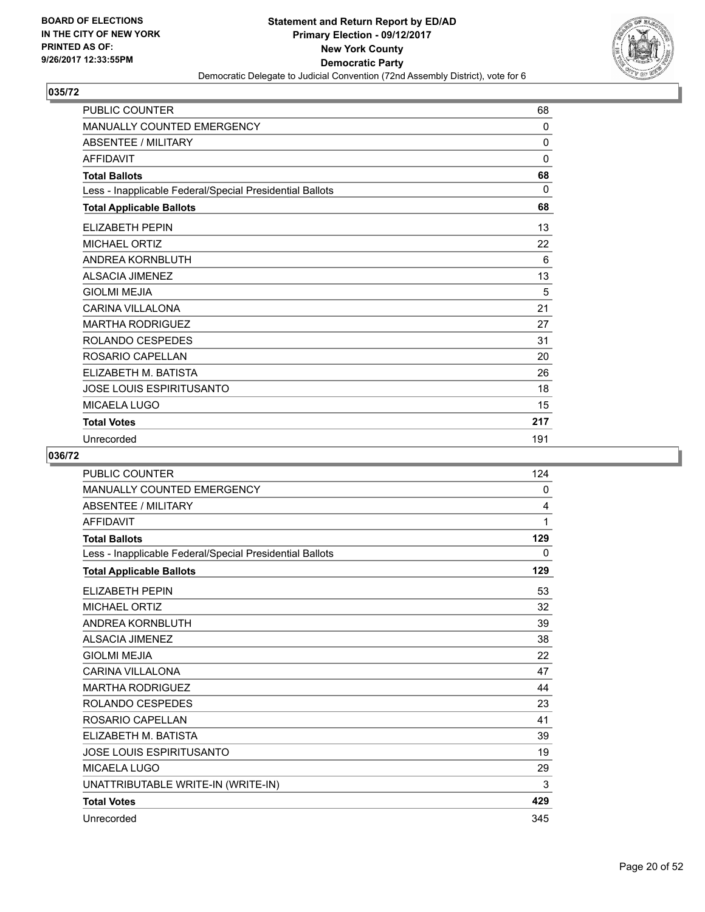## 035/72

| | |
|---|---|
| PUBLIC COUNTER | 68 |
| MANUALLY COUNTED EMERGENCY | 0 |
| ABSENTEE / MILITARY | 0 |
| AFFIDAVIT | 0 |
| **Total Ballots** | **68** |
| Less - Inapplicable Federal/Special Presidential Ballots | 0 |
| **Total Applicable Ballots** | **68** |
| ELIZABETH PEPIN | 13 |
| MICHAEL ORTIZ | 22 |
| ANDREA KORNBLUTH | 6 |
| ALSACIA JIMENEZ | 13 |
| GIOLMI MEJIA | 5 |
| CARINA VILLALONA | 21 |
| MARTHA RODRIGUEZ | 27 |
| ROLANDO CESPEDES | 31 |
| ROSARIO CAPELLAN | 20 |
| ELIZABETH M. BATISTA | 26 |
| JOSE LOUIS ESPIRITUSANTO | 18 |
| MICAELA LUGO | 15 |
| **Total Votes** | **217** |
| Unrecorded | 191 |

## 036/72

| | |
|---|---|
| PUBLIC COUNTER | 124 |
| MANUALLY COUNTED EMERGENCY | 0 |
| ABSENTEE / MILITARY | 4 |
| AFFIDAVIT | 1 |
| **Total Ballots** | **129** |
| Less - Inapplicable Federal/Special Presidential Ballots | 0 |
| **Total Applicable Ballots** | **129** |
| ELIZABETH PEPIN | 53 |
| MICHAEL ORTIZ | 32 |
| ANDREA KORNBLUTH | 39 |
| ALSACIA JIMENEZ | 38 |
| GIOLMI MEJIA | 22 |
| CARINA VILLALONA | 47 |
| MARTHA RODRIGUEZ | 44 |
| ROLANDO CESPEDES | 23 |
| ROSARIO CAPELLAN | 41 |
| ELIZABETH M. BATISTA | 39 |
| JOSE LOUIS ESPIRITUSANTO | 19 |
| MICAELA LUGO | 29 |
| UNATTRIBUTABLE WRITE-IN (WRITE-IN) | 3 |
| **Total Votes** | **429** |
| Unrecorded | 345 |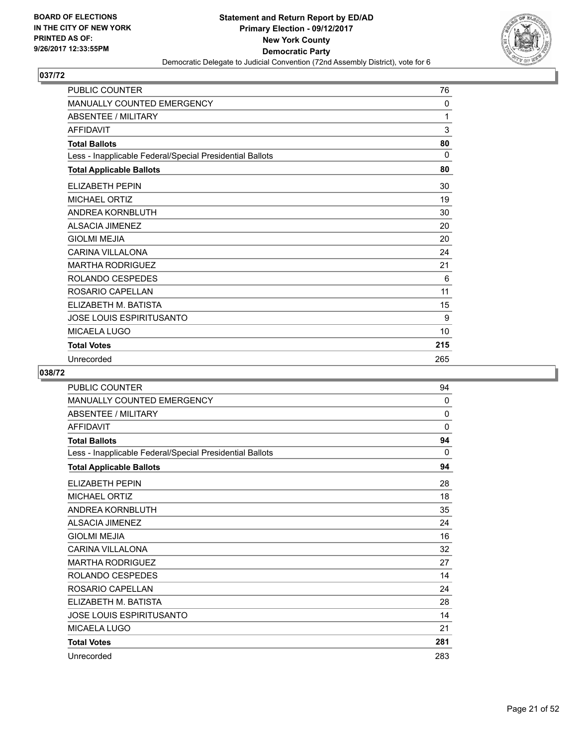**Statement and Return Report by ED/AD**
**Primary Election - 09/12/2017**
**New York County**
**Democratic Party**
Democratic Delegate to Judicial Convention (72nd Assembly District), vote for 6

BOARD OF ELECTIONS IN THE CITY OF NEW YORK PRINTED AS OF: 9/26/2017 12:33:55PM

## 037/72

| | |
|---|---|
| PUBLIC COUNTER | 76 |
| MANUALLY COUNTED EMERGENCY | 0 |
| ABSENTEE / MILITARY | 1 |
| AFFIDAVIT | 3 |
| **Total Ballots** | **80** |
| Less - Inapplicable Federal/Special Presidential Ballots | 0 |
| **Total Applicable Ballots** | **80** |
| ELIZABETH PEPIN | 30 |
| MICHAEL ORTIZ | 19 |
| ANDREA KORNBLUTH | 30 |
| ALSACIA JIMENEZ | 20 |
| GIOLMI MEJIA | 20 |
| CARINA VILLALONA | 24 |
| MARTHA RODRIGUEZ | 21 |
| ROLANDO CESPEDES | 6 |
| ROSARIO CAPELLAN | 11 |
| ELIZABETH M. BATISTA | 15 |
| JOSE LOUIS ESPIRITUSANTO | 9 |
| MICAELA LUGO | 10 |
| **Total Votes** | **215** |
| Unrecorded | 265 |

## 038/72

| | |
|---|---|
| PUBLIC COUNTER | 94 |
| MANUALLY COUNTED EMERGENCY | 0 |
| ABSENTEE / MILITARY | 0 |
| AFFIDAVIT | 0 |
| **Total Ballots** | **94** |
| Less - Inapplicable Federal/Special Presidential Ballots | 0 |
| **Total Applicable Ballots** | **94** |
| ELIZABETH PEPIN | 28 |
| MICHAEL ORTIZ | 18 |
| ANDREA KORNBLUTH | 35 |
| ALSACIA JIMENEZ | 24 |
| GIOLMI MEJIA | 16 |
| CARINA VILLALONA | 32 |
| MARTHA RODRIGUEZ | 27 |
| ROLANDO CESPEDES | 14 |
| ROSARIO CAPELLAN | 24 |
| ELIZABETH M. BATISTA | 28 |
| JOSE LOUIS ESPIRITUSANTO | 14 |
| MICAELA LUGO | 21 |
| **Total Votes** | **281** |
| Unrecorded | 283 |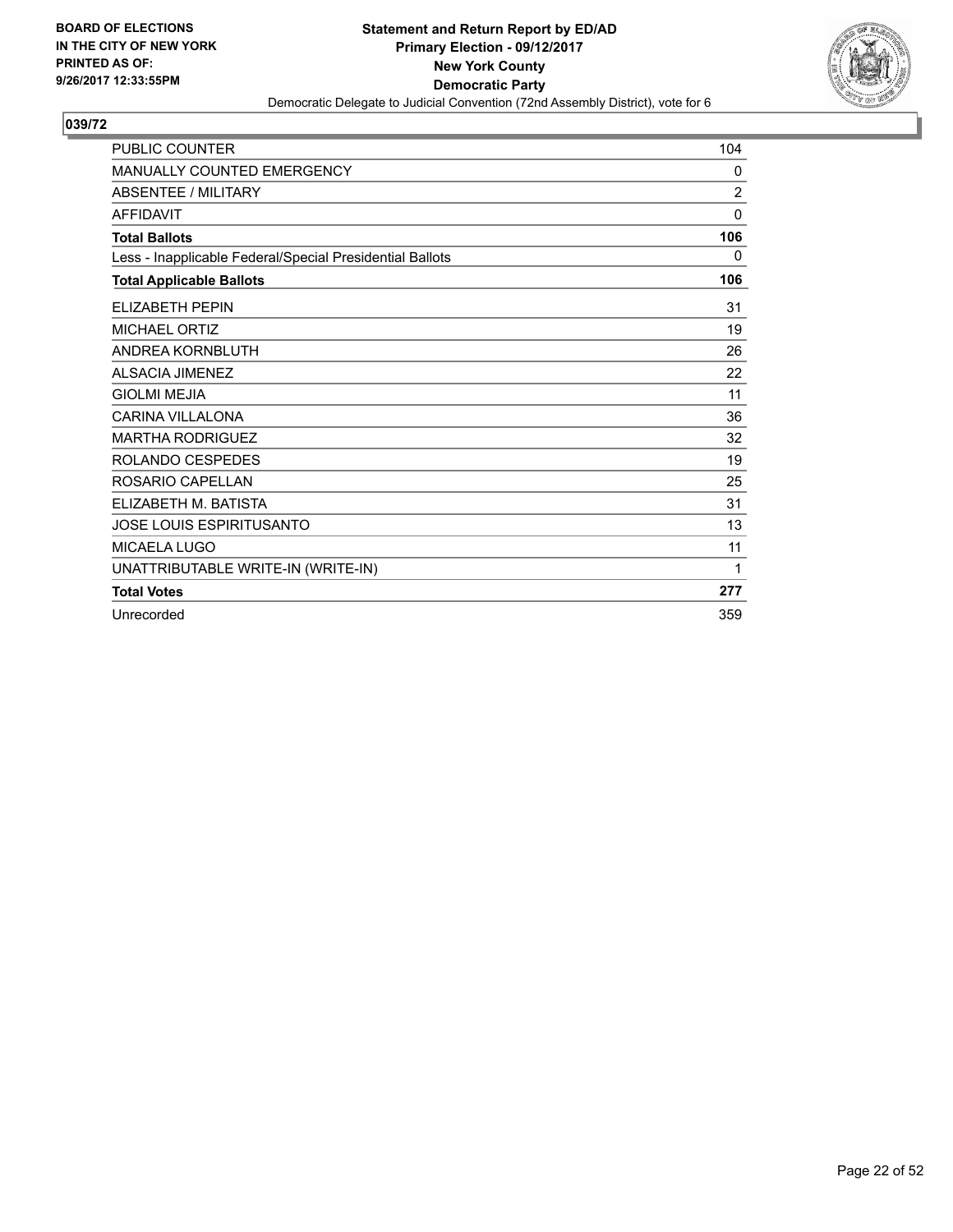BOARD OF ELECTIONS
IN THE CITY OF NEW YORK
PRINTED AS OF:
9/26/2017 12:33:55PM

**Statement and Return Report by ED/AD**
**Primary Election - 09/12/2017**
**New York County**
**Democratic Party**
Democratic Delegate to Judicial Convention (72nd Assembly District), vote for 6

## 039/72

| | |
|---|---|
| PUBLIC COUNTER | 104 |
| MANUALLY COUNTED EMERGENCY | 0 |
| ABSENTEE / MILITARY | 2 |
| AFFIDAVIT | 0 |
| **Total Ballots** | **106** |
| Less - Inapplicable Federal/Special Presidential Ballots | 0 |
| **Total Applicable Ballots** | **106** |
| ELIZABETH PEPIN | 31 |
| MICHAEL ORTIZ | 19 |
| ANDREA KORNBLUTH | 26 |
| ALSACIA JIMENEZ | 22 |
| GIOLMI MEJIA | 11 |
| CARINA VILLALONA | 36 |
| MARTHA RODRIGUEZ | 32 |
| ROLANDO CESPEDES | 19 |
| ROSARIO CAPELLAN | 25 |
| ELIZABETH M. BATISTA | 31 |
| JOSE LOUIS ESPIRITUSANTO | 13 |
| MICAELA LUGO | 11 |
| UNATTRIBUTABLE WRITE-IN (WRITE-IN) | 1 |
| **Total Votes** | **277** |
| Unrecorded | 359 |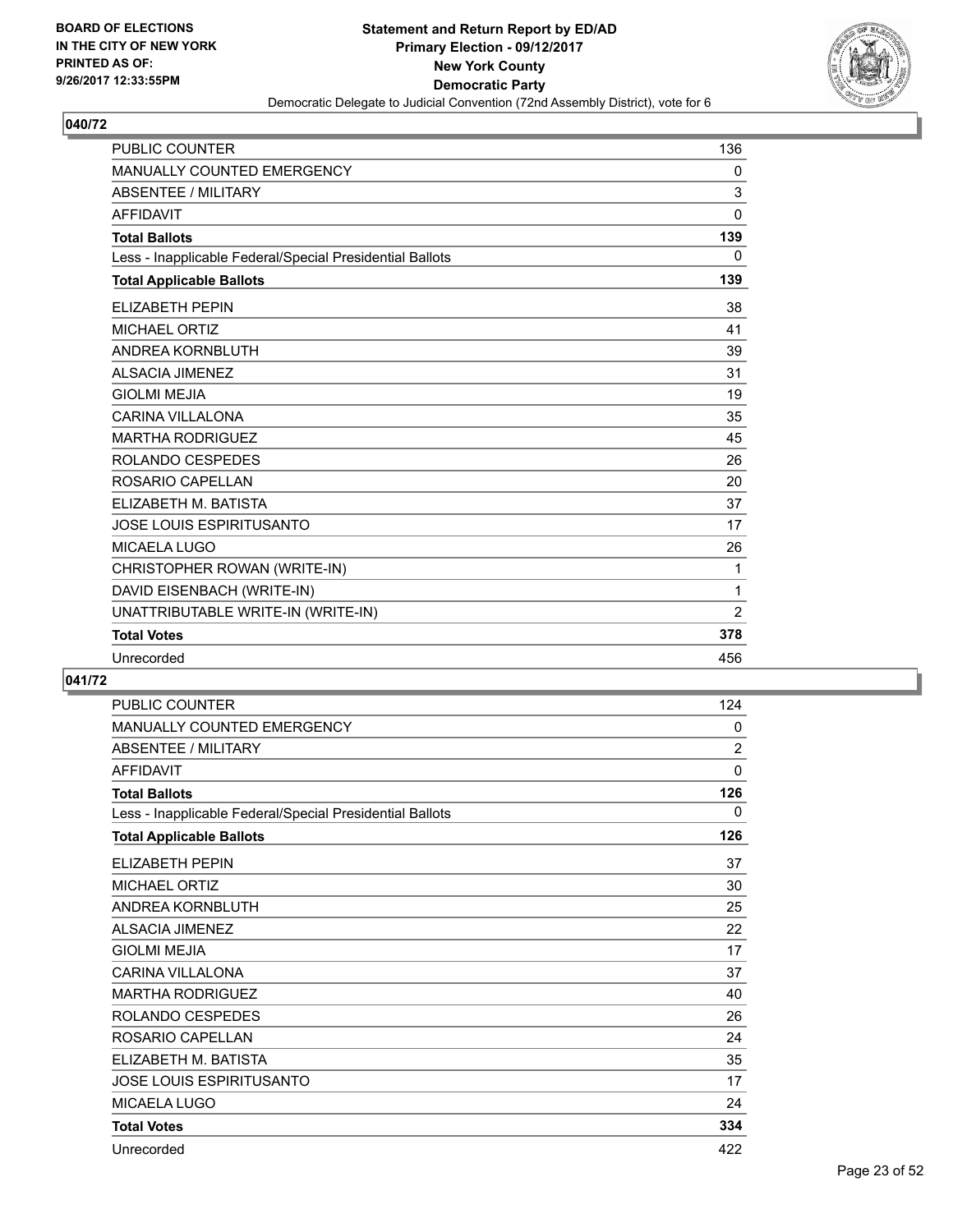**BOARD OF ELECTIONS IN THE CITY OF NEW YORK PRINTED AS OF: 9/26/2017 12:33:55PM**

**Statement and Return Report by ED/AD**
**Primary Election - 09/12/2017**
**New York County**
**Democratic Party**
Democratic Delegate to Judicial Convention (72nd Assembly District), vote for 6

### 040/72

| | |
|---|---|
| PUBLIC COUNTER | 136 |
| MANUALLY COUNTED EMERGENCY | 0 |
| ABSENTEE / MILITARY | 3 |
| AFFIDAVIT | 0 |
| **Total Ballots** | **139** |
| Less - Inapplicable Federal/Special Presidential Ballots | 0 |
| **Total Applicable Ballots** | **139** |
| ELIZABETH PEPIN | 38 |
| MICHAEL ORTIZ | 41 |
| ANDREA KORNBLUTH | 39 |
| ALSACIA JIMENEZ | 31 |
| GIOLMI MEJIA | 19 |
| CARINA VILLALONA | 35 |
| MARTHA RODRIGUEZ | 45 |
| ROLANDO CESPEDES | 26 |
| ROSARIO CAPELLAN | 20 |
| ELIZABETH M. BATISTA | 37 |
| JOSE LOUIS ESPIRITUSANTO | 17 |
| MICAELA LUGO | 26 |
| CHRISTOPHER ROWAN (WRITE-IN) | 1 |
| DAVID EISENBACH (WRITE-IN) | 1 |
| UNATTRIBUTABLE WRITE-IN (WRITE-IN) | 2 |
| **Total Votes** | **378** |
| Unrecorded | 456 |

### 041/72

| | |
|---|---|
| PUBLIC COUNTER | 124 |
| MANUALLY COUNTED EMERGENCY | 0 |
| ABSENTEE / MILITARY | 2 |
| AFFIDAVIT | 0 |
| **Total Ballots** | **126** |
| Less - Inapplicable Federal/Special Presidential Ballots | 0 |
| **Total Applicable Ballots** | **126** |
| ELIZABETH PEPIN | 37 |
| MICHAEL ORTIZ | 30 |
| ANDREA KORNBLUTH | 25 |
| ALSACIA JIMENEZ | 22 |
| GIOLMI MEJIA | 17 |
| CARINA VILLALONA | 37 |
| MARTHA RODRIGUEZ | 40 |
| ROLANDO CESPEDES | 26 |
| ROSARIO CAPELLAN | 24 |
| ELIZABETH M. BATISTA | 35 |
| JOSE LOUIS ESPIRITUSANTO | 17 |
| MICAELA LUGO | 24 |
| **Total Votes** | **334** |
| Unrecorded | 422 |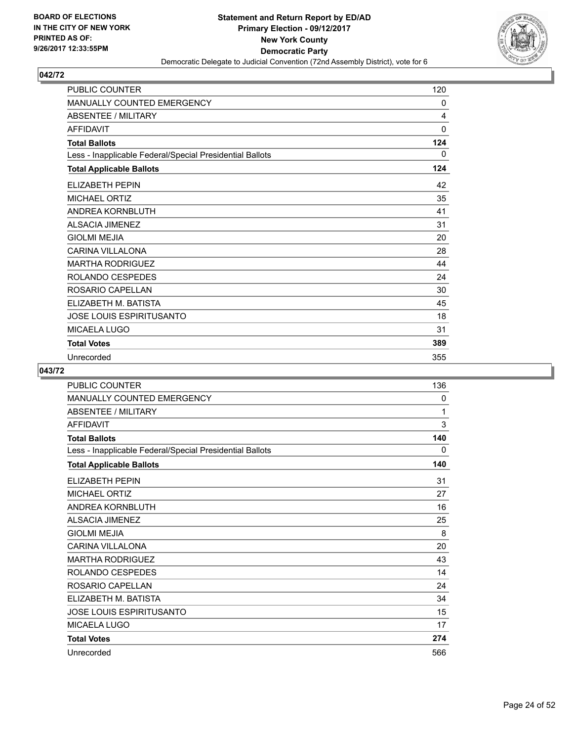## 042/72

| | |
|---|---|
| PUBLIC COUNTER | 120 |
| MANUALLY COUNTED EMERGENCY | 0 |
| ABSENTEE / MILITARY | 4 |
| AFFIDAVIT | 0 |
| **Total Ballots** | **124** |
| Less - Inapplicable Federal/Special Presidential Ballots | 0 |
| **Total Applicable Ballots** | **124** |
| ELIZABETH PEPIN | 42 |
| MICHAEL ORTIZ | 35 |
| ANDREA KORNBLUTH | 41 |
| ALSACIA JIMENEZ | 31 |
| GIOLMI MEJIA | 20 |
| CARINA VILLALONA | 28 |
| MARTHA RODRIGUEZ | 44 |
| ROLANDO CESPEDES | 24 |
| ROSARIO CAPELLAN | 30 |
| ELIZABETH M. BATISTA | 45 |
| JOSE LOUIS ESPIRITUSANTO | 18 |
| MICAELA LUGO | 31 |
| **Total Votes** | **389** |
| Unrecorded | 355 |

## 043/72

| | |
|---|---|
| PUBLIC COUNTER | 136 |
| MANUALLY COUNTED EMERGENCY | 0 |
| ABSENTEE / MILITARY | 1 |
| AFFIDAVIT | 3 |
| **Total Ballots** | **140** |
| Less - Inapplicable Federal/Special Presidential Ballots | 0 |
| **Total Applicable Ballots** | **140** |
| ELIZABETH PEPIN | 31 |
| MICHAEL ORTIZ | 27 |
| ANDREA KORNBLUTH | 16 |
| ALSACIA JIMENEZ | 25 |
| GIOLMI MEJIA | 8 |
| CARINA VILLALONA | 20 |
| MARTHA RODRIGUEZ | 43 |
| ROLANDO CESPEDES | 14 |
| ROSARIO CAPELLAN | 24 |
| ELIZABETH M. BATISTA | 34 |
| JOSE LOUIS ESPIRITUSANTO | 15 |
| MICAELA LUGO | 17 |
| **Total Votes** | **274** |
| Unrecorded | 566 |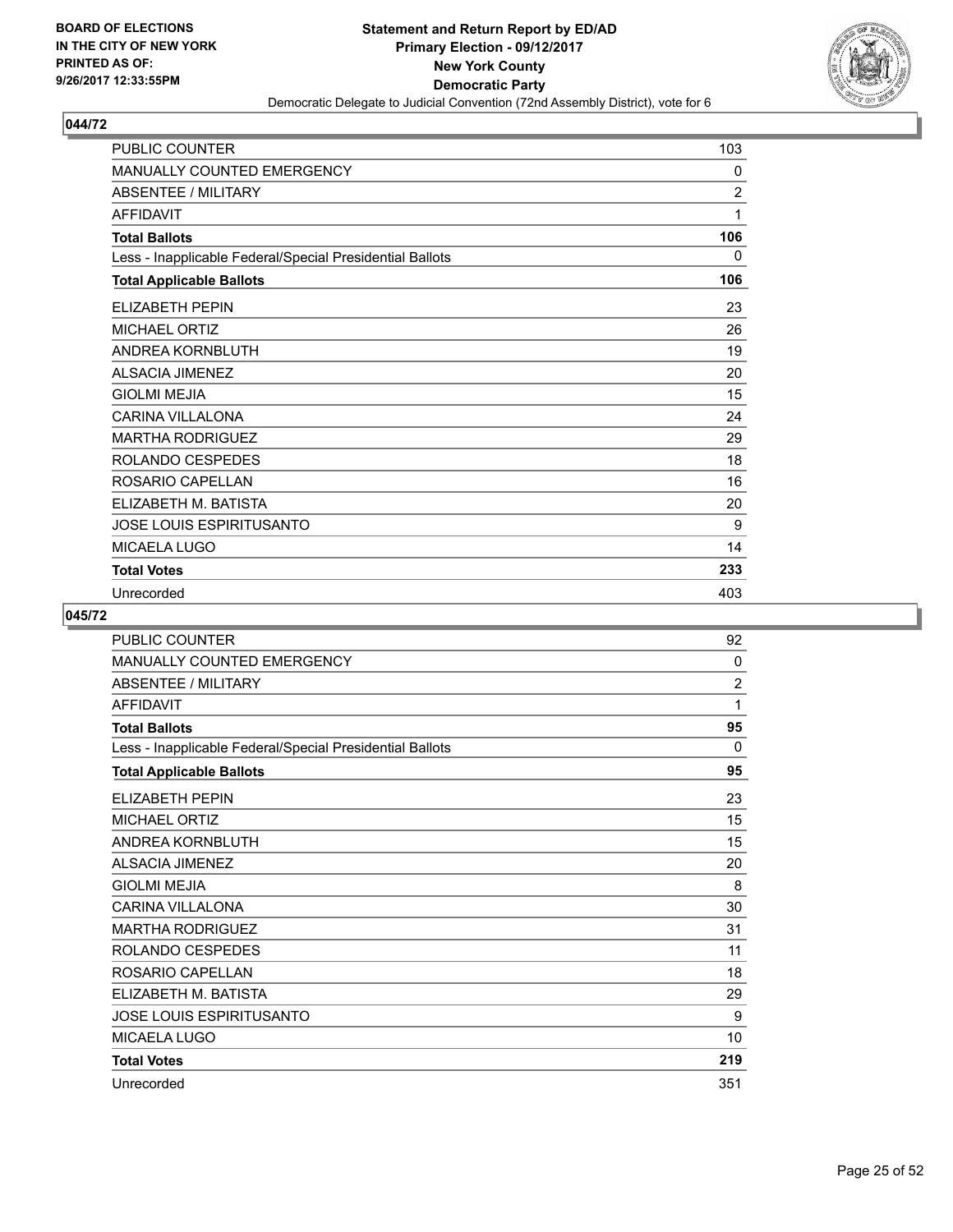BOARD OF ELECTIONS
IN THE CITY OF NEW YORK
PRINTED AS OF:
9/26/2017 12:33:55PM

**Statement and Return Report by ED/AD**
**Primary Election - 09/12/2017**
**New York County**
**Democratic Party**
Democratic Delegate to Judicial Convention (72nd Assembly District), vote for 6

### 044/72

| | |
|---|---|
| PUBLIC COUNTER | 103 |
| MANUALLY COUNTED EMERGENCY | 0 |
| ABSENTEE / MILITARY | 2 |
| AFFIDAVIT | 1 |
| **Total Ballots** | **106** |
| Less - Inapplicable Federal/Special Presidential Ballots | 0 |
| **Total Applicable Ballots** | **106** |
| ELIZABETH PEPIN | 23 |
| MICHAEL ORTIZ | 26 |
| ANDREA KORNBLUTH | 19 |
| ALSACIA JIMENEZ | 20 |
| GIOLMI MEJIA | 15 |
| CARINA VILLALONA | 24 |
| MARTHA RODRIGUEZ | 29 |
| ROLANDO CESPEDES | 18 |
| ROSARIO CAPELLAN | 16 |
| ELIZABETH M. BATISTA | 20 |
| JOSE LOUIS ESPIRITUSANTO | 9 |
| MICAELA LUGO | 14 |
| **Total Votes** | **233** |
| Unrecorded | 403 |

### 045/72

| | |
|---|---|
| PUBLIC COUNTER | 92 |
| MANUALLY COUNTED EMERGENCY | 0 |
| ABSENTEE / MILITARY | 2 |
| AFFIDAVIT | 1 |
| **Total Ballots** | **95** |
| Less - Inapplicable Federal/Special Presidential Ballots | 0 |
| **Total Applicable Ballots** | **95** |
| ELIZABETH PEPIN | 23 |
| MICHAEL ORTIZ | 15 |
| ANDREA KORNBLUTH | 15 |
| ALSACIA JIMENEZ | 20 |
| GIOLMI MEJIA | 8 |
| CARINA VILLALONA | 30 |
| MARTHA RODRIGUEZ | 31 |
| ROLANDO CESPEDES | 11 |
| ROSARIO CAPELLAN | 18 |
| ELIZABETH M. BATISTA | 29 |
| JOSE LOUIS ESPIRITUSANTO | 9 |
| MICAELA LUGO | 10 |
| **Total Votes** | **219** |
| Unrecorded | 351 |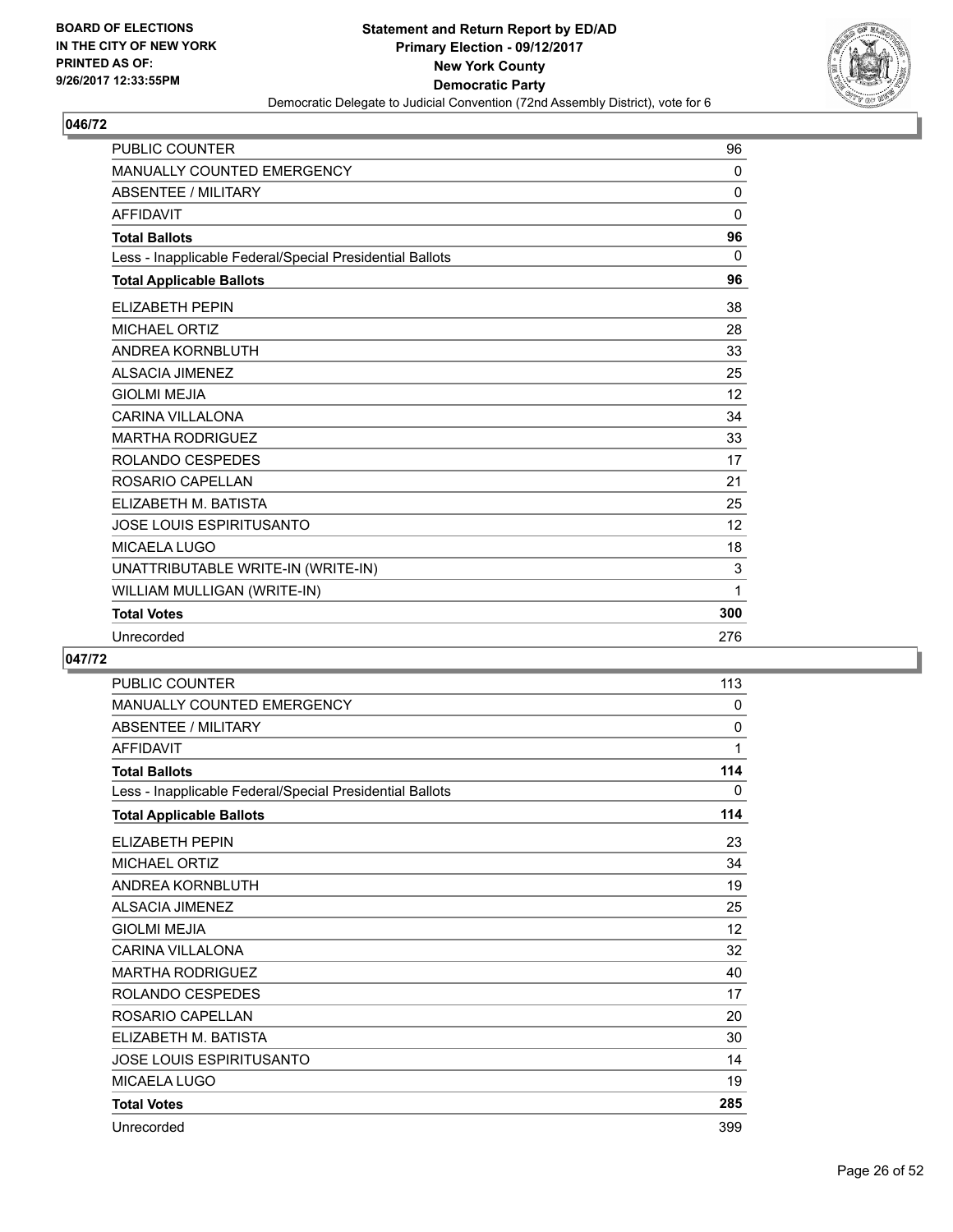BOARD OF ELECTIONS
IN THE CITY OF NEW YORK
PRINTED AS OF:
9/26/2017 12:33:55PM

**Statement and Return Report by ED/AD**
**Primary Election - 09/12/2017**
**New York County**
**Democratic Party**
Democratic Delegate to Judicial Convention (72nd Assembly District), vote for 6

## 046/72

| | |
|---|---|
| PUBLIC COUNTER | 96 |
| MANUALLY COUNTED EMERGENCY | 0 |
| ABSENTEE / MILITARY | 0 |
| AFFIDAVIT | 0 |
| **Total Ballots** | **96** |
| Less - Inapplicable Federal/Special Presidential Ballots | 0 |
| **Total Applicable Ballots** | **96** |
| ELIZABETH PEPIN | 38 |
| MICHAEL ORTIZ | 28 |
| ANDREA KORNBLUTH | 33 |
| ALSACIA JIMENEZ | 25 |
| GIOLMI MEJIA | 12 |
| CARINA VILLALONA | 34 |
| MARTHA RODRIGUEZ | 33 |
| ROLANDO CESPEDES | 17 |
| ROSARIO CAPELLAN | 21 |
| ELIZABETH M. BATISTA | 25 |
| JOSE LOUIS ESPIRITUSANTO | 12 |
| MICAELA LUGO | 18 |
| UNATTRIBUTABLE WRITE-IN (WRITE-IN) | 3 |
| WILLIAM MULLIGAN (WRITE-IN) | 1 |
| **Total Votes** | **300** |
| Unrecorded | 276 |

## 047/72

| | |
|---|---|
| PUBLIC COUNTER | 113 |
| MANUALLY COUNTED EMERGENCY | 0 |
| ABSENTEE / MILITARY | 0 |
| AFFIDAVIT | 1 |
| **Total Ballots** | **114** |
| Less - Inapplicable Federal/Special Presidential Ballots | 0 |
| **Total Applicable Ballots** | **114** |
| ELIZABETH PEPIN | 23 |
| MICHAEL ORTIZ | 34 |
| ANDREA KORNBLUTH | 19 |
| ALSACIA JIMENEZ | 25 |
| GIOLMI MEJIA | 12 |
| CARINA VILLALONA | 32 |
| MARTHA RODRIGUEZ | 40 |
| ROLANDO CESPEDES | 17 |
| ROSARIO CAPELLAN | 20 |
| ELIZABETH M. BATISTA | 30 |
| JOSE LOUIS ESPIRITUSANTO | 14 |
| MICAELA LUGO | 19 |
| **Total Votes** | **285** |
| Unrecorded | 399 |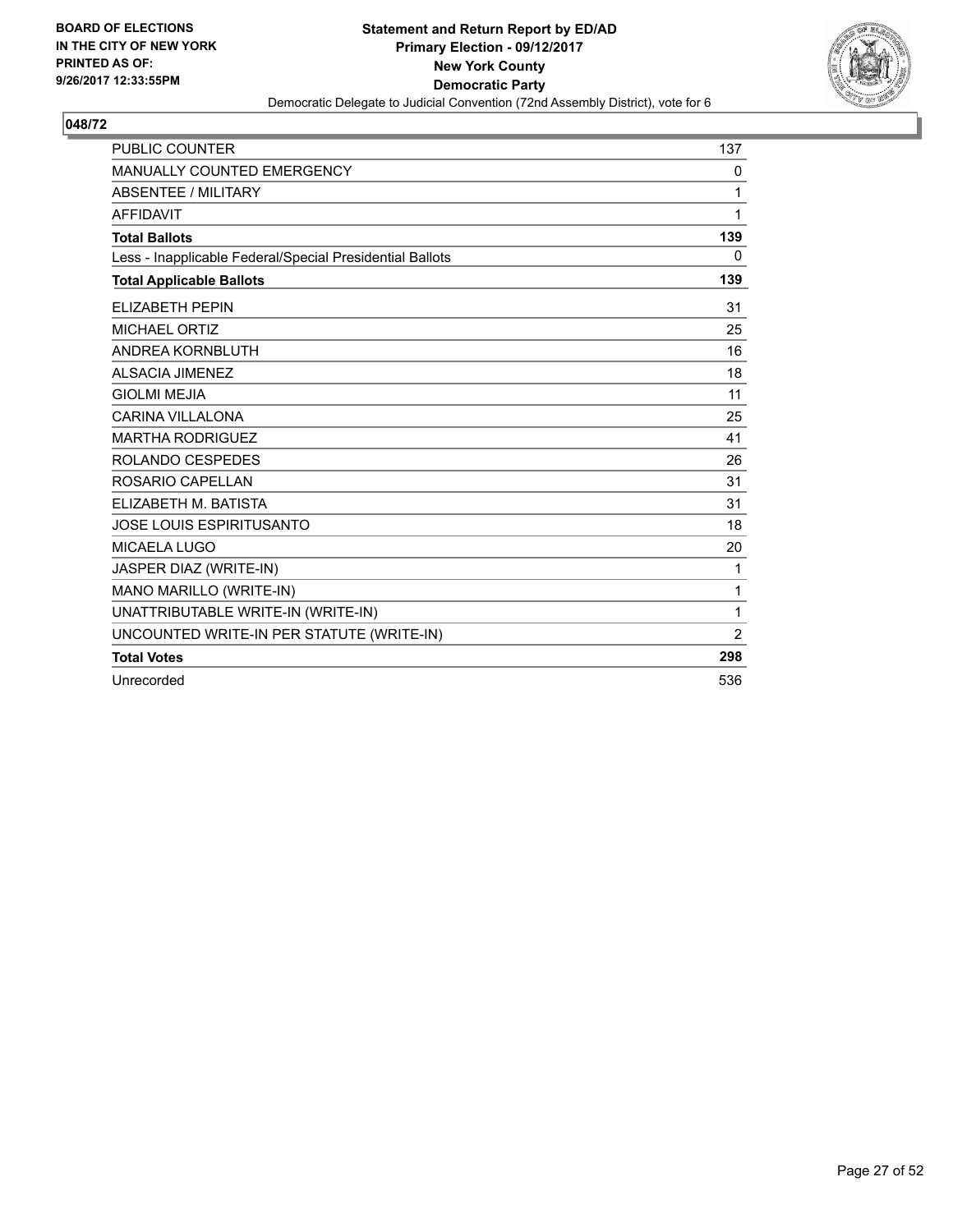**BOARD OF ELECTIONS IN THE CITY OF NEW YORK PRINTED AS OF: 9/26/2017 12:33:55PM**

**Statement and Return Report by ED/AD Primary Election - 09/12/2017 New York County Democratic Party**

Democratic Delegate to Judicial Convention (72nd Assembly District), vote for 6

## 048/72

| | |
|---|---|
| PUBLIC COUNTER | 137 |
| MANUALLY COUNTED EMERGENCY | 0 |
| ABSENTEE / MILITARY | 1 |
| AFFIDAVIT | 1 |
| **Total Ballots** | **139** |
| Less - Inapplicable Federal/Special Presidential Ballots | 0 |
| **Total Applicable Ballots** | **139** |
| ELIZABETH PEPIN | 31 |
| MICHAEL ORTIZ | 25 |
| ANDREA KORNBLUTH | 16 |
| ALSACIA JIMENEZ | 18 |
| GIOLMI MEJIA | 11 |
| CARINA VILLALONA | 25 |
| MARTHA RODRIGUEZ | 41 |
| ROLANDO CESPEDES | 26 |
| ROSARIO CAPELLAN | 31 |
| ELIZABETH M. BATISTA | 31 |
| JOSE LOUIS ESPIRITUSANTO | 18 |
| MICAELA LUGO | 20 |
| JASPER DIAZ (WRITE-IN) | 1 |
| MANO MARILLO (WRITE-IN) | 1 |
| UNATTRIBUTABLE WRITE-IN (WRITE-IN) | 1 |
| UNCOUNTED WRITE-IN PER STATUTE (WRITE-IN) | 2 |
| **Total Votes** | **298** |
| Unrecorded | 536 |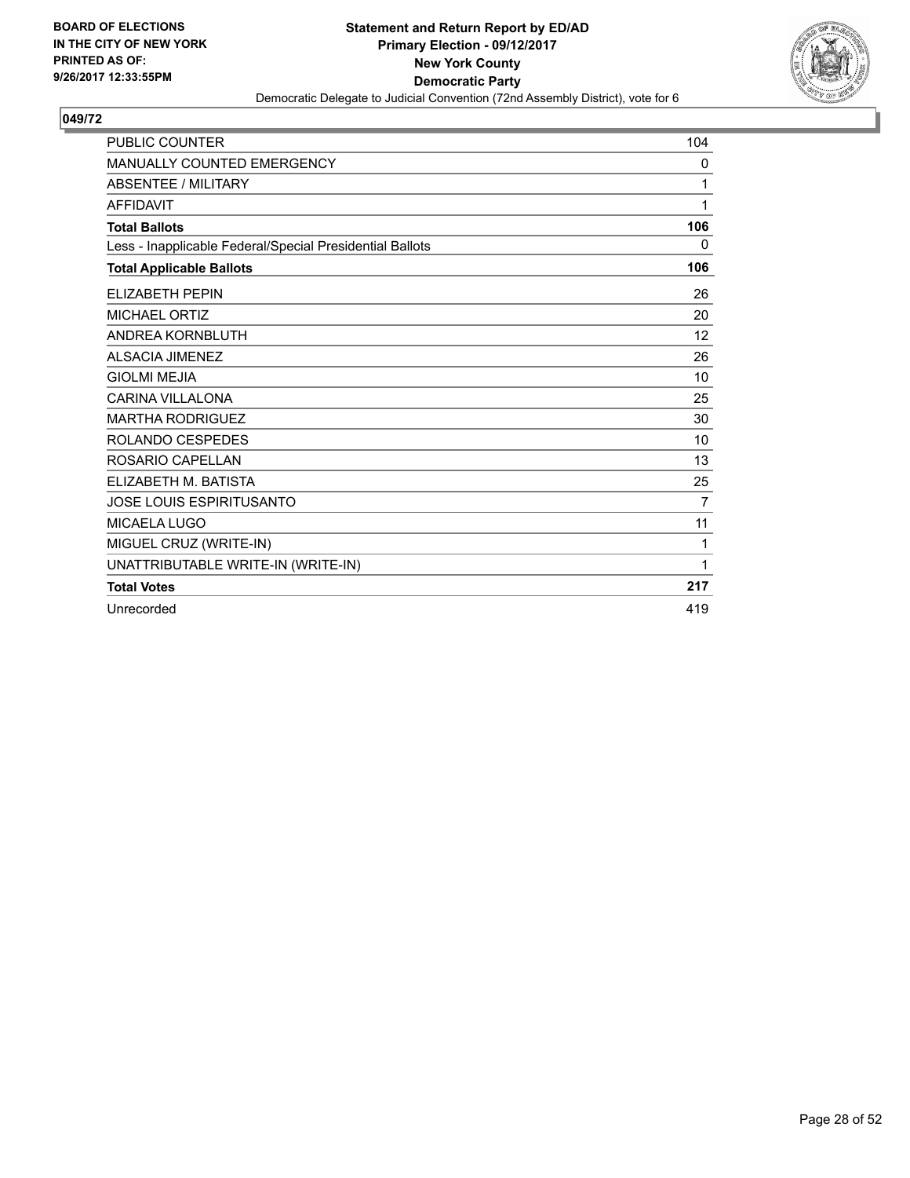BOARD OF ELECTIONS
IN THE CITY OF NEW YORK
PRINTED AS OF:
9/26/2017 12:33:55PM

**Statement and Return Report by ED/AD**
**Primary Election - 09/12/2017**
**New York County**
**Democratic Party**
Democratic Delegate to Judicial Convention (72nd Assembly District), vote for 6

## 049/72

| | |
|---|---|
| PUBLIC COUNTER | 104 |
| MANUALLY COUNTED EMERGENCY | 0 |
| ABSENTEE / MILITARY | 1 |
| AFFIDAVIT | 1 |
| **Total Ballots** | **106** |
| Less - Inapplicable Federal/Special Presidential Ballots | 0 |
| **Total Applicable Ballots** | **106** |
| ELIZABETH PEPIN | 26 |
| MICHAEL ORTIZ | 20 |
| ANDREA KORNBLUTH | 12 |
| ALSACIA JIMENEZ | 26 |
| GIOLMI MEJIA | 10 |
| CARINA VILLALONA | 25 |
| MARTHA RODRIGUEZ | 30 |
| ROLANDO CESPEDES | 10 |
| ROSARIO CAPELLAN | 13 |
| ELIZABETH M. BATISTA | 25 |
| JOSE LOUIS ESPIRITUSANTO | 7 |
| MICAELA LUGO | 11 |
| MIGUEL CRUZ (WRITE-IN) | 1 |
| UNATTRIBUTABLE WRITE-IN (WRITE-IN) | 1 |
| **Total Votes** | **217** |
| Unrecorded | 419 |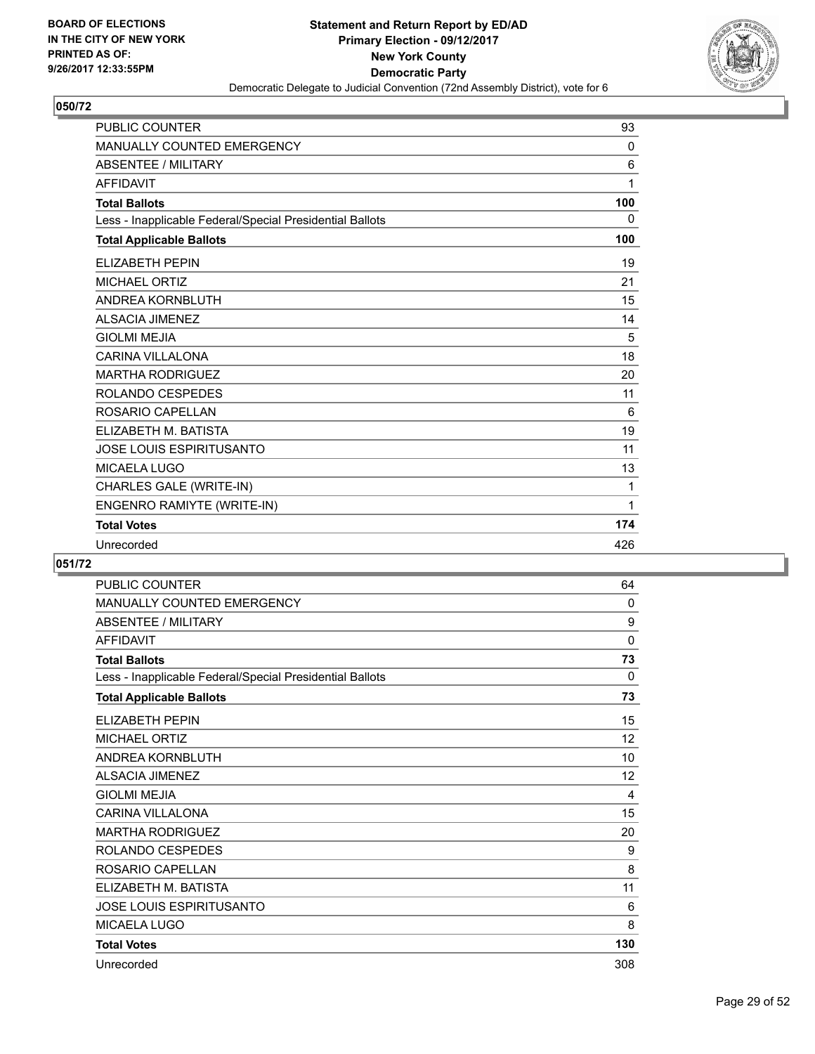**BOARD OF ELECTIONS IN THE CITY OF NEW YORK PRINTED AS OF: 9/26/2017 12:33:55PM**

**Statement and Return Report by ED/AD Primary Election - 09/12/2017 New York County Democratic Party**

Democratic Delegate to Judicial Convention (72nd Assembly District), vote for 6

## 050/72

| | |
|---|---|
| PUBLIC COUNTER | 93 |
| MANUALLY COUNTED EMERGENCY | 0 |
| ABSENTEE / MILITARY | 6 |
| AFFIDAVIT | 1 |
| **Total Ballots** | **100** |
| Less - Inapplicable Federal/Special Presidential Ballots | 0 |
| **Total Applicable Ballots** | **100** |
| ELIZABETH PEPIN | 19 |
| MICHAEL ORTIZ | 21 |
| ANDREA KORNBLUTH | 15 |
| ALSACIA JIMENEZ | 14 |
| GIOLMI MEJIA | 5 |
| CARINA VILLALONA | 18 |
| MARTHA RODRIGUEZ | 20 |
| ROLANDO CESPEDES | 11 |
| ROSARIO CAPELLAN | 6 |
| ELIZABETH M. BATISTA | 19 |
| JOSE LOUIS ESPIRITUSANTO | 11 |
| MICAELA LUGO | 13 |
| CHARLES GALE (WRITE-IN) | 1 |
| ENGENRO RAMIYTE (WRITE-IN) | 1 |
| **Total Votes** | **174** |
| Unrecorded | 426 |

## 051/72

| | |
|---|---|
| PUBLIC COUNTER | 64 |
| MANUALLY COUNTED EMERGENCY | 0 |
| ABSENTEE / MILITARY | 9 |
| AFFIDAVIT | 0 |
| **Total Ballots** | **73** |
| Less - Inapplicable Federal/Special Presidential Ballots | 0 |
| **Total Applicable Ballots** | **73** |
| ELIZABETH PEPIN | 15 |
| MICHAEL ORTIZ | 12 |
| ANDREA KORNBLUTH | 10 |
| ALSACIA JIMENEZ | 12 |
| GIOLMI MEJIA | 4 |
| CARINA VILLALONA | 15 |
| MARTHA RODRIGUEZ | 20 |
| ROLANDO CESPEDES | 9 |
| ROSARIO CAPELLAN | 8 |
| ELIZABETH M. BATISTA | 11 |
| JOSE LOUIS ESPIRITUSANTO | 6 |
| MICAELA LUGO | 8 |
| **Total Votes** | **130** |
| Unrecorded | 308 |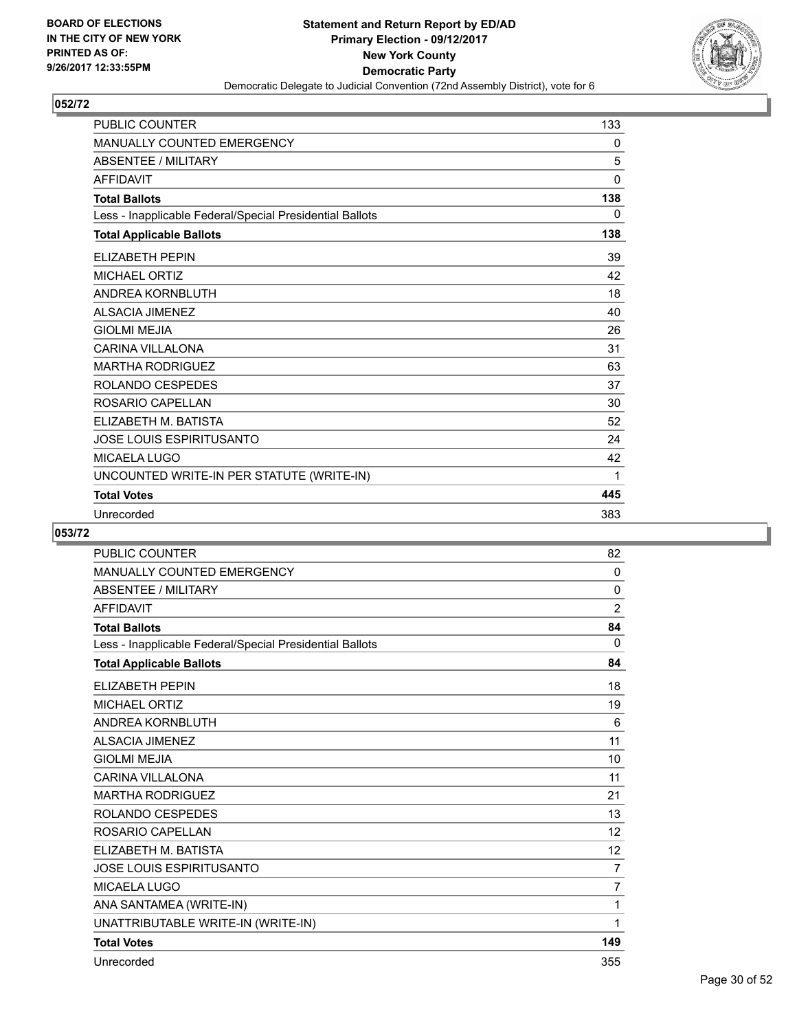BOARD OF ELECTIONS
IN THE CITY OF NEW YORK
PRINTED AS OF:
9/26/2017 12:33:55PM

**Statement and Return Report by ED/AD**
**Primary Election - 09/12/2017**
**New York County**
**Democratic Party**
Democratic Delegate to Judicial Convention (72nd Assembly District), vote for 6

## 052/72

| | |
|---|---|
| PUBLIC COUNTER | 133 |
| MANUALLY COUNTED EMERGENCY | 0 |
| ABSENTEE / MILITARY | 5 |
| AFFIDAVIT | 0 |
| **Total Ballots** | **138** |
| Less - Inapplicable Federal/Special Presidential Ballots | 0 |
| **Total Applicable Ballots** | **138** |
| ELIZABETH PEPIN | 39 |
| MICHAEL ORTIZ | 42 |
| ANDREA KORNBLUTH | 18 |
| ALSACIA JIMENEZ | 40 |
| GIOLMI MEJIA | 26 |
| CARINA VILLALONA | 31 |
| MARTHA RODRIGUEZ | 63 |
| ROLANDO CESPEDES | 37 |
| ROSARIO CAPELLAN | 30 |
| ELIZABETH M. BATISTA | 52 |
| JOSE LOUIS ESPIRITUSANTO | 24 |
| MICAELA LUGO | 42 |
| UNCOUNTED WRITE-IN PER STATUTE (WRITE-IN) | 1 |
| **Total Votes** | **445** |
| Unrecorded | 383 |

## 053/72

| | |
|---|---|
| PUBLIC COUNTER | 82 |
| MANUALLY COUNTED EMERGENCY | 0 |
| ABSENTEE / MILITARY | 0 |
| AFFIDAVIT | 2 |
| **Total Ballots** | **84** |
| Less - Inapplicable Federal/Special Presidential Ballots | 0 |
| **Total Applicable Ballots** | **84** |
| ELIZABETH PEPIN | 18 |
| MICHAEL ORTIZ | 19 |
| ANDREA KORNBLUTH | 6 |
| ALSACIA JIMENEZ | 11 |
| GIOLMI MEJIA | 10 |
| CARINA VILLALONA | 11 |
| MARTHA RODRIGUEZ | 21 |
| ROLANDO CESPEDES | 13 |
| ROSARIO CAPELLAN | 12 |
| ELIZABETH M. BATISTA | 12 |
| JOSE LOUIS ESPIRITUSANTO | 7 |
| MICAELA LUGO | 7 |
| ANA SANTAMEA (WRITE-IN) | 1 |
| UNATTRIBUTABLE WRITE-IN (WRITE-IN) | 1 |
| **Total Votes** | **149** |
| Unrecorded | 355 |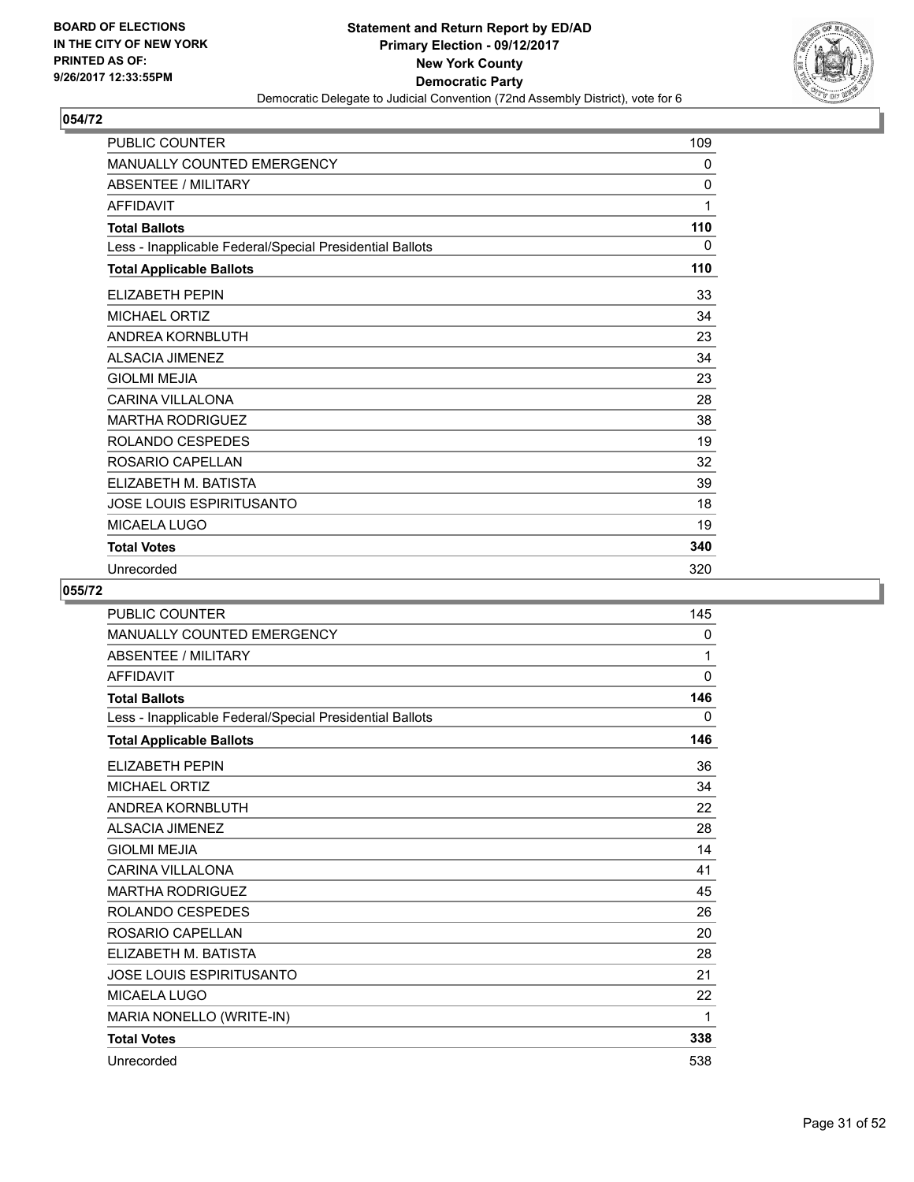**BOARD OF ELECTIONS IN THE CITY OF NEW YORK PRINTED AS OF: 9/26/2017 12:33:55PM**

**Statement and Return Report by ED/AD**
**Primary Election - 09/12/2017**
**New York County**
**Democratic Party**
Democratic Delegate to Judicial Convention (72nd Assembly District), vote for 6

## 054/72

| | |
|---|---|
| PUBLIC COUNTER | 109 |
| MANUALLY COUNTED EMERGENCY | 0 |
| ABSENTEE / MILITARY | 0 |
| AFFIDAVIT | 1 |
| **Total Ballots** | **110** |
| Less - Inapplicable Federal/Special Presidential Ballots | 0 |
| **Total Applicable Ballots** | **110** |
| ELIZABETH PEPIN | 33 |
| MICHAEL ORTIZ | 34 |
| ANDREA KORNBLUTH | 23 |
| ALSACIA JIMENEZ | 34 |
| GIOLMI MEJIA | 23 |
| CARINA VILLALONA | 28 |
| MARTHA RODRIGUEZ | 38 |
| ROLANDO CESPEDES | 19 |
| ROSARIO CAPELLAN | 32 |
| ELIZABETH M. BATISTA | 39 |
| JOSE LOUIS ESPIRITUSANTO | 18 |
| MICAELA LUGO | 19 |
| **Total Votes** | **340** |
| Unrecorded | 320 |

## 055/72

| | |
|---|---|
| PUBLIC COUNTER | 145 |
| MANUALLY COUNTED EMERGENCY | 0 |
| ABSENTEE / MILITARY | 1 |
| AFFIDAVIT | 0 |
| **Total Ballots** | **146** |
| Less - Inapplicable Federal/Special Presidential Ballots | 0 |
| **Total Applicable Ballots** | **146** |
| ELIZABETH PEPIN | 36 |
| MICHAEL ORTIZ | 34 |
| ANDREA KORNBLUTH | 22 |
| ALSACIA JIMENEZ | 28 |
| GIOLMI MEJIA | 14 |
| CARINA VILLALONA | 41 |
| MARTHA RODRIGUEZ | 45 |
| ROLANDO CESPEDES | 26 |
| ROSARIO CAPELLAN | 20 |
| ELIZABETH M. BATISTA | 28 |
| JOSE LOUIS ESPIRITUSANTO | 21 |
| MICAELA LUGO | 22 |
| MARIA NONELLO (WRITE-IN) | 1 |
| **Total Votes** | **338** |
| Unrecorded | 538 |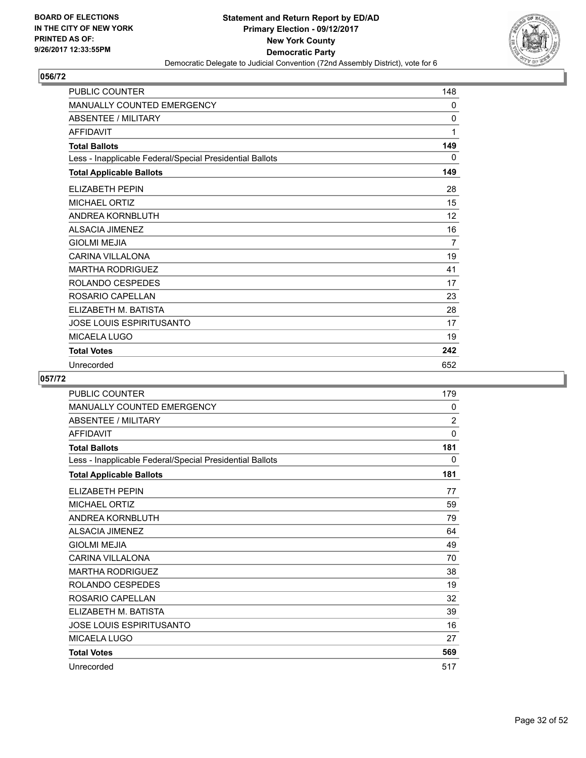BOARD OF ELECTIONS
IN THE CITY OF NEW YORK
PRINTED AS OF:
9/26/2017 12:33:55PM

**Statement and Return Report by ED/AD**
**Primary Election - 09/12/2017**
**New York County**
**Democratic Party**
Democratic Delegate to Judicial Convention (72nd Assembly District), vote for 6

## 056/72

| | |
|---|---|
| PUBLIC COUNTER | 148 |
| MANUALLY COUNTED EMERGENCY | 0 |
| ABSENTEE / MILITARY | 0 |
| AFFIDAVIT | 1 |
| **Total Ballots** | **149** |
| Less - Inapplicable Federal/Special Presidential Ballots | 0 |
| **Total Applicable Ballots** | **149** |
| ELIZABETH PEPIN | 28 |
| MICHAEL ORTIZ | 15 |
| ANDREA KORNBLUTH | 12 |
| ALSACIA JIMENEZ | 16 |
| GIOLMI MEJIA | 7 |
| CARINA VILLALONA | 19 |
| MARTHA RODRIGUEZ | 41 |
| ROLANDO CESPEDES | 17 |
| ROSARIO CAPELLAN | 23 |
| ELIZABETH M. BATISTA | 28 |
| JOSE LOUIS ESPIRITUSANTO | 17 |
| MICAELA LUGO | 19 |
| **Total Votes** | **242** |
| Unrecorded | 652 |

## 057/72

| | |
|---|---|
| PUBLIC COUNTER | 179 |
| MANUALLY COUNTED EMERGENCY | 0 |
| ABSENTEE / MILITARY | 2 |
| AFFIDAVIT | 0 |
| **Total Ballots** | **181** |
| Less - Inapplicable Federal/Special Presidential Ballots | 0 |
| **Total Applicable Ballots** | **181** |
| ELIZABETH PEPIN | 77 |
| MICHAEL ORTIZ | 59 |
| ANDREA KORNBLUTH | 79 |
| ALSACIA JIMENEZ | 64 |
| GIOLMI MEJIA | 49 |
| CARINA VILLALONA | 70 |
| MARTHA RODRIGUEZ | 38 |
| ROLANDO CESPEDES | 19 |
| ROSARIO CAPELLAN | 32 |
| ELIZABETH M. BATISTA | 39 |
| JOSE LOUIS ESPIRITUSANTO | 16 |
| MICAELA LUGO | 27 |
| **Total Votes** | **569** |
| Unrecorded | 517 |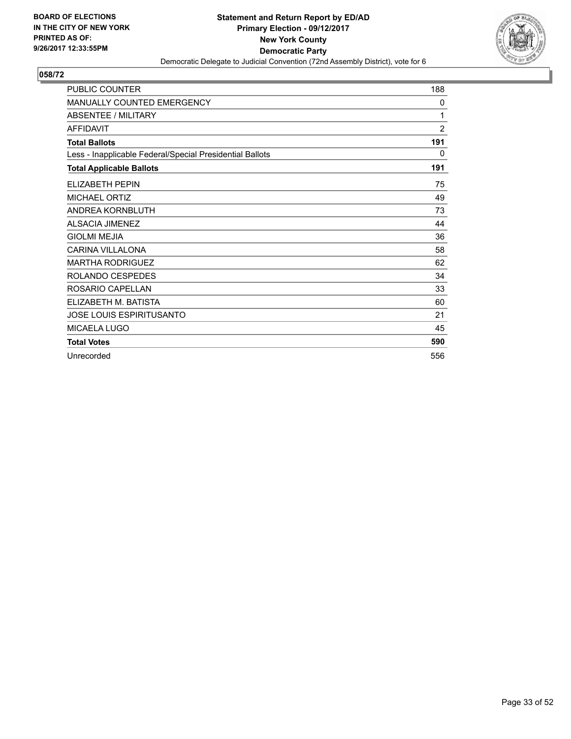BOARD OF ELECTIONS
IN THE CITY OF NEW YORK
PRINTED AS OF:
9/26/2017 12:33:55PM

**Statement and Return Report by ED/AD**
**Primary Election - 09/12/2017**
**New York County**
**Democratic Party**
Democratic Delegate to Judicial Convention (72nd Assembly District), vote for 6

## 058/72

| | |
|---|---|
| PUBLIC COUNTER | 188 |
| MANUALLY COUNTED EMERGENCY | 0 |
| ABSENTEE / MILITARY | 1 |
| AFFIDAVIT | 2 |
| **Total Ballots** | **191** |
| Less - Inapplicable Federal/Special Presidential Ballots | 0 |
| **Total Applicable Ballots** | **191** |
| ELIZABETH PEPIN | 75 |
| MICHAEL ORTIZ | 49 |
| ANDREA KORNBLUTH | 73 |
| ALSACIA JIMENEZ | 44 |
| GIOLMI MEJIA | 36 |
| CARINA VILLALONA | 58 |
| MARTHA RODRIGUEZ | 62 |
| ROLANDO CESPEDES | 34 |
| ROSARIO CAPELLAN | 33 |
| ELIZABETH M. BATISTA | 60 |
| JOSE LOUIS ESPIRITUSANTO | 21 |
| MICAELA LUGO | 45 |
| **Total Votes** | **590** |
| Unrecorded | 556 |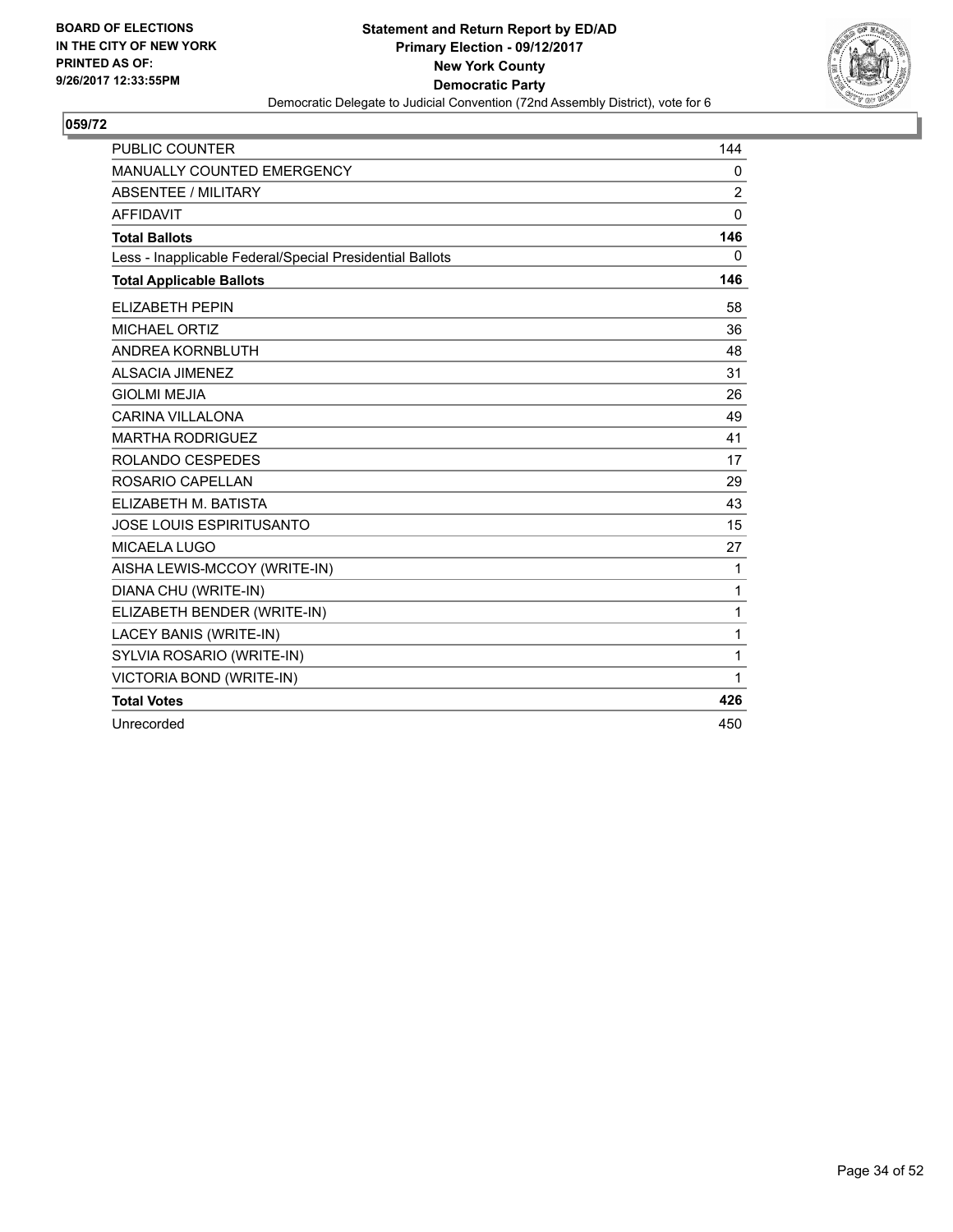BOARD OF ELECTIONS
IN THE CITY OF NEW YORK
PRINTED AS OF:
9/26/2017 12:33:55PM

**Statement and Return Report by ED/AD**
**Primary Election - 09/12/2017**
**New York County**
**Democratic Party**
Democratic Delegate to Judicial Convention (72nd Assembly District), vote for 6

## 059/72

| | |
|---|---|
| PUBLIC COUNTER | 144 |
| MANUALLY COUNTED EMERGENCY | 0 |
| ABSENTEE / MILITARY | 2 |
| AFFIDAVIT | 0 |
| **Total Ballots** | **146** |
| Less - Inapplicable Federal/Special Presidential Ballots | 0 |
| **Total Applicable Ballots** | **146** |
| ELIZABETH PEPIN | 58 |
| MICHAEL ORTIZ | 36 |
| ANDREA KORNBLUTH | 48 |
| ALSACIA JIMENEZ | 31 |
| GIOLMI MEJIA | 26 |
| CARINA VILLALONA | 49 |
| MARTHA RODRIGUEZ | 41 |
| ROLANDO CESPEDES | 17 |
| ROSARIO CAPELLAN | 29 |
| ELIZABETH M. BATISTA | 43 |
| JOSE LOUIS ESPIRITUSANTO | 15 |
| MICAELA LUGO | 27 |
| AISHA LEWIS-MCCOY (WRITE-IN) | 1 |
| DIANA CHU (WRITE-IN) | 1 |
| ELIZABETH BENDER (WRITE-IN) | 1 |
| LACEY BANIS (WRITE-IN) | 1 |
| SYLVIA ROSARIO (WRITE-IN) | 1 |
| VICTORIA BOND (WRITE-IN) | 1 |
| **Total Votes** | **426** |
| Unrecorded | 450 |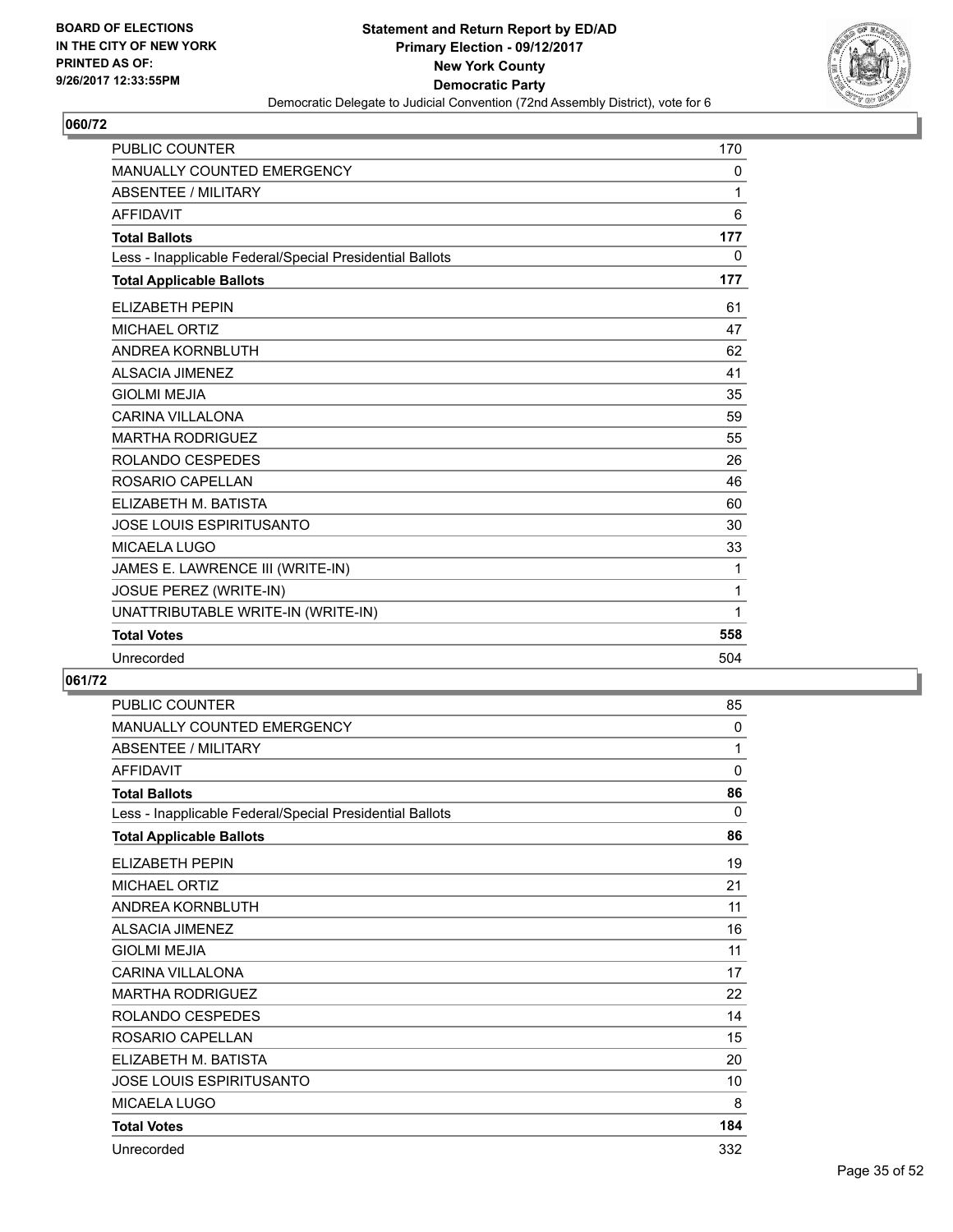BOARD OF ELECTIONS
IN THE CITY OF NEW YORK
PRINTED AS OF:
9/26/2017 12:33:55PM

**Statement and Return Report by ED/AD**
**Primary Election - 09/12/2017**
**New York County**
**Democratic Party**
Democratic Delegate to Judicial Convention (72nd Assembly District), vote for 6

## 060/72

| | |
|---|---|
| PUBLIC COUNTER | 170 |
| MANUALLY COUNTED EMERGENCY | 0 |
| ABSENTEE / MILITARY | 1 |
| AFFIDAVIT | 6 |
| **Total Ballots** | **177** |
| Less - Inapplicable Federal/Special Presidential Ballots | 0 |
| **Total Applicable Ballots** | **177** |
| ELIZABETH PEPIN | 61 |
| MICHAEL ORTIZ | 47 |
| ANDREA KORNBLUTH | 62 |
| ALSACIA JIMENEZ | 41 |
| GIOLMI MEJIA | 35 |
| CARINA VILLALONA | 59 |
| MARTHA RODRIGUEZ | 55 |
| ROLANDO CESPEDES | 26 |
| ROSARIO CAPELLAN | 46 |
| ELIZABETH M. BATISTA | 60 |
| JOSE LOUIS ESPIRITUSANTO | 30 |
| MICAELA LUGO | 33 |
| JAMES E. LAWRENCE III (WRITE-IN) | 1 |
| JOSUE PEREZ (WRITE-IN) | 1 |
| UNATTRIBUTABLE WRITE-IN (WRITE-IN) | 1 |
| **Total Votes** | **558** |
| Unrecorded | 504 |

## 061/72

| | |
|---|---|
| PUBLIC COUNTER | 85 |
| MANUALLY COUNTED EMERGENCY | 0 |
| ABSENTEE / MILITARY | 1 |
| AFFIDAVIT | 0 |
| **Total Ballots** | **86** |
| Less - Inapplicable Federal/Special Presidential Ballots | 0 |
| **Total Applicable Ballots** | **86** |
| ELIZABETH PEPIN | 19 |
| MICHAEL ORTIZ | 21 |
| ANDREA KORNBLUTH | 11 |
| ALSACIA JIMENEZ | 16 |
| GIOLMI MEJIA | 11 |
| CARINA VILLALONA | 17 |
| MARTHA RODRIGUEZ | 22 |
| ROLANDO CESPEDES | 14 |
| ROSARIO CAPELLAN | 15 |
| ELIZABETH M. BATISTA | 20 |
| JOSE LOUIS ESPIRITUSANTO | 10 |
| MICAELA LUGO | 8 |
| **Total Votes** | **184** |
| Unrecorded | 332 |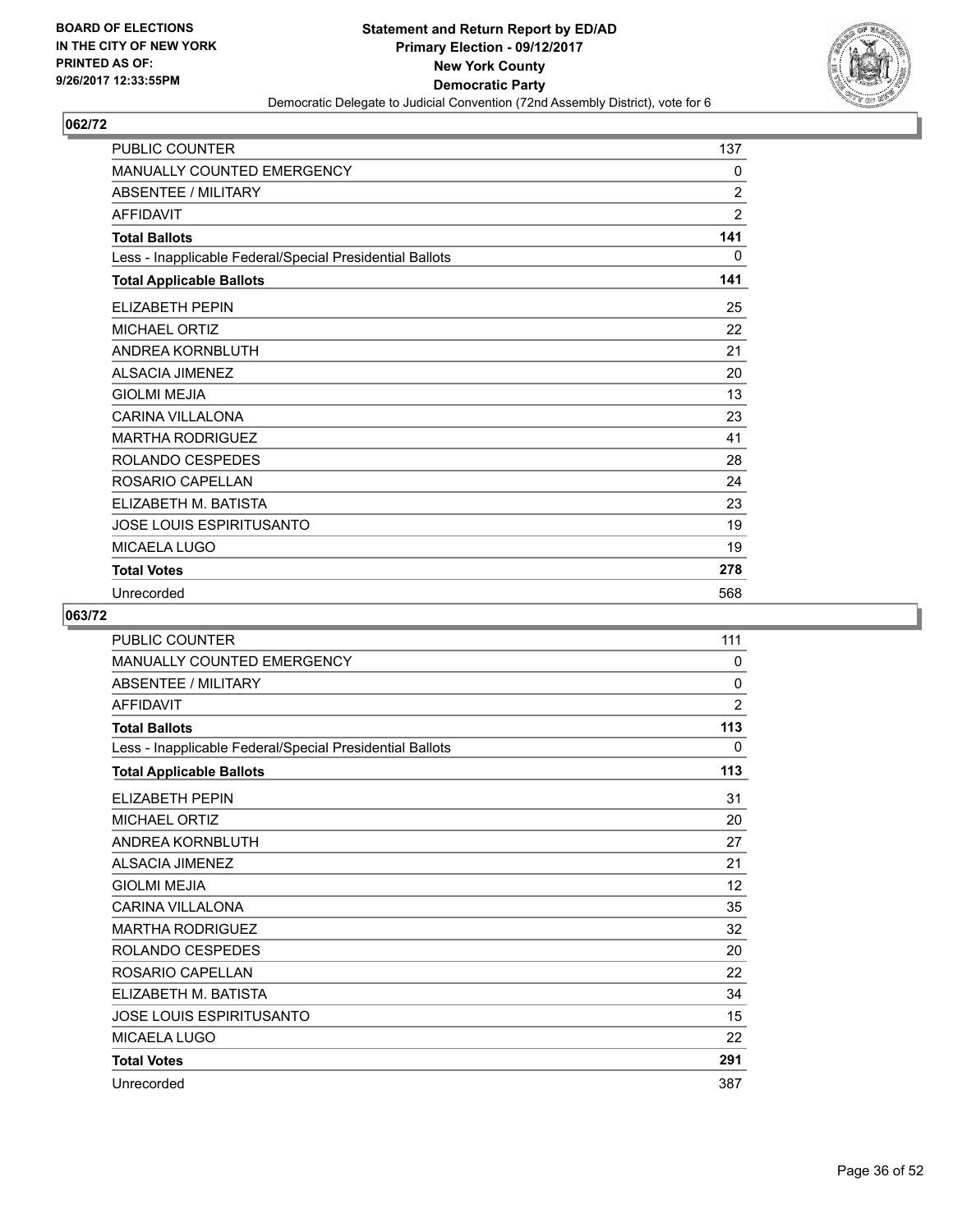**BOARD OF ELECTIONS IN THE CITY OF NEW YORK PRINTED AS OF: 9/26/2017 12:33:55PM**

**Statement and Return Report by ED/AD**
**Primary Election - 09/12/2017**
**New York County**
**Democratic Party**
Democratic Delegate to Judicial Convention (72nd Assembly District), vote for 6

## 062/72

| | |
|---|---|
| PUBLIC COUNTER | 137 |
| MANUALLY COUNTED EMERGENCY | 0 |
| ABSENTEE / MILITARY | 2 |
| AFFIDAVIT | 2 |
| **Total Ballots** | **141** |
| Less - Inapplicable Federal/Special Presidential Ballots | 0 |
| **Total Applicable Ballots** | **141** |
| ELIZABETH PEPIN | 25 |
| MICHAEL ORTIZ | 22 |
| ANDREA KORNBLUTH | 21 |
| ALSACIA JIMENEZ | 20 |
| GIOLMI MEJIA | 13 |
| CARINA VILLALONA | 23 |
| MARTHA RODRIGUEZ | 41 |
| ROLANDO CESPEDES | 28 |
| ROSARIO CAPELLAN | 24 |
| ELIZABETH M. BATISTA | 23 |
| JOSE LOUIS ESPIRITUSANTO | 19 |
| MICAELA LUGO | 19 |
| **Total Votes** | **278** |
| Unrecorded | 568 |

## 063/72

| | |
|---|---|
| PUBLIC COUNTER | 111 |
| MANUALLY COUNTED EMERGENCY | 0 |
| ABSENTEE / MILITARY | 0 |
| AFFIDAVIT | 2 |
| **Total Ballots** | **113** |
| Less - Inapplicable Federal/Special Presidential Ballots | 0 |
| **Total Applicable Ballots** | **113** |
| ELIZABETH PEPIN | 31 |
| MICHAEL ORTIZ | 20 |
| ANDREA KORNBLUTH | 27 |
| ALSACIA JIMENEZ | 21 |
| GIOLMI MEJIA | 12 |
| CARINA VILLALONA | 35 |
| MARTHA RODRIGUEZ | 32 |
| ROLANDO CESPEDES | 20 |
| ROSARIO CAPELLAN | 22 |
| ELIZABETH M. BATISTA | 34 |
| JOSE LOUIS ESPIRITUSANTO | 15 |
| MICAELA LUGO | 22 |
| **Total Votes** | **291** |
| Unrecorded | 387 |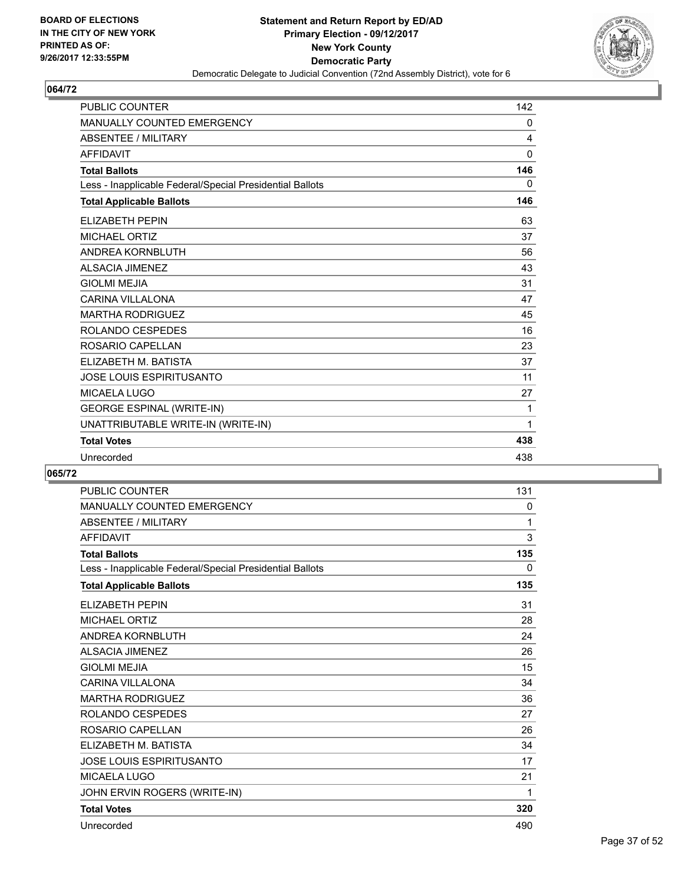BOARD OF ELECTIONS
IN THE CITY OF NEW YORK
PRINTED AS OF:
9/26/2017 12:33:55PM

**Statement and Return Report by ED/AD**
**Primary Election - 09/12/2017**
**New York County**
**Democratic Party**
Democratic Delegate to Judicial Convention (72nd Assembly District), vote for 6

## 064/72

| | |
|---|---|
| PUBLIC COUNTER | 142 |
| MANUALLY COUNTED EMERGENCY | 0 |
| ABSENTEE / MILITARY | 4 |
| AFFIDAVIT | 0 |
| **Total Ballots** | **146** |
| Less - Inapplicable Federal/Special Presidential Ballots | 0 |
| **Total Applicable Ballots** | **146** |
| ELIZABETH PEPIN | 63 |
| MICHAEL ORTIZ | 37 |
| ANDREA KORNBLUTH | 56 |
| ALSACIA JIMENEZ | 43 |
| GIOLMI MEJIA | 31 |
| CARINA VILLALONA | 47 |
| MARTHA RODRIGUEZ | 45 |
| ROLANDO CESPEDES | 16 |
| ROSARIO CAPELLAN | 23 |
| ELIZABETH M. BATISTA | 37 |
| JOSE LOUIS ESPIRITUSANTO | 11 |
| MICAELA LUGO | 27 |
| GEORGE ESPINAL (WRITE-IN) | 1 |
| UNATTRIBUTABLE WRITE-IN (WRITE-IN) | 1 |
| **Total Votes** | **438** |
| Unrecorded | 438 |

## 065/72

| | |
|---|---|
| PUBLIC COUNTER | 131 |
| MANUALLY COUNTED EMERGENCY | 0 |
| ABSENTEE / MILITARY | 1 |
| AFFIDAVIT | 3 |
| **Total Ballots** | **135** |
| Less - Inapplicable Federal/Special Presidential Ballots | 0 |
| **Total Applicable Ballots** | **135** |
| ELIZABETH PEPIN | 31 |
| MICHAEL ORTIZ | 28 |
| ANDREA KORNBLUTH | 24 |
| ALSACIA JIMENEZ | 26 |
| GIOLMI MEJIA | 15 |
| CARINA VILLALONA | 34 |
| MARTHA RODRIGUEZ | 36 |
| ROLANDO CESPEDES | 27 |
| ROSARIO CAPELLAN | 26 |
| ELIZABETH M. BATISTA | 34 |
| JOSE LOUIS ESPIRITUSANTO | 17 |
| MICAELA LUGO | 21 |
| JOHN ERVIN ROGERS (WRITE-IN) | 1 |
| **Total Votes** | **320** |
| Unrecorded | 490 |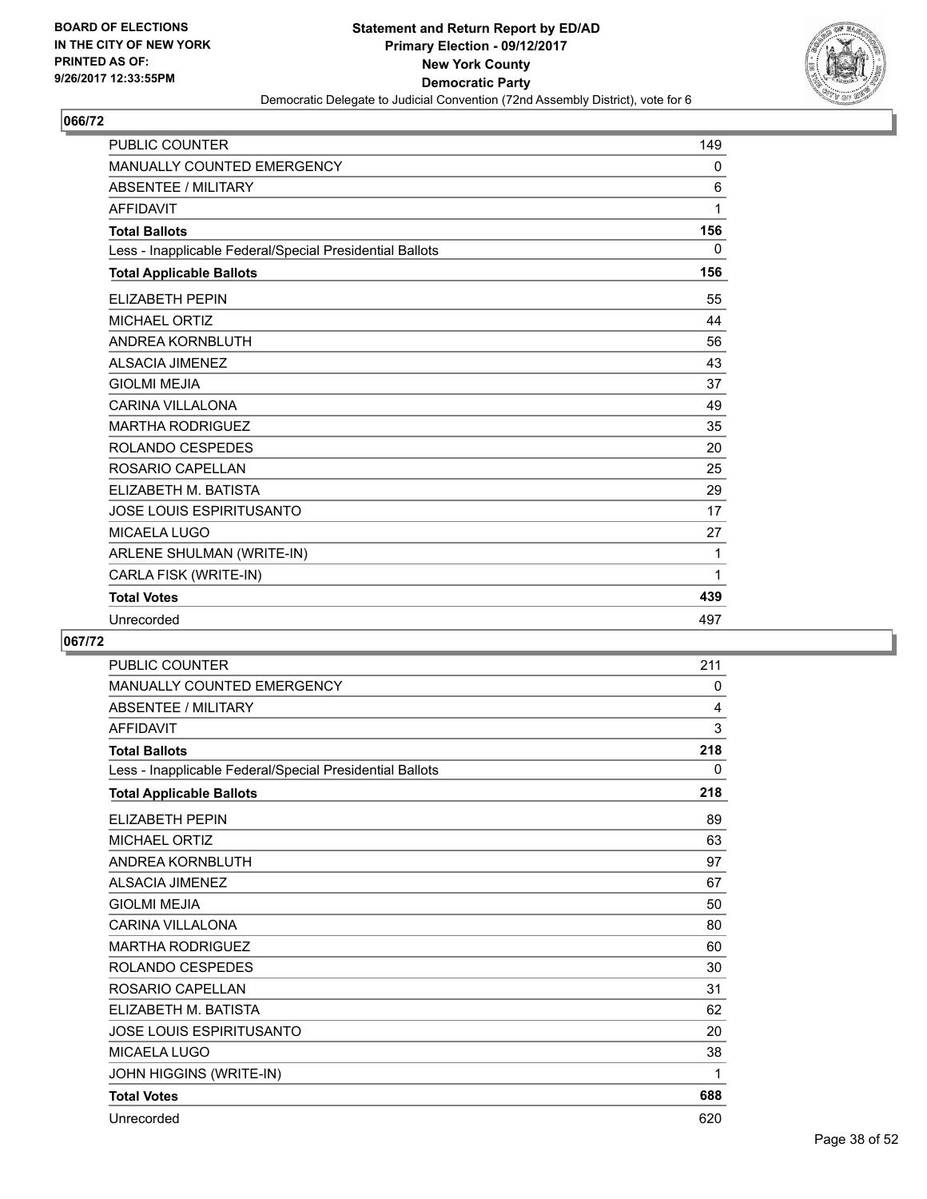**Statement and Return Report by ED/AD**
**Primary Election - 09/12/2017**
**New York County**
**Democratic Party**
Democratic Delegate to Judicial Convention (72nd Assembly District), vote for 6

BOARD OF ELECTIONS
IN THE CITY OF NEW YORK
PRINTED AS OF:
9/26/2017 12:33:55PM

## 066/72

| | |
|---|---|
| PUBLIC COUNTER | 149 |
| MANUALLY COUNTED EMERGENCY | 0 |
| ABSENTEE / MILITARY | 6 |
| AFFIDAVIT | 1 |
| **Total Ballots** | **156** |
| Less - Inapplicable Federal/Special Presidential Ballots | 0 |
| **Total Applicable Ballots** | **156** |
| ELIZABETH PEPIN | 55 |
| MICHAEL ORTIZ | 44 |
| ANDREA KORNBLUTH | 56 |
| ALSACIA JIMENEZ | 43 |
| GIOLMI MEJIA | 37 |
| CARINA VILLALONA | 49 |
| MARTHA RODRIGUEZ | 35 |
| ROLANDO CESPEDES | 20 |
| ROSARIO CAPELLAN | 25 |
| ELIZABETH M. BATISTA | 29 |
| JOSE LOUIS ESPIRITUSANTO | 17 |
| MICAELA LUGO | 27 |
| ARLENE SHULMAN (WRITE-IN) | 1 |
| CARLA FISK (WRITE-IN) | 1 |
| **Total Votes** | **439** |
| Unrecorded | 497 |

## 067/72

| | |
|---|---|
| PUBLIC COUNTER | 211 |
| MANUALLY COUNTED EMERGENCY | 0 |
| ABSENTEE / MILITARY | 4 |
| AFFIDAVIT | 3 |
| **Total Ballots** | **218** |
| Less - Inapplicable Federal/Special Presidential Ballots | 0 |
| **Total Applicable Ballots** | **218** |
| ELIZABETH PEPIN | 89 |
| MICHAEL ORTIZ | 63 |
| ANDREA KORNBLUTH | 97 |
| ALSACIA JIMENEZ | 67 |
| GIOLMI MEJIA | 50 |
| CARINA VILLALONA | 80 |
| MARTHA RODRIGUEZ | 60 |
| ROLANDO CESPEDES | 30 |
| ROSARIO CAPELLAN | 31 |
| ELIZABETH M. BATISTA | 62 |
| JOSE LOUIS ESPIRITUSANTO | 20 |
| MICAELA LUGO | 38 |
| JOHN HIGGINS (WRITE-IN) | 1 |
| **Total Votes** | **688** |
| Unrecorded | 620 |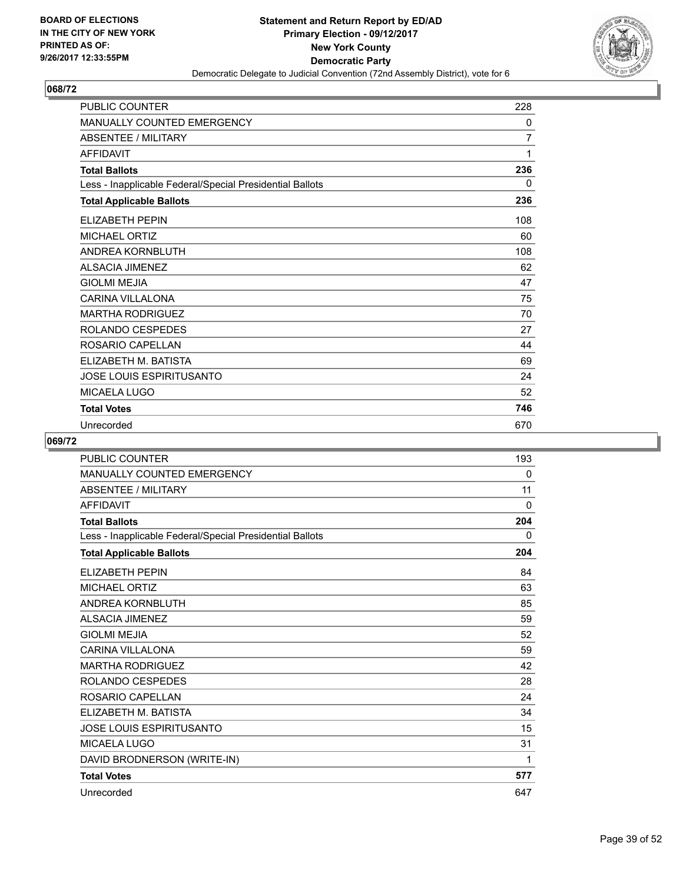## 068/72

| | |
|---|---|
| PUBLIC COUNTER | 228 |
| MANUALLY COUNTED EMERGENCY | 0 |
| ABSENTEE / MILITARY | 7 |
| AFFIDAVIT | 1 |
| **Total Ballots** | **236** |
| Less - Inapplicable Federal/Special Presidential Ballots | 0 |
| **Total Applicable Ballots** | **236** |
| ELIZABETH PEPIN | 108 |
| MICHAEL ORTIZ | 60 |
| ANDREA KORNBLUTH | 108 |
| ALSACIA JIMENEZ | 62 |
| GIOLMI MEJIA | 47 |
| CARINA VILLALONA | 75 |
| MARTHA RODRIGUEZ | 70 |
| ROLANDO CESPEDES | 27 |
| ROSARIO CAPELLAN | 44 |
| ELIZABETH M. BATISTA | 69 |
| JOSE LOUIS ESPIRITUSANTO | 24 |
| MICAELA LUGO | 52 |
| **Total Votes** | **746** |
| Unrecorded | 670 |

## 069/72

| | |
|---|---|
| PUBLIC COUNTER | 193 |
| MANUALLY COUNTED EMERGENCY | 0 |
| ABSENTEE / MILITARY | 11 |
| AFFIDAVIT | 0 |
| **Total Ballots** | **204** |
| Less - Inapplicable Federal/Special Presidential Ballots | 0 |
| **Total Applicable Ballots** | **204** |
| ELIZABETH PEPIN | 84 |
| MICHAEL ORTIZ | 63 |
| ANDREA KORNBLUTH | 85 |
| ALSACIA JIMENEZ | 59 |
| GIOLMI MEJIA | 52 |
| CARINA VILLALONA | 59 |
| MARTHA RODRIGUEZ | 42 |
| ROLANDO CESPEDES | 28 |
| ROSARIO CAPELLAN | 24 |
| ELIZABETH M. BATISTA | 34 |
| JOSE LOUIS ESPIRITUSANTO | 15 |
| MICAELA LUGO | 31 |
| DAVID BRODNERSON (WRITE-IN) | 1 |
| **Total Votes** | **577** |
| Unrecorded | 647 |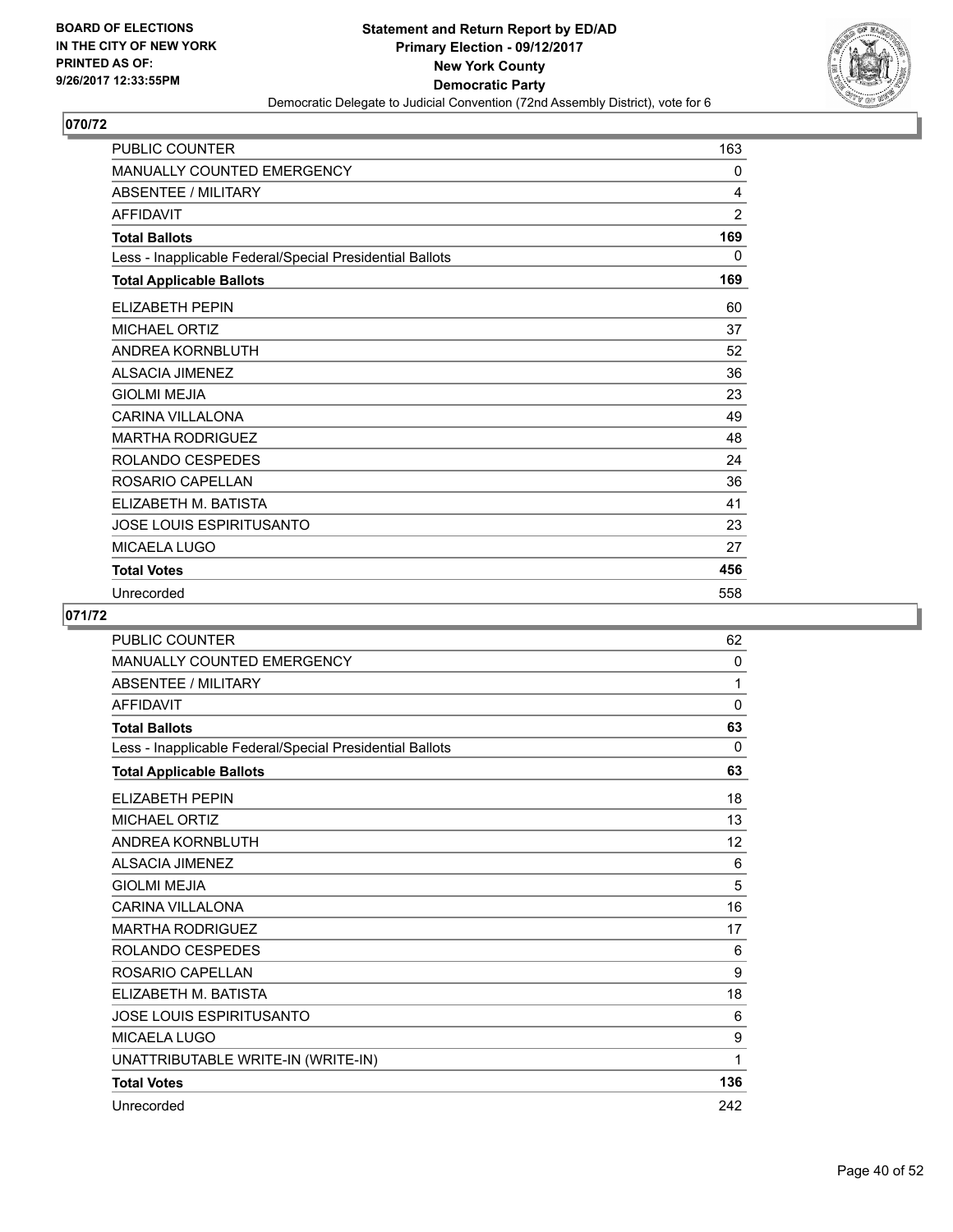BOARD OF ELECTIONS
IN THE CITY OF NEW YORK
PRINTED AS OF:
9/26/2017 12:33:55PM

**Statement and Return Report by ED/AD**
**Primary Election - 09/12/2017**
**New York County**
**Democratic Party**
Democratic Delegate to Judicial Convention (72nd Assembly District), vote for 6

## 070/72

| | |
|---|---|
| PUBLIC COUNTER | 163 |
| MANUALLY COUNTED EMERGENCY | 0 |
| ABSENTEE / MILITARY | 4 |
| AFFIDAVIT | 2 |
| **Total Ballots** | **169** |
| Less - Inapplicable Federal/Special Presidential Ballots | 0 |
| **Total Applicable Ballots** | **169** |
| ELIZABETH PEPIN | 60 |
| MICHAEL ORTIZ | 37 |
| ANDREA KORNBLUTH | 52 |
| ALSACIA JIMENEZ | 36 |
| GIOLMI MEJIA | 23 |
| CARINA VILLALONA | 49 |
| MARTHA RODRIGUEZ | 48 |
| ROLANDO CESPEDES | 24 |
| ROSARIO CAPELLAN | 36 |
| ELIZABETH M. BATISTA | 41 |
| JOSE LOUIS ESPIRITUSANTO | 23 |
| MICAELA LUGO | 27 |
| **Total Votes** | **456** |
| Unrecorded | 558 |

## 071/72

| | |
|---|---|
| PUBLIC COUNTER | 62 |
| MANUALLY COUNTED EMERGENCY | 0 |
| ABSENTEE / MILITARY | 1 |
| AFFIDAVIT | 0 |
| **Total Ballots** | **63** |
| Less - Inapplicable Federal/Special Presidential Ballots | 0 |
| **Total Applicable Ballots** | **63** |
| ELIZABETH PEPIN | 18 |
| MICHAEL ORTIZ | 13 |
| ANDREA KORNBLUTH | 12 |
| ALSACIA JIMENEZ | 6 |
| GIOLMI MEJIA | 5 |
| CARINA VILLALONA | 16 |
| MARTHA RODRIGUEZ | 17 |
| ROLANDO CESPEDES | 6 |
| ROSARIO CAPELLAN | 9 |
| ELIZABETH M. BATISTA | 18 |
| JOSE LOUIS ESPIRITUSANTO | 6 |
| MICAELA LUGO | 9 |
| UNATTRIBUTABLE WRITE-IN (WRITE-IN) | 1 |
| **Total Votes** | **136** |
| Unrecorded | 242 |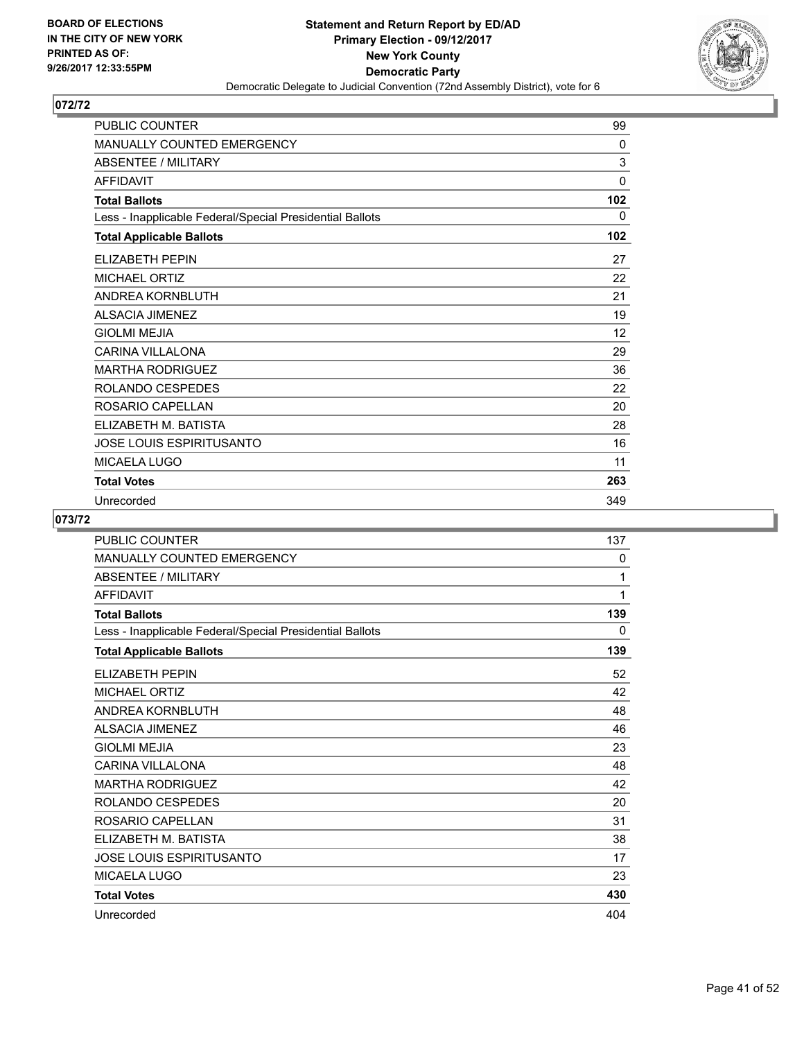**BOARD OF ELECTIONS IN THE CITY OF NEW YORK PRINTED AS OF: 9/26/2017 12:33:55PM**

**Statement and Return Report by ED/AD**
**Primary Election - 09/12/2017**
**New York County**
**Democratic Party**
Democratic Delegate to Judicial Convention (72nd Assembly District), vote for 6

## 072/72

| | |
|---|---|
| PUBLIC COUNTER | 99 |
| MANUALLY COUNTED EMERGENCY | 0 |
| ABSENTEE / MILITARY | 3 |
| AFFIDAVIT | 0 |
| **Total Ballots** | **102** |
| Less - Inapplicable Federal/Special Presidential Ballots | 0 |
| **Total Applicable Ballots** | **102** |
| ELIZABETH PEPIN | 27 |
| MICHAEL ORTIZ | 22 |
| ANDREA KORNBLUTH | 21 |
| ALSACIA JIMENEZ | 19 |
| GIOLMI MEJIA | 12 |
| CARINA VILLALONA | 29 |
| MARTHA RODRIGUEZ | 36 |
| ROLANDO CESPEDES | 22 |
| ROSARIO CAPELLAN | 20 |
| ELIZABETH M. BATISTA | 28 |
| JOSE LOUIS ESPIRITUSANTO | 16 |
| MICAELA LUGO | 11 |
| **Total Votes** | **263** |
| Unrecorded | 349 |

## 073/72

| | |
|---|---|
| PUBLIC COUNTER | 137 |
| MANUALLY COUNTED EMERGENCY | 0 |
| ABSENTEE / MILITARY | 1 |
| AFFIDAVIT | 1 |
| **Total Ballots** | **139** |
| Less - Inapplicable Federal/Special Presidential Ballots | 0 |
| **Total Applicable Ballots** | **139** |
| ELIZABETH PEPIN | 52 |
| MICHAEL ORTIZ | 42 |
| ANDREA KORNBLUTH | 48 |
| ALSACIA JIMENEZ | 46 |
| GIOLMI MEJIA | 23 |
| CARINA VILLALONA | 48 |
| MARTHA RODRIGUEZ | 42 |
| ROLANDO CESPEDES | 20 |
| ROSARIO CAPELLAN | 31 |
| ELIZABETH M. BATISTA | 38 |
| JOSE LOUIS ESPIRITUSANTO | 17 |
| MICAELA LUGO | 23 |
| **Total Votes** | **430** |
| Unrecorded | 404 |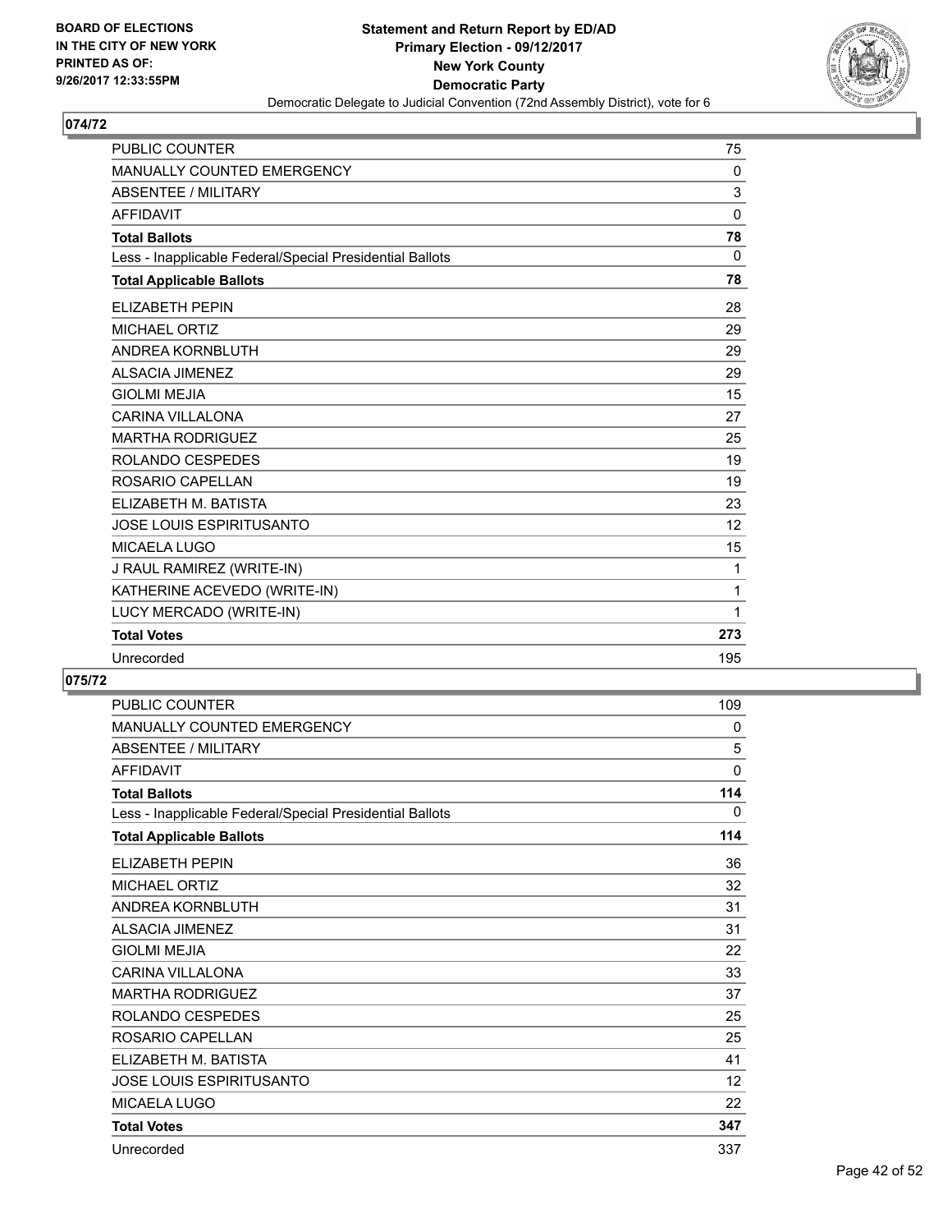BOARD OF ELECTIONS
IN THE CITY OF NEW YORK
PRINTED AS OF:
9/26/2017 12:33:55PM

**Statement and Return Report by ED/AD**
**Primary Election - 09/12/2017**
**New York County**
**Democratic Party**
Democratic Delegate to Judicial Convention (72nd Assembly District), vote for 6

## 074/72

| | |
|---|---|
| PUBLIC COUNTER | 75 |
| MANUALLY COUNTED EMERGENCY | 0 |
| ABSENTEE / MILITARY | 3 |
| AFFIDAVIT | 0 |
| **Total Ballots** | **78** |
| Less - Inapplicable Federal/Special Presidential Ballots | 0 |
| **Total Applicable Ballots** | **78** |
| ELIZABETH PEPIN | 28 |
| MICHAEL ORTIZ | 29 |
| ANDREA KORNBLUTH | 29 |
| ALSACIA JIMENEZ | 29 |
| GIOLMI MEJIA | 15 |
| CARINA VILLALONA | 27 |
| MARTHA RODRIGUEZ | 25 |
| ROLANDO CESPEDES | 19 |
| ROSARIO CAPELLAN | 19 |
| ELIZABETH M. BATISTA | 23 |
| JOSE LOUIS ESPIRITUSANTO | 12 |
| MICAELA LUGO | 15 |
| J RAUL RAMIREZ (WRITE-IN) | 1 |
| KATHERINE ACEVEDO (WRITE-IN) | 1 |
| LUCY MERCADO (WRITE-IN) | 1 |
| **Total Votes** | **273** |
| Unrecorded | 195 |

## 075/72

| | |
|---|---|
| PUBLIC COUNTER | 109 |
| MANUALLY COUNTED EMERGENCY | 0 |
| ABSENTEE / MILITARY | 5 |
| AFFIDAVIT | 0 |
| **Total Ballots** | **114** |
| Less - Inapplicable Federal/Special Presidential Ballots | 0 |
| **Total Applicable Ballots** | **114** |
| ELIZABETH PEPIN | 36 |
| MICHAEL ORTIZ | 32 |
| ANDREA KORNBLUTH | 31 |
| ALSACIA JIMENEZ | 31 |
| GIOLMI MEJIA | 22 |
| CARINA VILLALONA | 33 |
| MARTHA RODRIGUEZ | 37 |
| ROLANDO CESPEDES | 25 |
| ROSARIO CAPELLAN | 25 |
| ELIZABETH M. BATISTA | 41 |
| JOSE LOUIS ESPIRITUSANTO | 12 |
| MICAELA LUGO | 22 |
| **Total Votes** | **347** |
| Unrecorded | 337 |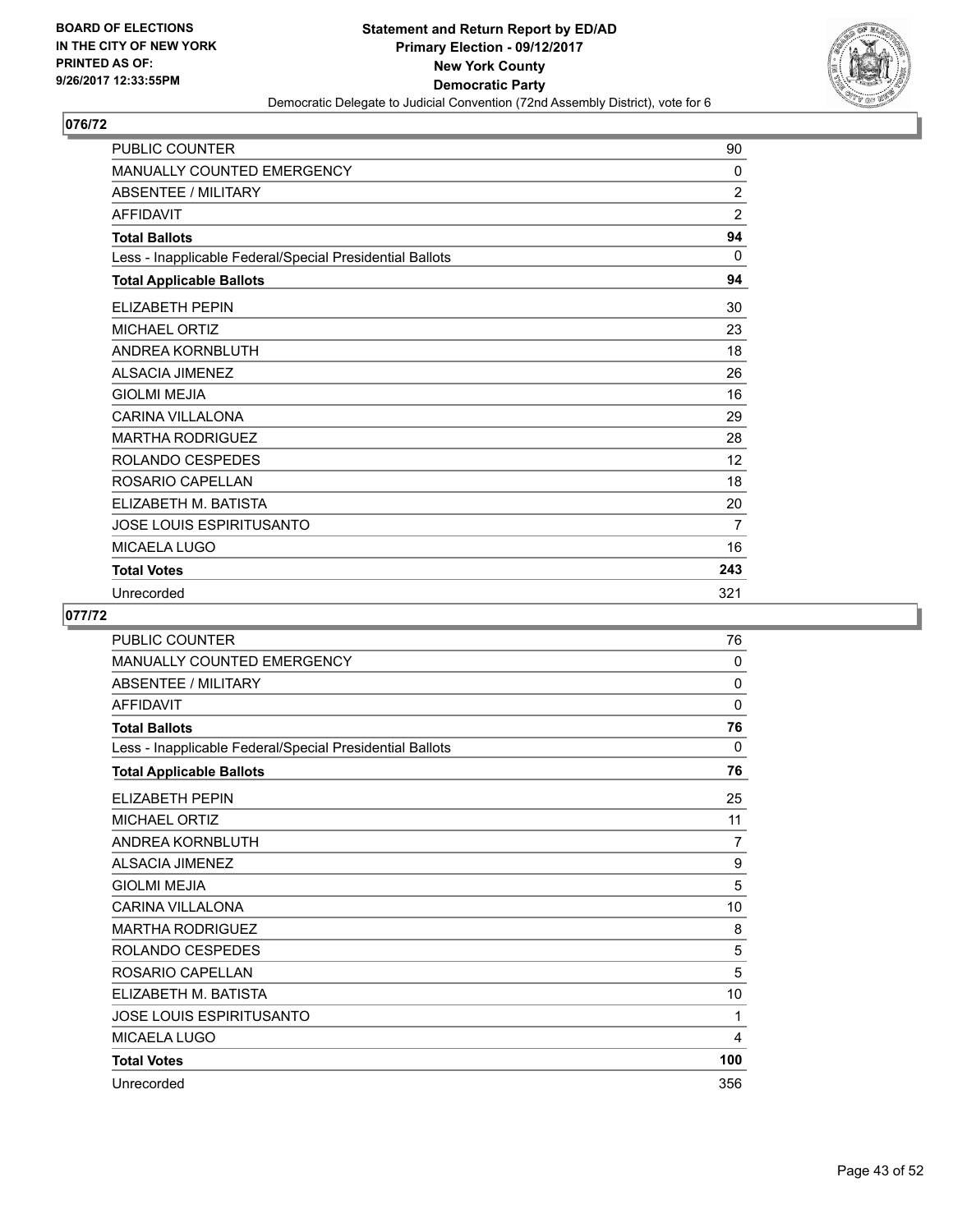**BOARD OF ELECTIONS IN THE CITY OF NEW YORK PRINTED AS OF: 9/26/2017 12:33:55PM**

**Statement and Return Report by ED/AD**
**Primary Election - 09/12/2017**
**New York County**
**Democratic Party**
Democratic Delegate to Judicial Convention (72nd Assembly District), vote for 6

## 076/72

| | |
|---|---|
| PUBLIC COUNTER | 90 |
| MANUALLY COUNTED EMERGENCY | 0 |
| ABSENTEE / MILITARY | 2 |
| AFFIDAVIT | 2 |
| **Total Ballots** | **94** |
| Less - Inapplicable Federal/Special Presidential Ballots | 0 |
| **Total Applicable Ballots** | **94** |
| ELIZABETH PEPIN | 30 |
| MICHAEL ORTIZ | 23 |
| ANDREA KORNBLUTH | 18 |
| ALSACIA JIMENEZ | 26 |
| GIOLMI MEJIA | 16 |
| CARINA VILLALONA | 29 |
| MARTHA RODRIGUEZ | 28 |
| ROLANDO CESPEDES | 12 |
| ROSARIO CAPELLAN | 18 |
| ELIZABETH M. BATISTA | 20 |
| JOSE LOUIS ESPIRITUSANTO | 7 |
| MICAELA LUGO | 16 |
| **Total Votes** | **243** |
| Unrecorded | 321 |

## 077/72

| | |
|---|---|
| PUBLIC COUNTER | 76 |
| MANUALLY COUNTED EMERGENCY | 0 |
| ABSENTEE / MILITARY | 0 |
| AFFIDAVIT | 0 |
| **Total Ballots** | **76** |
| Less - Inapplicable Federal/Special Presidential Ballots | 0 |
| **Total Applicable Ballots** | **76** |
| ELIZABETH PEPIN | 25 |
| MICHAEL ORTIZ | 11 |
| ANDREA KORNBLUTH | 7 |
| ALSACIA JIMENEZ | 9 |
| GIOLMI MEJIA | 5 |
| CARINA VILLALONA | 10 |
| MARTHA RODRIGUEZ | 8 |
| ROLANDO CESPEDES | 5 |
| ROSARIO CAPELLAN | 5 |
| ELIZABETH M. BATISTA | 10 |
| JOSE LOUIS ESPIRITUSANTO | 1 |
| MICAELA LUGO | 4 |
| **Total Votes** | **100** |
| Unrecorded | 356 |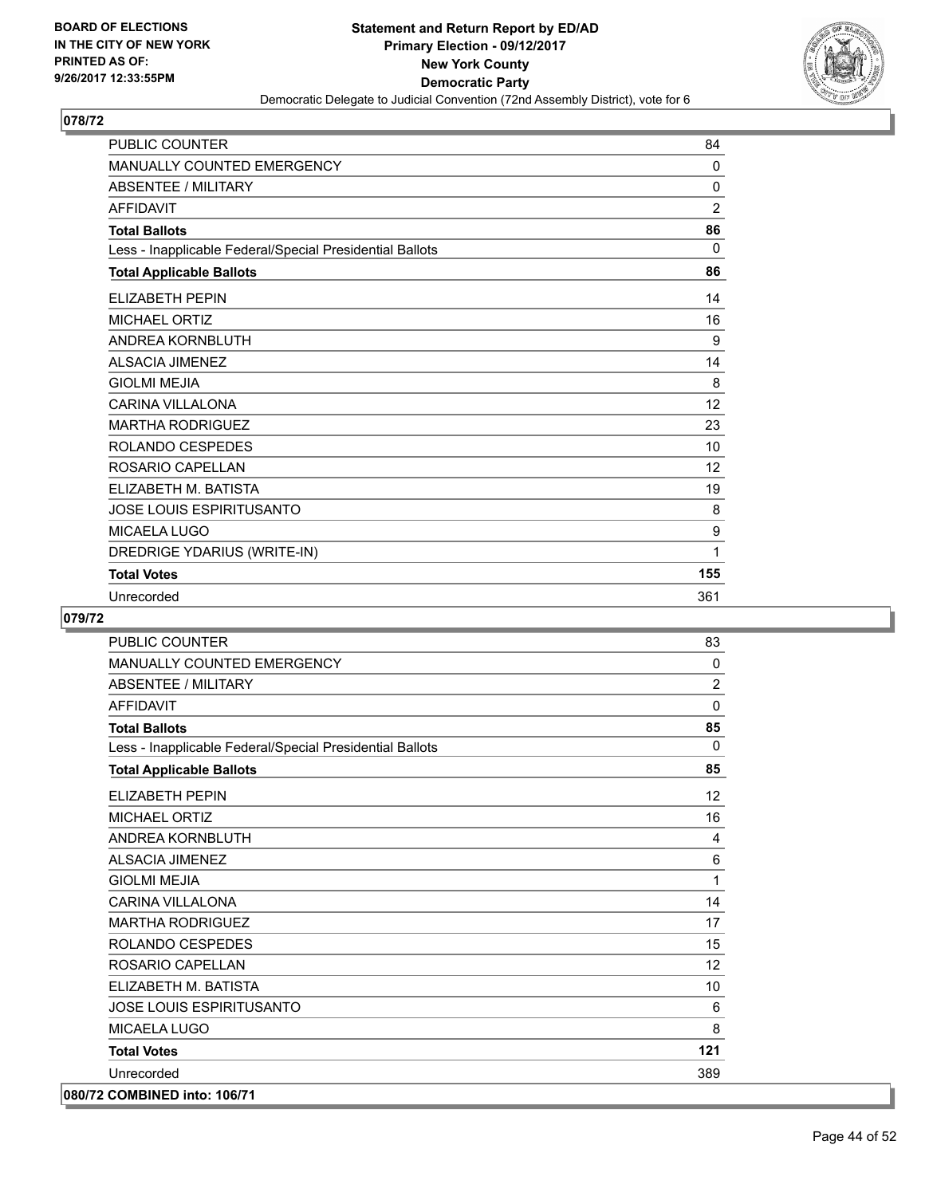**BOARD OF ELECTIONS IN THE CITY OF NEW YORK PRINTED AS OF: 9/26/2017 12:33:55PM**

**Statement and Return Report by ED/AD**
**Primary Election - 09/12/2017**
**New York County**
**Democratic Party**
Democratic Delegate to Judicial Convention (72nd Assembly District), vote for 6

## 078/72

| | |
|---|---|
| PUBLIC COUNTER | 84 |
| MANUALLY COUNTED EMERGENCY | 0 |
| ABSENTEE / MILITARY | 0 |
| AFFIDAVIT | 2 |
| **Total Ballots** | **86** |
| Less - Inapplicable Federal/Special Presidential Ballots | 0 |
| **Total Applicable Ballots** | **86** |
| ELIZABETH PEPIN | 14 |
| MICHAEL ORTIZ | 16 |
| ANDREA KORNBLUTH | 9 |
| ALSACIA JIMENEZ | 14 |
| GIOLMI MEJIA | 8 |
| CARINA VILLALONA | 12 |
| MARTHA RODRIGUEZ | 23 |
| ROLANDO CESPEDES | 10 |
| ROSARIO CAPELLAN | 12 |
| ELIZABETH M. BATISTA | 19 |
| JOSE LOUIS ESPIRITUSANTO | 8 |
| MICAELA LUGO | 9 |
| DREDRIGE YDARIUS (WRITE-IN) | 1 |
| **Total Votes** | **155** |
| Unrecorded | 361 |

## 079/72

| | |
|---|---|
| PUBLIC COUNTER | 83 |
| MANUALLY COUNTED EMERGENCY | 0 |
| ABSENTEE / MILITARY | 2 |
| AFFIDAVIT | 0 |
| **Total Ballots** | **85** |
| Less - Inapplicable Federal/Special Presidential Ballots | 0 |
| **Total Applicable Ballots** | **85** |
| ELIZABETH PEPIN | 12 |
| MICHAEL ORTIZ | 16 |
| ANDREA KORNBLUTH | 4 |
| ALSACIA JIMENEZ | 6 |
| GIOLMI MEJIA | 1 |
| CARINA VILLALONA | 14 |
| MARTHA RODRIGUEZ | 17 |
| ROLANDO CESPEDES | 15 |
| ROSARIO CAPELLAN | 12 |
| ELIZABETH M. BATISTA | 10 |
| JOSE LOUIS ESPIRITUSANTO | 6 |
| MICAELA LUGO | 8 |
| **Total Votes** | **121** |
| Unrecorded | 389 |

## 080/72 COMBINED into: 106/71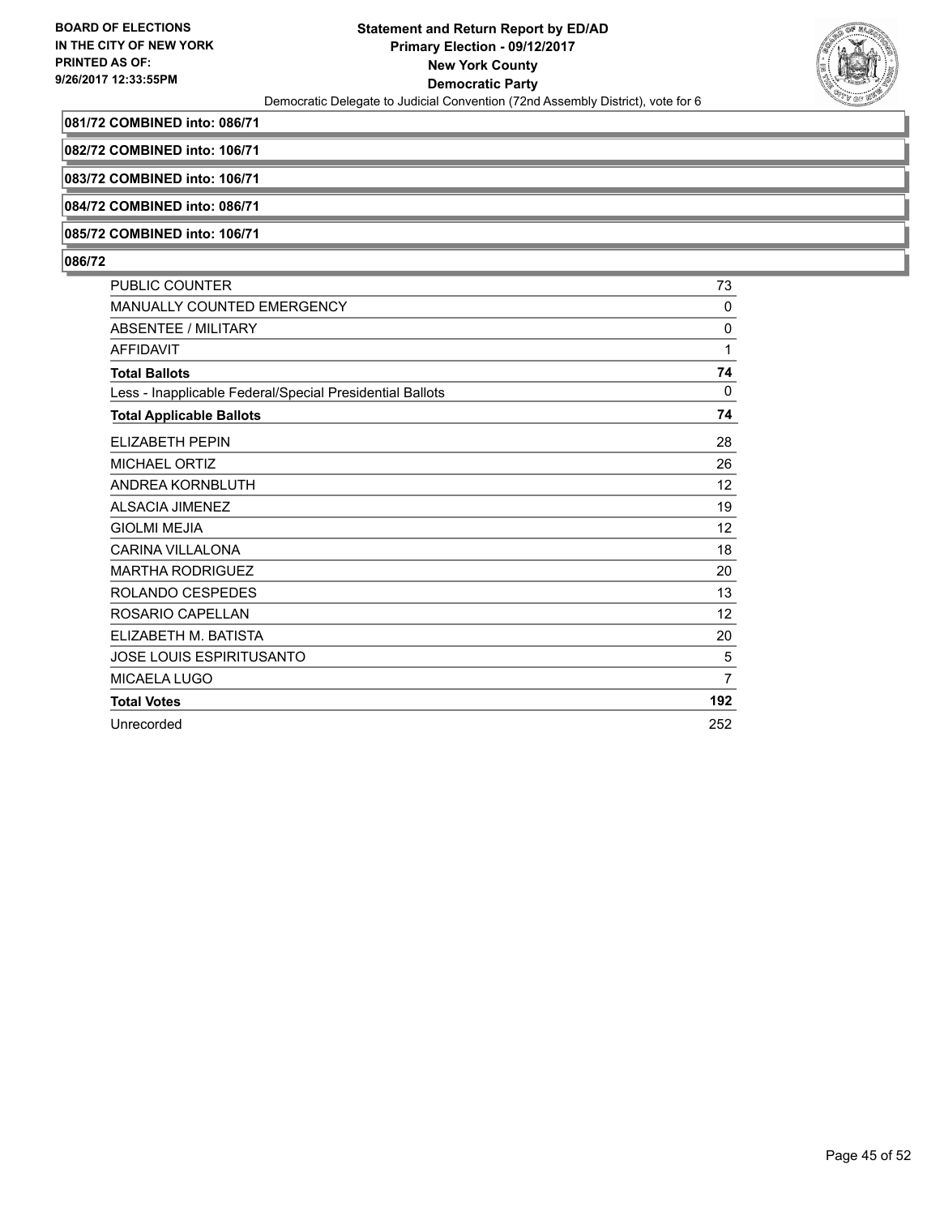**Statement and Return Report by ED/AD**
**Primary Election - 09/12/2017**
**New York County**
**Democratic Party**
Democratic Delegate to Judicial Convention (72nd Assembly District), vote for 6

BOARD OF ELECTIONS IN THE CITY OF NEW YORK PRINTED AS OF: 9/26/2017 12:33:55PM

**081/72 COMBINED into: 086/71**

**082/72 COMBINED into: 106/71**

**083/72 COMBINED into: 106/71**

**084/72 COMBINED into: 086/71**

**085/72 COMBINED into: 106/71**

**086/72**

| | |
|---|---|
| PUBLIC COUNTER | 73 |
| MANUALLY COUNTED EMERGENCY | 0 |
| ABSENTEE / MILITARY | 0 |
| AFFIDAVIT | 1 |
| **Total Ballots** | **74** |
| Less - Inapplicable Federal/Special Presidential Ballots | 0 |
| **Total Applicable Ballots** | **74** |
| ELIZABETH PEPIN | 28 |
| MICHAEL ORTIZ | 26 |
| ANDREA KORNBLUTH | 12 |
| ALSACIA JIMENEZ | 19 |
| GIOLMI MEJIA | 12 |
| CARINA VILLALONA | 18 |
| MARTHA RODRIGUEZ | 20 |
| ROLANDO CESPEDES | 13 |
| ROSARIO CAPELLAN | 12 |
| ELIZABETH M. BATISTA | 20 |
| JOSE LOUIS ESPIRITUSANTO | 5 |
| MICAELA LUGO | 7 |
| **Total Votes** | **192** |
| Unrecorded | 252 |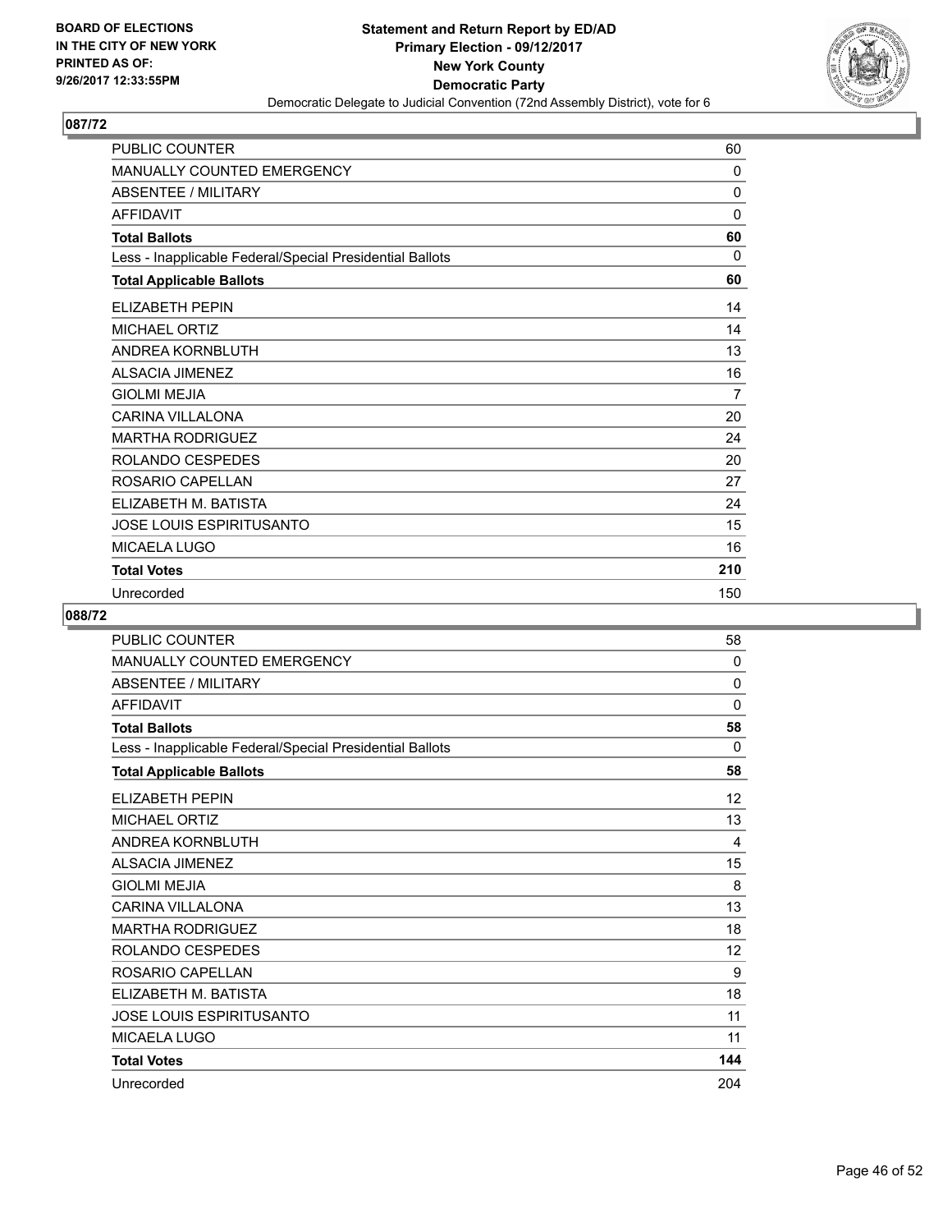## 087/72

| | |
|---|---|
| PUBLIC COUNTER | 60 |
| MANUALLY COUNTED EMERGENCY | 0 |
| ABSENTEE / MILITARY | 0 |
| AFFIDAVIT | 0 |
| **Total Ballots** | **60** |
| Less - Inapplicable Federal/Special Presidential Ballots | 0 |
| **Total Applicable Ballots** | **60** |
| ELIZABETH PEPIN | 14 |
| MICHAEL ORTIZ | 14 |
| ANDREA KORNBLUTH | 13 |
| ALSACIA JIMENEZ | 16 |
| GIOLMI MEJIA | 7 |
| CARINA VILLALONA | 20 |
| MARTHA RODRIGUEZ | 24 |
| ROLANDO CESPEDES | 20 |
| ROSARIO CAPELLAN | 27 |
| ELIZABETH M. BATISTA | 24 |
| JOSE LOUIS ESPIRITUSANTO | 15 |
| MICAELA LUGO | 16 |
| **Total Votes** | **210** |
| Unrecorded | 150 |

## 088/72

| | |
|---|---|
| PUBLIC COUNTER | 58 |
| MANUALLY COUNTED EMERGENCY | 0 |
| ABSENTEE / MILITARY | 0 |
| AFFIDAVIT | 0 |
| **Total Ballots** | **58** |
| Less - Inapplicable Federal/Special Presidential Ballots | 0 |
| **Total Applicable Ballots** | **58** |
| ELIZABETH PEPIN | 12 |
| MICHAEL ORTIZ | 13 |
| ANDREA KORNBLUTH | 4 |
| ALSACIA JIMENEZ | 15 |
| GIOLMI MEJIA | 8 |
| CARINA VILLALONA | 13 |
| MARTHA RODRIGUEZ | 18 |
| ROLANDO CESPEDES | 12 |
| ROSARIO CAPELLAN | 9 |
| ELIZABETH M. BATISTA | 18 |
| JOSE LOUIS ESPIRITUSANTO | 11 |
| MICAELA LUGO | 11 |
| **Total Votes** | **144** |
| Unrecorded | 204 |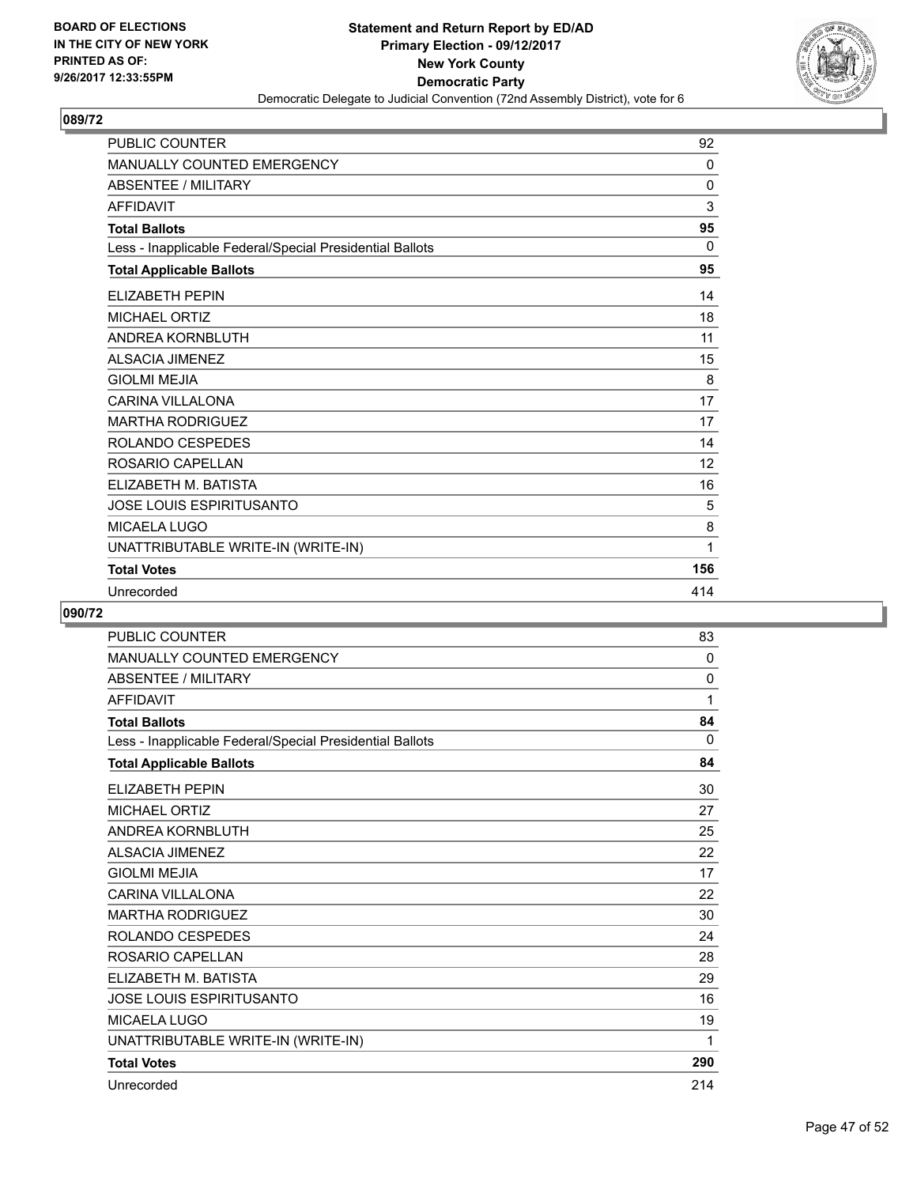**Statement and Return Report by ED/AD**
**Primary Election - 09/12/2017**
**New York County**
**Democratic Party**
Democratic Delegate to Judicial Convention (72nd Assembly District), vote for 6

BOARD OF ELECTIONS IN THE CITY OF NEW YORK PRINTED AS OF: 9/26/2017 12:33:55PM

## 089/72

| | |
|---|---|
| PUBLIC COUNTER | 92 |
| MANUALLY COUNTED EMERGENCY | 0 |
| ABSENTEE / MILITARY | 0 |
| AFFIDAVIT | 3 |
| **Total Ballots** | **95** |
| Less - Inapplicable Federal/Special Presidential Ballots | 0 |
| **Total Applicable Ballots** | **95** |
| ELIZABETH PEPIN | 14 |
| MICHAEL ORTIZ | 18 |
| ANDREA KORNBLUTH | 11 |
| ALSACIA JIMENEZ | 15 |
| GIOLMI MEJIA | 8 |
| CARINA VILLALONA | 17 |
| MARTHA RODRIGUEZ | 17 |
| ROLANDO CESPEDES | 14 |
| ROSARIO CAPELLAN | 12 |
| ELIZABETH M. BATISTA | 16 |
| JOSE LOUIS ESPIRITUSANTO | 5 |
| MICAELA LUGO | 8 |
| UNATTRIBUTABLE WRITE-IN (WRITE-IN) | 1 |
| **Total Votes** | **156** |
| Unrecorded | 414 |

## 090/72

| | |
|---|---|
| PUBLIC COUNTER | 83 |
| MANUALLY COUNTED EMERGENCY | 0 |
| ABSENTEE / MILITARY | 0 |
| AFFIDAVIT | 1 |
| **Total Ballots** | **84** |
| Less - Inapplicable Federal/Special Presidential Ballots | 0 |
| **Total Applicable Ballots** | **84** |
| ELIZABETH PEPIN | 30 |
| MICHAEL ORTIZ | 27 |
| ANDREA KORNBLUTH | 25 |
| ALSACIA JIMENEZ | 22 |
| GIOLMI MEJIA | 17 |
| CARINA VILLALONA | 22 |
| MARTHA RODRIGUEZ | 30 |
| ROLANDO CESPEDES | 24 |
| ROSARIO CAPELLAN | 28 |
| ELIZABETH M. BATISTA | 29 |
| JOSE LOUIS ESPIRITUSANTO | 16 |
| MICAELA LUGO | 19 |
| UNATTRIBUTABLE WRITE-IN (WRITE-IN) | 1 |
| **Total Votes** | **290** |
| Unrecorded | 214 |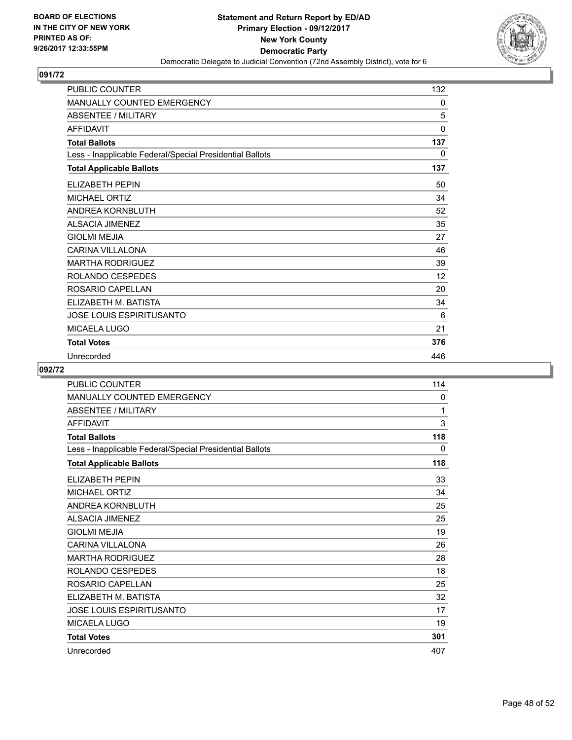BOARD OF ELECTIONS
IN THE CITY OF NEW YORK
PRINTED AS OF:
9/26/2017 12:33:55PM

**Statement and Return Report by ED/AD**
**Primary Election - 09/12/2017**
**New York County**
**Democratic Party**
Democratic Delegate to Judicial Convention (72nd Assembly District), vote for 6

## 091/72

| | |
|---|---|
| PUBLIC COUNTER | 132 |
| MANUALLY COUNTED EMERGENCY | 0 |
| ABSENTEE / MILITARY | 5 |
| AFFIDAVIT | 0 |
| **Total Ballots** | **137** |
| Less - Inapplicable Federal/Special Presidential Ballots | 0 |
| **Total Applicable Ballots** | **137** |
| ELIZABETH PEPIN | 50 |
| MICHAEL ORTIZ | 34 |
| ANDREA KORNBLUTH | 52 |
| ALSACIA JIMENEZ | 35 |
| GIOLMI MEJIA | 27 |
| CARINA VILLALONA | 46 |
| MARTHA RODRIGUEZ | 39 |
| ROLANDO CESPEDES | 12 |
| ROSARIO CAPELLAN | 20 |
| ELIZABETH M. BATISTA | 34 |
| JOSE LOUIS ESPIRITUSANTO | 6 |
| MICAELA LUGO | 21 |
| **Total Votes** | **376** |
| Unrecorded | 446 |

## 092/72

| | |
|---|---|
| PUBLIC COUNTER | 114 |
| MANUALLY COUNTED EMERGENCY | 0 |
| ABSENTEE / MILITARY | 1 |
| AFFIDAVIT | 3 |
| **Total Ballots** | **118** |
| Less - Inapplicable Federal/Special Presidential Ballots | 0 |
| **Total Applicable Ballots** | **118** |
| ELIZABETH PEPIN | 33 |
| MICHAEL ORTIZ | 34 |
| ANDREA KORNBLUTH | 25 |
| ALSACIA JIMENEZ | 25 |
| GIOLMI MEJIA | 19 |
| CARINA VILLALONA | 26 |
| MARTHA RODRIGUEZ | 28 |
| ROLANDO CESPEDES | 18 |
| ROSARIO CAPELLAN | 25 |
| ELIZABETH M. BATISTA | 32 |
| JOSE LOUIS ESPIRITUSANTO | 17 |
| MICAELA LUGO | 19 |
| **Total Votes** | **301** |
| Unrecorded | 407 |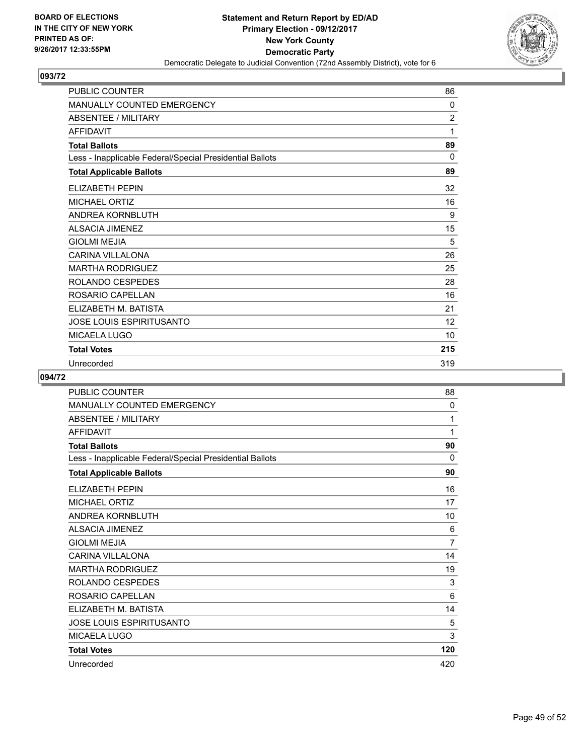BOARD OF ELECTIONS
IN THE CITY OF NEW YORK
PRINTED AS OF:
9/26/2017 12:33:55PM

**Statement and Return Report by ED/AD**
**Primary Election - 09/12/2017**
**New York County**
**Democratic Party**
Democratic Delegate to Judicial Convention (72nd Assembly District), vote for 6

## 093/72

| | |
|---|---|
| PUBLIC COUNTER | 86 |
| MANUALLY COUNTED EMERGENCY | 0 |
| ABSENTEE / MILITARY | 2 |
| AFFIDAVIT | 1 |
| **Total Ballots** | **89** |
| Less - Inapplicable Federal/Special Presidential Ballots | 0 |
| **Total Applicable Ballots** | **89** |
| ELIZABETH PEPIN | 32 |
| MICHAEL ORTIZ | 16 |
| ANDREA KORNBLUTH | 9 |
| ALSACIA JIMENEZ | 15 |
| GIOLMI MEJIA | 5 |
| CARINA VILLALONA | 26 |
| MARTHA RODRIGUEZ | 25 |
| ROLANDO CESPEDES | 28 |
| ROSARIO CAPELLAN | 16 |
| ELIZABETH M. BATISTA | 21 |
| JOSE LOUIS ESPIRITUSANTO | 12 |
| MICAELA LUGO | 10 |
| **Total Votes** | **215** |
| Unrecorded | 319 |

## 094/72

| | |
|---|---|
| PUBLIC COUNTER | 88 |
| MANUALLY COUNTED EMERGENCY | 0 |
| ABSENTEE / MILITARY | 1 |
| AFFIDAVIT | 1 |
| **Total Ballots** | **90** |
| Less - Inapplicable Federal/Special Presidential Ballots | 0 |
| **Total Applicable Ballots** | **90** |
| ELIZABETH PEPIN | 16 |
| MICHAEL ORTIZ | 17 |
| ANDREA KORNBLUTH | 10 |
| ALSACIA JIMENEZ | 6 |
| GIOLMI MEJIA | 7 |
| CARINA VILLALONA | 14 |
| MARTHA RODRIGUEZ | 19 |
| ROLANDO CESPEDES | 3 |
| ROSARIO CAPELLAN | 6 |
| ELIZABETH M. BATISTA | 14 |
| JOSE LOUIS ESPIRITUSANTO | 5 |
| MICAELA LUGO | 3 |
| **Total Votes** | **120** |
| Unrecorded | 420 |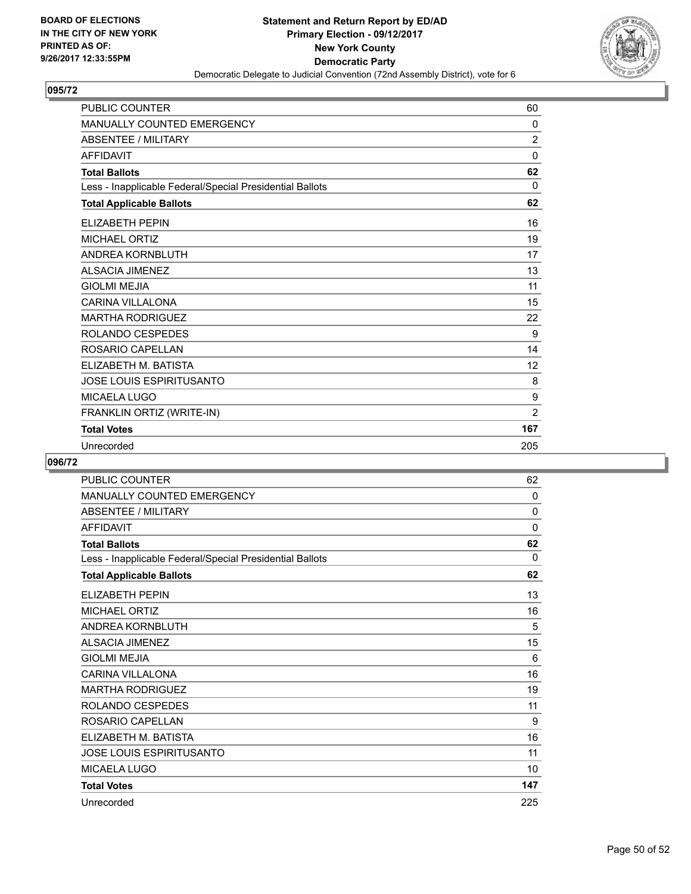BOARD OF ELECTIONS
IN THE CITY OF NEW YORK
PRINTED AS OF:
9/26/2017 12:33:55PM

**Statement and Return Report by ED/AD**
**Primary Election - 09/12/2017**
**New York County**
**Democratic Party**
Democratic Delegate to Judicial Convention (72nd Assembly District), vote for 6

## 095/72

| | |
|---|---|
| PUBLIC COUNTER | 60 |
| MANUALLY COUNTED EMERGENCY | 0 |
| ABSENTEE / MILITARY | 2 |
| AFFIDAVIT | 0 |
| **Total Ballots** | **62** |
| Less - Inapplicable Federal/Special Presidential Ballots | 0 |
| **Total Applicable Ballots** | **62** |
| ELIZABETH PEPIN | 16 |
| MICHAEL ORTIZ | 19 |
| ANDREA KORNBLUTH | 17 |
| ALSACIA JIMENEZ | 13 |
| GIOLMI MEJIA | 11 |
| CARINA VILLALONA | 15 |
| MARTHA RODRIGUEZ | 22 |
| ROLANDO CESPEDES | 9 |
| ROSARIO CAPELLAN | 14 |
| ELIZABETH M. BATISTA | 12 |
| JOSE LOUIS ESPIRITUSANTO | 8 |
| MICAELA LUGO | 9 |
| FRANKLIN ORTIZ (WRITE-IN) | 2 |
| **Total Votes** | **167** |
| Unrecorded | 205 |

## 096/72

| | |
|---|---|
| PUBLIC COUNTER | 62 |
| MANUALLY COUNTED EMERGENCY | 0 |
| ABSENTEE / MILITARY | 0 |
| AFFIDAVIT | 0 |
| **Total Ballots** | **62** |
| Less - Inapplicable Federal/Special Presidential Ballots | 0 |
| **Total Applicable Ballots** | **62** |
| ELIZABETH PEPIN | 13 |
| MICHAEL ORTIZ | 16 |
| ANDREA KORNBLUTH | 5 |
| ALSACIA JIMENEZ | 15 |
| GIOLMI MEJIA | 6 |
| CARINA VILLALONA | 16 |
| MARTHA RODRIGUEZ | 19 |
| ROLANDO CESPEDES | 11 |
| ROSARIO CAPELLAN | 9 |
| ELIZABETH M. BATISTA | 16 |
| JOSE LOUIS ESPIRITUSANTO | 11 |
| MICAELA LUGO | 10 |
| **Total Votes** | **147** |
| Unrecorded | 225 |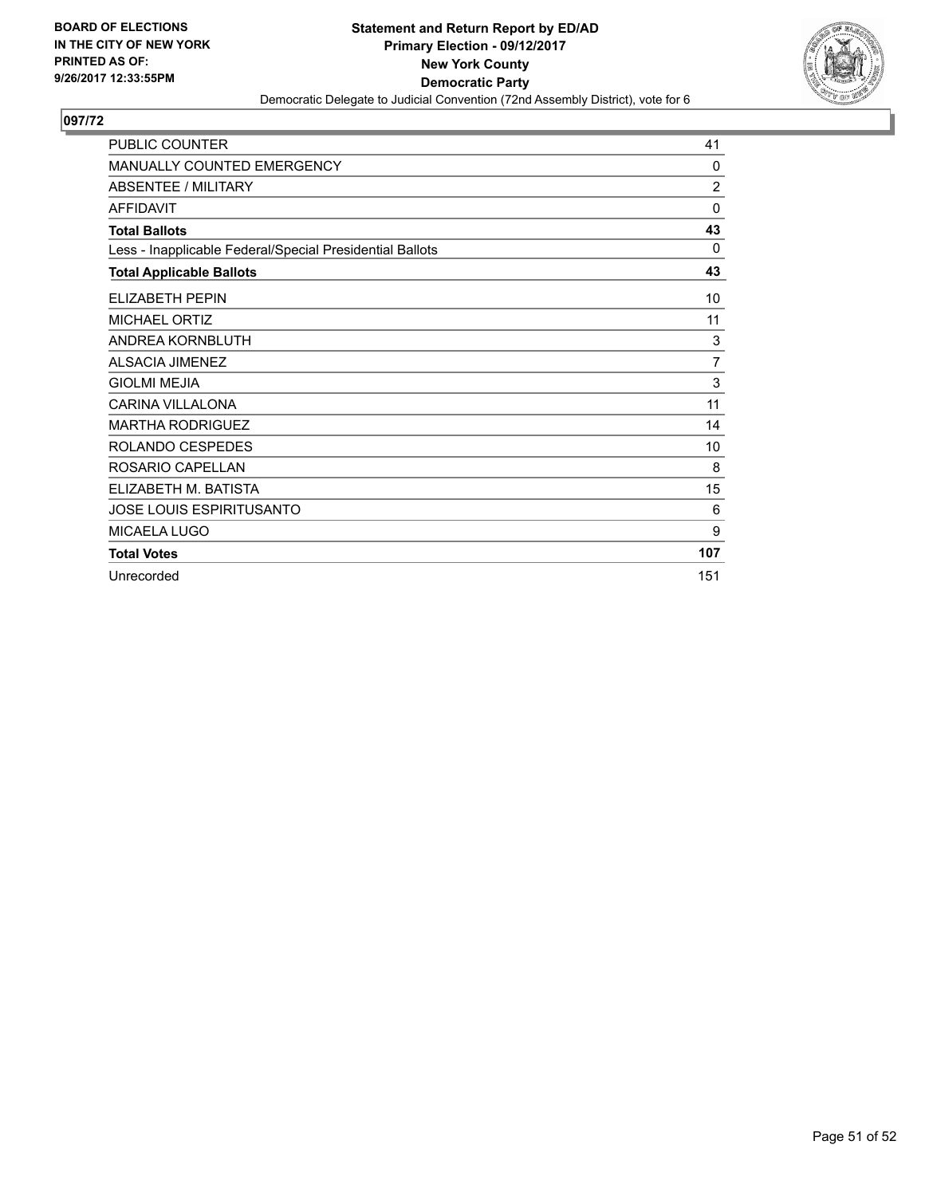BOARD OF ELECTIONS
IN THE CITY OF NEW YORK
PRINTED AS OF:
9/26/2017 12:33:55PM

**Statement and Return Report by ED/AD**
**Primary Election - 09/12/2017**
**New York County**
**Democratic Party**
Democratic Delegate to Judicial Convention (72nd Assembly District), vote for 6

## 097/72

| | |
|---|---|
| PUBLIC COUNTER | 41 |
| MANUALLY COUNTED EMERGENCY | 0 |
| ABSENTEE / MILITARY | 2 |
| AFFIDAVIT | 0 |
| **Total Ballots** | **43** |
| Less - Inapplicable Federal/Special Presidential Ballots | 0 |
| **Total Applicable Ballots** | **43** |
| ELIZABETH PEPIN | 10 |
| MICHAEL ORTIZ | 11 |
| ANDREA KORNBLUTH | 3 |
| ALSACIA JIMENEZ | 7 |
| GIOLMI MEJIA | 3 |
| CARINA VILLALONA | 11 |
| MARTHA RODRIGUEZ | 14 |
| ROLANDO CESPEDES | 10 |
| ROSARIO CAPELLAN | 8 |
| ELIZABETH M. BATISTA | 15 |
| JOSE LOUIS ESPIRITUSANTO | 6 |
| MICAELA LUGO | 9 |
| **Total Votes** | **107** |
| Unrecorded | 151 |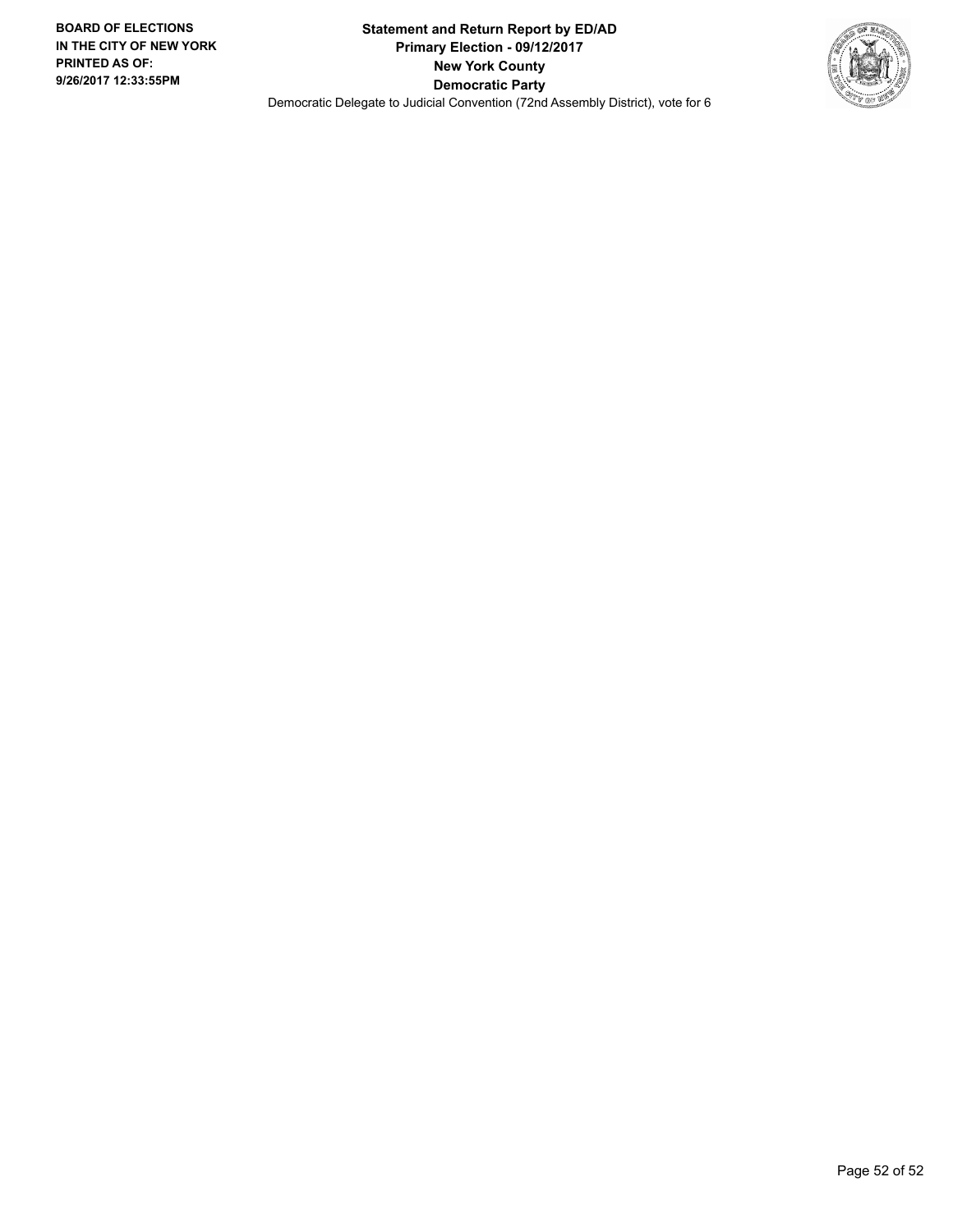**BOARD OF ELECTIONS IN THE CITY OF NEW YORK PRINTED AS OF: 9/26/2017 12:33:55PM**

**Statement and Return Report by ED/AD Primary Election - 09/12/2017 New York County Democratic Party**

Democratic Delegate to Judicial Convention (72nd Assembly District), vote for 6